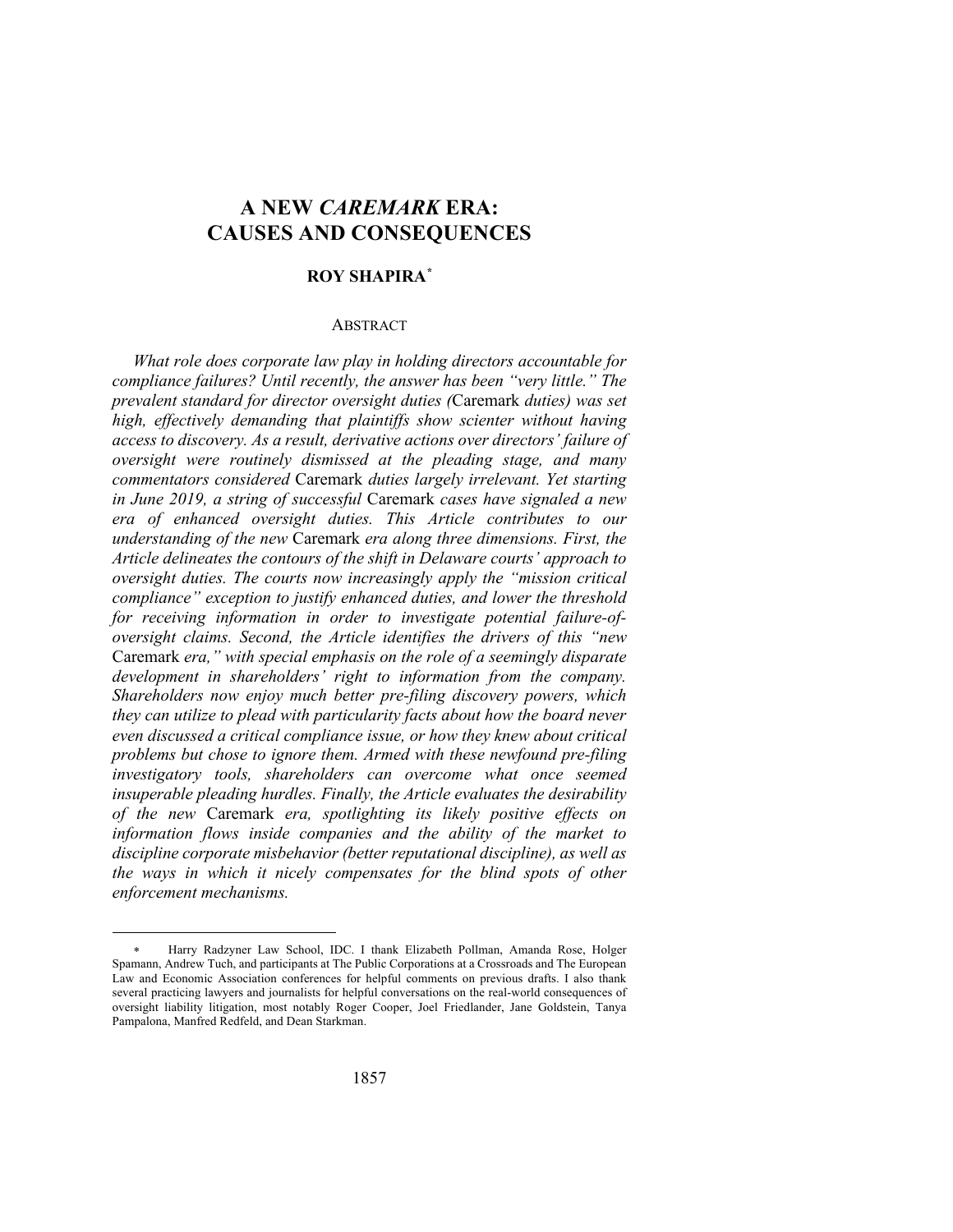# A NEW *CAREMARK* ERA: CAUSES AND CONSEQUENCES

## ROY SHAPIRA*

ABSTRACT

*What role does corporate law play in holding directors accountable for compliance failures? Until recently, the answer has been "very little." The prevalent standard for director oversight duties (*Caremark *duties) was set high, effectively demanding that plaintiffs show scienter without having access to discovery. As a result, derivative actions over directors' failure of oversight were routinely dismissed at the pleading stage, and many commentators considered* Caremark *duties largely irrelevant. Yet starting in June 2019, a string of successful* Caremark *cases have signaled a new era of enhanced oversight duties. This Article contributes to our understanding of the new* Caremark *era along three dimensions. First, the Article delineates the contours of the shift in Delaware courts' approach to oversight duties. The courts now increasingly apply the "mission critical compliance" exception to justify enhanced duties, and lower the threshold for receiving information in order to investigate potential failure-of-oversight claims. Second, the Article identifies the drivers of this "new* Caremark *era," with special emphasis on the role of a seemingly disparate development in shareholders' right to information from the company. Shareholders now enjoy much better pre-filing discovery powers, which they can utilize to plead with particularity facts about how the board never even discussed a critical compliance issue, or how they knew about critical problems but chose to ignore them. Armed with these newfound pre-filing investigatory tools, shareholders can overcome what once seemed insuperable pleading hurdles. Finally, the Article evaluates the desirability of the new* Caremark *era, spotlighting its likely positive effects on information flows inside companies and the ability of the market to discipline corporate misbehavior (better reputational discipline), as well as the ways in which it nicely compensates for the blind spots of other enforcement mechanisms.*

---

\* Harry Radzyner Law School, IDC. I thank Elizabeth Pollman, Amanda Rose, Holger Spamann, Andrew Tuch, and participants at The Public Corporations at a Crossroads and The European Law and Economic Association conferences for helpful comments on previous drafts. I also thank several practicing lawyers and journalists for helpful conversations on the real-world consequences of oversight liability litigation, most notably Roger Cooper, Joel Friedlander, Jane Goldstein, Tanya Pampalona, Manfred Redfeld, and Dean Starkman.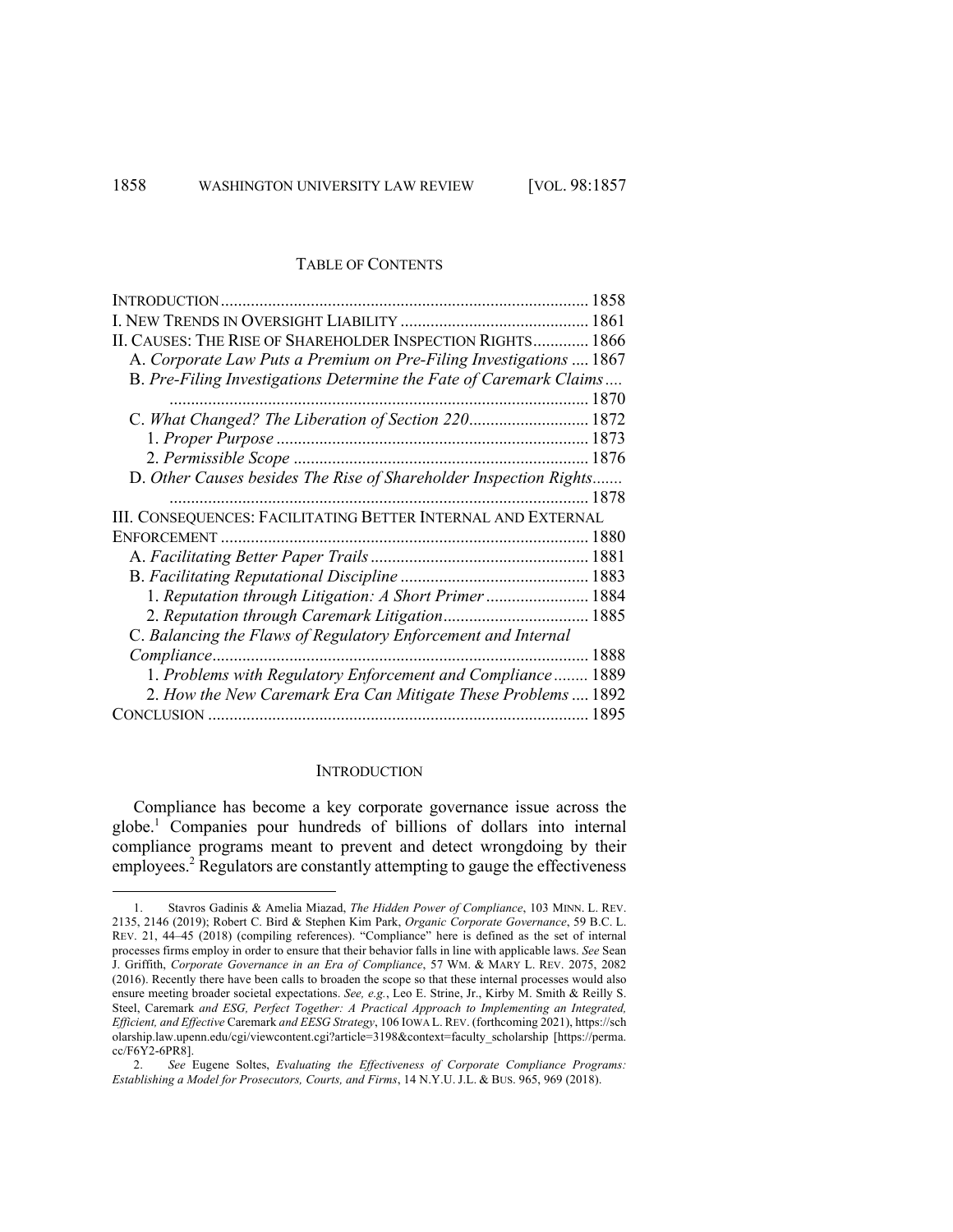## TABLE OF CONTENTS

| | |
|---|---|
| INTRODUCTION | 1858 |
| I. NEW TRENDS IN OVERSIGHT LIABILITY | 1861 |
| II. CAUSES: THE RISE OF SHAREHOLDER INSPECTION RIGHTS | 1866 |
| A. *Corporate Law Puts a Premium on Pre-Filing Investigations* | 1867 |
| B. *Pre-Filing Investigations Determine the Fate of Caremark Claims* | 1870 |
| C. *What Changed? The Liberation of Section 220* | 1872 |
| 1. *Proper Purpose* | 1873 |
| 2. *Permissible Scope* | 1876 |
| D. *Other Causes besides The Rise of Shareholder Inspection Rights* | 1878 |
| III. CONSEQUENCES: FACILITATING BETTER INTERNAL AND EXTERNAL ENFORCEMENT | 1880 |
| A. *Facilitating Better Paper Trails* | 1881 |
| B. *Facilitating Reputational Discipline* | 1883 |
| 1. *Reputation through Litigation: A Short Primer* | 1884 |
| 2. *Reputation through Caremark Litigation* | 1885 |
| C. *Balancing the Flaws of Regulatory Enforcement and Internal Compliance* | 1888 |
| 1. *Problems with Regulatory Enforcement and Compliance* | 1889 |
| 2. *How the New Caremark Era Can Mitigate These Problems* | 1892 |
| CONCLUSION | 1895 |

## INTRODUCTION

Compliance has become a key corporate governance issue across the globe.[1] Companies pour hundreds of billions of dollars into internal compliance programs meant to prevent and detect wrongdoing by their employees.[2] Regulators are constantly attempting to gauge the effectiveness

---

1. Stavros Gadinis & Amelia Miazad, *The Hidden Power of Compliance*, 103 MINN. L. REV. 2135, 2146 (2019); Robert C. Bird & Stephen Kim Park, *Organic Corporate Governance*, 59 B.C. L. REV. 21, 44–45 (2018) (compiling references). "Compliance" here is defined as the set of internal processes firms employ in order to ensure that their behavior falls in line with applicable laws. *See* Sean J. Griffith, *Corporate Governance in an Era of Compliance*, 57 WM. & MARY L. REV. 2075, 2082 (2016). Recently there have been calls to broaden the scope so that these internal processes would also ensure meeting broader societal expectations. *See, e.g.*, Leo E. Strine, Jr., Kirby M. Smith & Reilly S. Steel, Caremark *and ESG, Perfect Together: A Practical Approach to Implementing an Integrated, Efficient, and Effective* Caremark *and EESG Strategy*, 106 IOWA L. REV. (forthcoming 2021), https://scholarship.law.upenn.edu/cgi/viewcontent.cgi?article=3198&context=faculty_scholarship [https://perma.cc/F6Y2-6PR8].

2. *See* Eugene Soltes, *Evaluating the Effectiveness of Corporate Compliance Programs: Establishing a Model for Prosecutors, Courts, and Firms*, 14 N.Y.U. J.L. & BUS. 965, 969 (2018).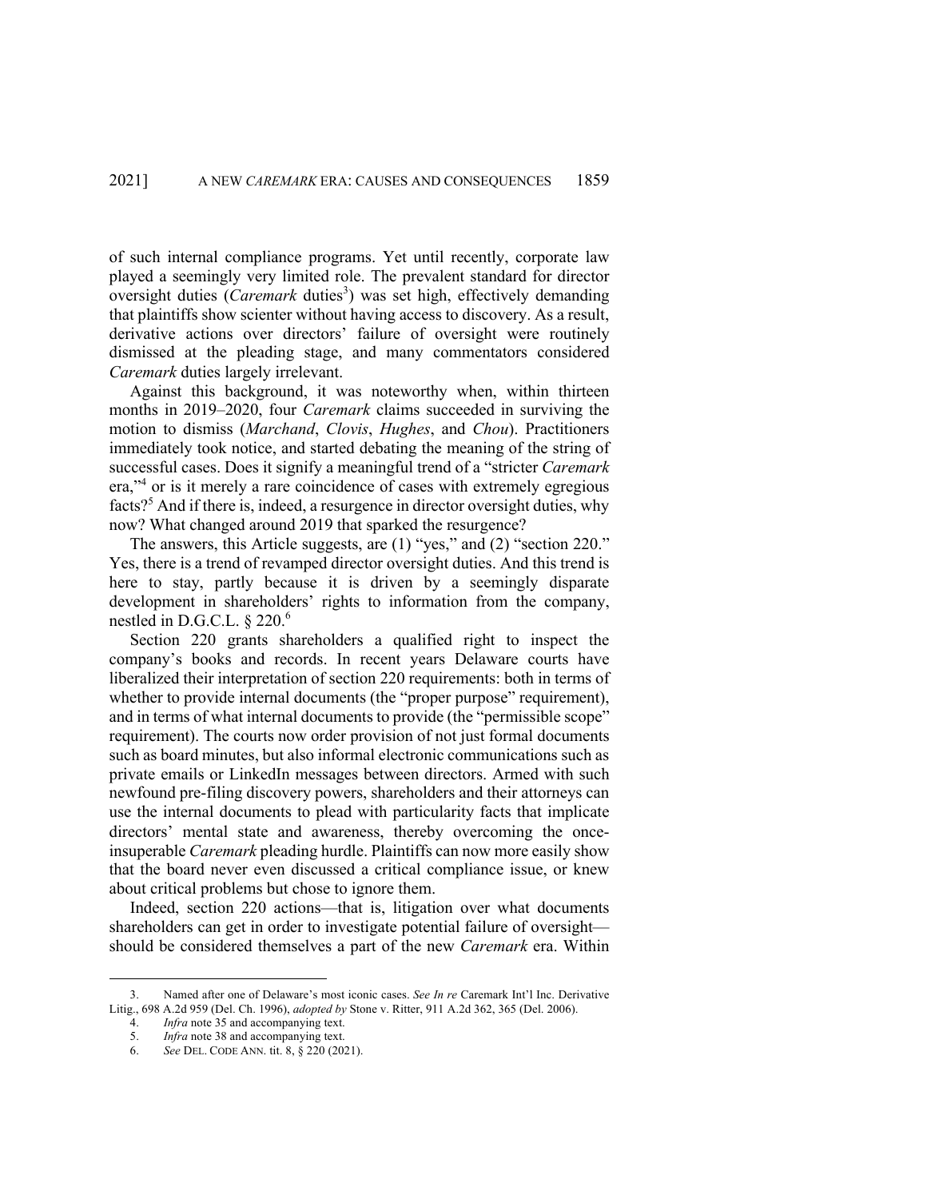of such internal compliance programs. Yet until recently, corporate law played a seemingly very limited role. The prevalent standard for director oversight duties (*Caremark* duties[3]) was set high, effectively demanding that plaintiffs show scienter without having access to discovery. As a result, derivative actions over directors' failure of oversight were routinely dismissed at the pleading stage, and many commentators considered *Caremark* duties largely irrelevant.

Against this background, it was noteworthy when, within thirteen months in 2019–2020, four *Caremark* claims succeeded in surviving the motion to dismiss (*Marchand*, *Clovis*, *Hughes*, and *Chou*). Practitioners immediately took notice, and started debating the meaning of the string of successful cases. Does it signify a meaningful trend of a "stricter *Caremark* era,"[4] or is it merely a rare coincidence of cases with extremely egregious facts?[5] And if there is, indeed, a resurgence in director oversight duties, why now? What changed around 2019 that sparked the resurgence?

The answers, this Article suggests, are (1) "yes," and (2) "section 220." Yes, there is a trend of revamped director oversight duties. And this trend is here to stay, partly because it is driven by a seemingly disparate development in shareholders' rights to information from the company, nestled in D.G.C.L. § 220.[6]

Section 220 grants shareholders a qualified right to inspect the company's books and records. In recent years Delaware courts have liberalized their interpretation of section 220 requirements: both in terms of whether to provide internal documents (the "proper purpose" requirement), and in terms of what internal documents to provide (the "permissible scope" requirement). The courts now order provision of not just formal documents such as board minutes, but also informal electronic communications such as private emails or LinkedIn messages between directors. Armed with such newfound pre-filing discovery powers, shareholders and their attorneys can use the internal documents to plead with particularity facts that implicate directors' mental state and awareness, thereby overcoming the once-insuperable *Caremark* pleading hurdle. Plaintiffs can now more easily show that the board never even discussed a critical compliance issue, or knew about critical problems but chose to ignore them.

Indeed, section 220 actions—that is, litigation over what documents shareholders can get in order to investigate potential failure of oversight—should be considered themselves a part of the new *Caremark* era. Within

---

3. Named after one of Delaware's most iconic cases. *See In re* Caremark Int'l Inc. Derivative Litig., 698 A.2d 959 (Del. Ch. 1996), *adopted by* Stone v. Ritter, 911 A.2d 362, 365 (Del. 2006).

4. *Infra* note 35 and accompanying text.

5. *Infra* note 38 and accompanying text.

6. *See* DEL. CODE ANN. tit. 8, § 220 (2021).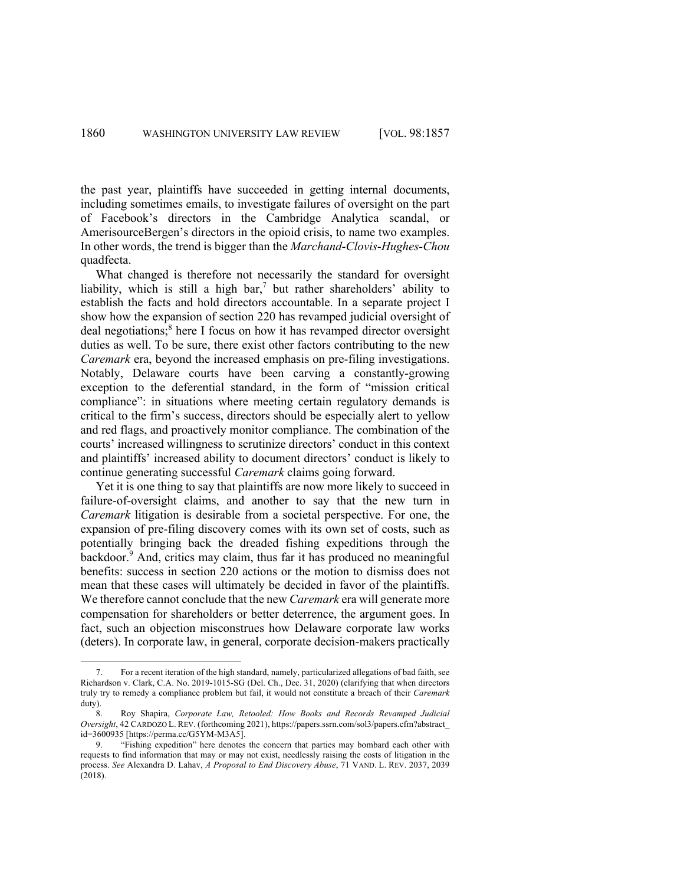the past year, plaintiffs have succeeded in getting internal documents, including sometimes emails, to investigate failures of oversight on the part of Facebook's directors in the Cambridge Analytica scandal, or AmerisourceBergen's directors in the opioid crisis, to name two examples. In other words, the trend is bigger than the *Marchand-Clovis-Hughes-Chou* quadfecta.

What changed is therefore not necessarily the standard for oversight liability, which is still a high bar,[7] but rather shareholders' ability to establish the facts and hold directors accountable. In a separate project I show how the expansion of section 220 has revamped judicial oversight of deal negotiations;[8] here I focus on how it has revamped director oversight duties as well. To be sure, there exist other factors contributing to the new *Caremark* era, beyond the increased emphasis on pre-filing investigations. Notably, Delaware courts have been carving a constantly-growing exception to the deferential standard, in the form of "mission critical compliance": in situations where meeting certain regulatory demands is critical to the firm's success, directors should be especially alert to yellow and red flags, and proactively monitor compliance. The combination of the courts' increased willingness to scrutinize directors' conduct in this context and plaintiffs' increased ability to document directors' conduct is likely to continue generating successful *Caremark* claims going forward.

Yet it is one thing to say that plaintiffs are now more likely to succeed in failure-of-oversight claims, and another to say that the new turn in *Caremark* litigation is desirable from a societal perspective. For one, the expansion of pre-filing discovery comes with its own set of costs, such as potentially bringing back the dreaded fishing expeditions through the backdoor.[9] And, critics may claim, thus far it has produced no meaningful benefits: success in section 220 actions or the motion to dismiss does not mean that these cases will ultimately be decided in favor of the plaintiffs. We therefore cannot conclude that the new *Caremark* era will generate more compensation for shareholders or better deterrence, the argument goes. In fact, such an objection misconstrues how Delaware corporate law works (deters). In corporate law, in general, corporate decision-makers practically

---

7. For a recent iteration of the high standard, namely, particularized allegations of bad faith, see Richardson v. Clark, C.A. No. 2019-1015-SG (Del. Ch., Dec. 31, 2020) (clarifying that when directors truly try to remedy a compliance problem but fail, it would not constitute a breach of their *Caremark* duty).

8. Roy Shapira, *Corporate Law, Retooled: How Books and Records Revamped Judicial Oversight*, 42 CARDOZO L. REV. (forthcoming 2021), https://papers.ssrn.com/sol3/papers.cfm?abstract_id=3600935 [https://perma.cc/G5YM-M3A5].

9. "Fishing expedition" here denotes the concern that parties may bombard each other with requests to find information that may or may not exist, needlessly raising the costs of litigation in the process. *See* Alexandra D. Lahav, *A Proposal to End Discovery Abuse*, 71 VAND. L. REV. 2037, 2039 (2018).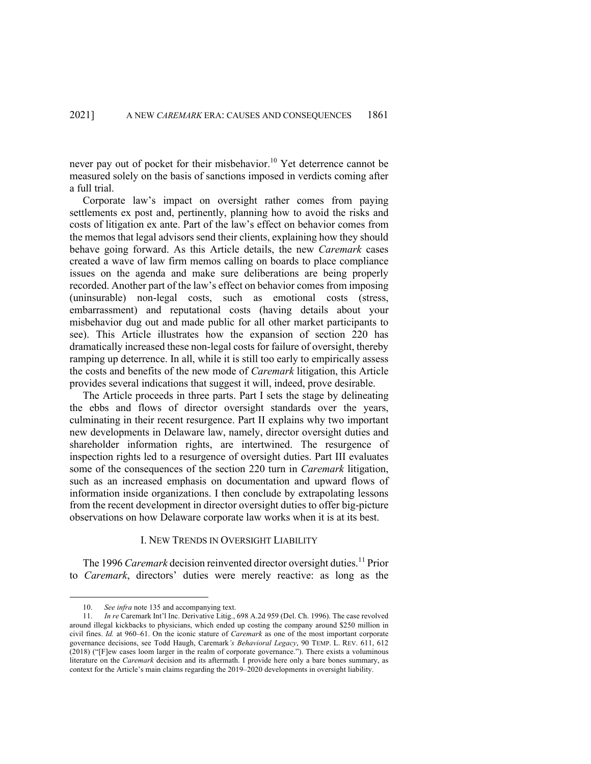never pay out of pocket for their misbehavior.[10] Yet deterrence cannot be measured solely on the basis of sanctions imposed in verdicts coming after a full trial.

Corporate law's impact on oversight rather comes from paying settlements ex post and, pertinently, planning how to avoid the risks and costs of litigation ex ante. Part of the law's effect on behavior comes from the memos that legal advisors send their clients, explaining how they should behave going forward. As this Article details, the new *Caremark* cases created a wave of law firm memos calling on boards to place compliance issues on the agenda and make sure deliberations are being properly recorded. Another part of the law's effect on behavior comes from imposing (uninsurable) non-legal costs, such as emotional costs (stress, embarrassment) and reputational costs (having details about your misbehavior dug out and made public for all other market participants to see). This Article illustrates how the expansion of section 220 has dramatically increased these non-legal costs for failure of oversight, thereby ramping up deterrence. In all, while it is still too early to empirically assess the costs and benefits of the new mode of *Caremark* litigation, this Article provides several indications that suggest it will, indeed, prove desirable.

The Article proceeds in three parts. Part I sets the stage by delineating the ebbs and flows of director oversight standards over the years, culminating in their recent resurgence. Part II explains why two important new developments in Delaware law, namely, director oversight duties and shareholder information rights, are intertwined. The resurgence of inspection rights led to a resurgence of oversight duties. Part III evaluates some of the consequences of the section 220 turn in *Caremark* litigation, such as an increased emphasis on documentation and upward flows of information inside organizations. I then conclude by extrapolating lessons from the recent development in director oversight duties to offer big-picture observations on how Delaware corporate law works when it is at its best.

## I. New Trends in Oversight Liability

The 1996 *Caremark* decision reinvented director oversight duties.[11] Prior to *Caremark*, directors' duties were merely reactive: as long as the

---

10. *See infra* note 135 and accompanying text.

11. *In re* Caremark Int'l Inc. Derivative Litig., 698 A.2d 959 (Del. Ch. 1996). The case revolved around illegal kickbacks to physicians, which ended up costing the company around $250 million in civil fines. *Id.* at 960–61. On the iconic stature of *Caremark* as one of the most important corporate governance decisions, see Todd Haugh, Caremark*'s Behavioral Legacy*, 90 Temp. L. Rev. 611, 612 (2018) ("[F]ew cases loom larger in the realm of corporate governance."). There exists a voluminous literature on the *Caremark* decision and its aftermath. I provide here only a bare bones summary, as context for the Article's main claims regarding the 2019–2020 developments in oversight liability.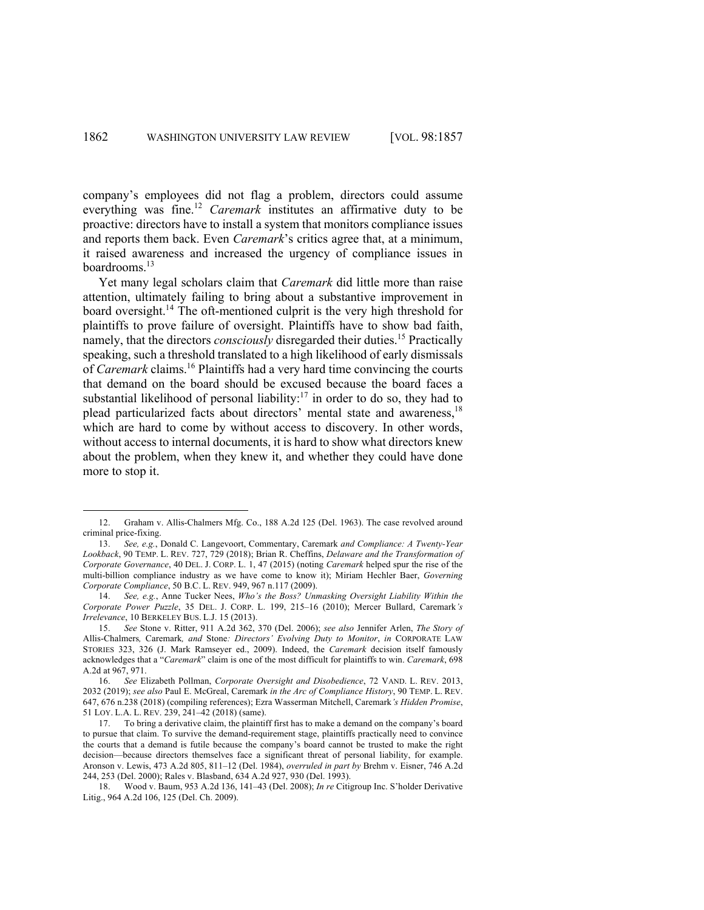company's employees did not flag a problem, directors could assume everything was fine.[12] *Caremark* institutes an affirmative duty to be proactive: directors have to install a system that monitors compliance issues and reports them back. Even *Caremark*'s critics agree that, at a minimum, it raised awareness and increased the urgency of compliance issues in boardrooms.[13]

Yet many legal scholars claim that *Caremark* did little more than raise attention, ultimately failing to bring about a substantive improvement in board oversight.[14] The oft-mentioned culprit is the very high threshold for plaintiffs to prove failure of oversight. Plaintiffs have to show bad faith, namely, that the directors *consciously* disregarded their duties.[15] Practically speaking, such a threshold translated to a high likelihood of early dismissals of *Caremark* claims.[16] Plaintiffs had a very hard time convincing the courts that demand on the board should be excused because the board faces a substantial likelihood of personal liability:[17] in order to do so, they had to plead particularized facts about directors' mental state and awareness,[18] which are hard to come by without access to discovery. In other words, without access to internal documents, it is hard to show what directors knew about the problem, when they knew it, and whether they could have done more to stop it.

---

12. Graham v. Allis-Chalmers Mfg. Co., 188 A.2d 125 (Del. 1963). The case revolved around criminal price-fixing.

13. *See, e.g.*, Donald C. Langevoort, Commentary, Caremark *and Compliance: A Twenty-Year Lookback*, 90 TEMP. L. REV. 727, 729 (2018); Brian R. Cheffins, *Delaware and the Transformation of Corporate Governance*, 40 DEL. J. CORP. L. 1, 47 (2015) (noting *Caremark* helped spur the rise of the multi-billion compliance industry as we have come to know it); Miriam Hechler Baer, *Governing Corporate Compliance*, 50 B.C. L. REV. 949, 967 n.117 (2009).

14. *See, e.g.*, Anne Tucker Nees, *Who's the Boss? Unmasking Oversight Liability Within the Corporate Power Puzzle*, 35 DEL. J. CORP. L. 199, 215–16 (2010); Mercer Bullard, Caremark*'s Irrelevance*, 10 BERKELEY BUS. L.J. 15 (2013).

15. *See* Stone v. Ritter, 911 A.2d 362, 370 (Del. 2006); *see also* Jennifer Arlen, *The Story of* Allis-Chalmers*,* Caremark*, and* Stone*: Directors' Evolving Duty to Monitor*, *in* CORPORATE LAW STORIES 323, 326 (J. Mark Ramseyer ed., 2009). Indeed, the *Caremark* decision itself famously acknowledges that a "*Caremark*" claim is one of the most difficult for plaintiffs to win. *Caremark*, 698 A.2d at 967, 971.

16. *See* Elizabeth Pollman, *Corporate Oversight and Disobedience*, 72 VAND. L. REV. 2013, 2032 (2019); *see also* Paul E. McGreal, Caremark *in the Arc of Compliance History*, 90 TEMP. L. REV. 647, 676 n.238 (2018) (compiling references); Ezra Wasserman Mitchell, Caremark*'s Hidden Promise*, 51 LOY. L.A. L. REV. 239, 241–42 (2018) (same).

17. To bring a derivative claim, the plaintiff first has to make a demand on the company's board to pursue that claim. To survive the demand-requirement stage, plaintiffs practically need to convince the courts that a demand is futile because the company's board cannot be trusted to make the right decision—because directors themselves face a significant threat of personal liability, for example. Aronson v. Lewis, 473 A.2d 805, 811–12 (Del. 1984), *overruled in part by* Brehm v. Eisner, 746 A.2d 244, 253 (Del. 2000); Rales v. Blasband, 634 A.2d 927, 930 (Del. 1993).

18. Wood v. Baum, 953 A.2d 136, 141–43 (Del. 2008); *In re* Citigroup Inc. S'holder Derivative Litig., 964 A.2d 106, 125 (Del. Ch. 2009).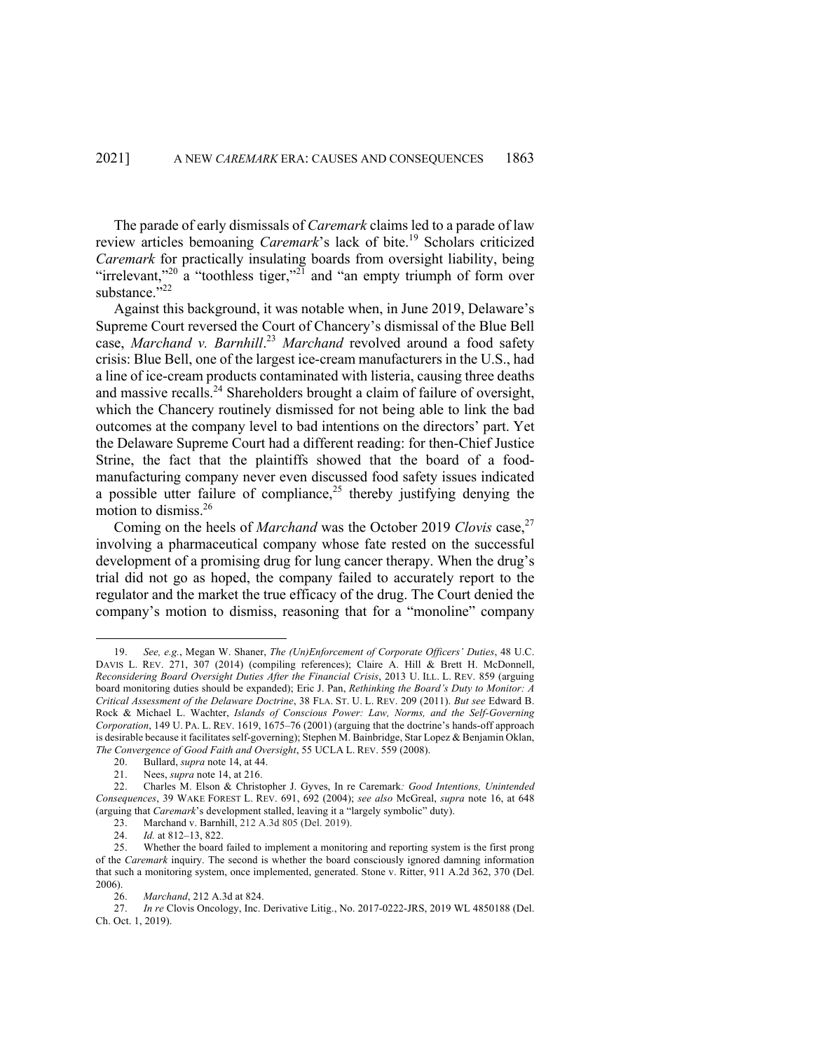The parade of early dismissals of *Caremark* claims led to a parade of law review articles bemoaning *Caremark*'s lack of bite.[19] Scholars criticized *Caremark* for practically insulating boards from oversight liability, being "irrelevant,"[20] a "toothless tiger,"[21] and "an empty triumph of form over substance."[22]

Against this background, it was notable when, in June 2019, Delaware's Supreme Court reversed the Court of Chancery's dismissal of the Blue Bell case, *Marchand v. Barnhill*.[23] *Marchand* revolved around a food safety crisis: Blue Bell, one of the largest ice-cream manufacturers in the U.S., had a line of ice-cream products contaminated with listeria, causing three deaths and massive recalls.[24] Shareholders brought a claim of failure of oversight, which the Chancery routinely dismissed for not being able to link the bad outcomes at the company level to bad intentions on the directors' part. Yet the Delaware Supreme Court had a different reading: for then-Chief Justice Strine, the fact that the plaintiffs showed that the board of a food-manufacturing company never even discussed food safety issues indicated a possible utter failure of compliance,[25] thereby justifying denying the motion to dismiss.[26]

Coming on the heels of *Marchand* was the October 2019 *Clovis* case,[27] involving a pharmaceutical company whose fate rested on the successful development of a promising drug for lung cancer therapy. When the drug's trial did not go as hoped, the company failed to accurately report to the regulator and the market the true efficacy of the drug. The Court denied the company's motion to dismiss, reasoning that for a "monoline" company

---

19. *See, e.g.*, Megan W. Shaner, *The (Un)Enforcement of Corporate Officers' Duties*, 48 U.C. DAVIS L. REV. 271, 307 (2014) (compiling references); Claire A. Hill & Brett H. McDonnell, *Reconsidering Board Oversight Duties After the Financial Crisis*, 2013 U. ILL. L. REV. 859 (arguing board monitoring duties should be expanded); Eric J. Pan, *Rethinking the Board's Duty to Monitor: A Critical Assessment of the Delaware Doctrine*, 38 FLA. ST. U. L. REV. 209 (2011). *But see* Edward B. Rock & Michael L. Wachter, *Islands of Conscious Power: Law, Norms, and the Self-Governing Corporation*, 149 U. PA. L. REV. 1619, 1675–76 (2001) (arguing that the doctrine's hands-off approach is desirable because it facilitates self-governing); Stephen M. Bainbridge, Star Lopez & Benjamin Oklan, *The Convergence of Good Faith and Oversight*, 55 UCLA L. REV. 559 (2008).

20. Bullard, *supra* note 14, at 44.

21. Nees, *supra* note 14, at 216.

22. Charles M. Elson & Christopher J. Gyves, In re Caremark*: Good Intentions, Unintended Consequences*, 39 WAKE FOREST L. REV. 691, 692 (2004); *see also* McGreal, *supra* note 16, at 648 (arguing that *Caremark*'s development stalled, leaving it a "largely symbolic" duty).

23. Marchand v. Barnhill, 212 A.3d 805 (Del. 2019).

24. *Id.* at 812–13, 822.

25. Whether the board failed to implement a monitoring and reporting system is the first prong of the *Caremark* inquiry. The second is whether the board consciously ignored damning information that such a monitoring system, once implemented, generated. Stone v. Ritter, 911 A.2d 362, 370 (Del. 2006).

26. *Marchand*, 212 A.3d at 824.

27. *In re* Clovis Oncology, Inc. Derivative Litig., No. 2017-0222-JRS, 2019 WL 4850188 (Del. Ch. Oct. 1, 2019).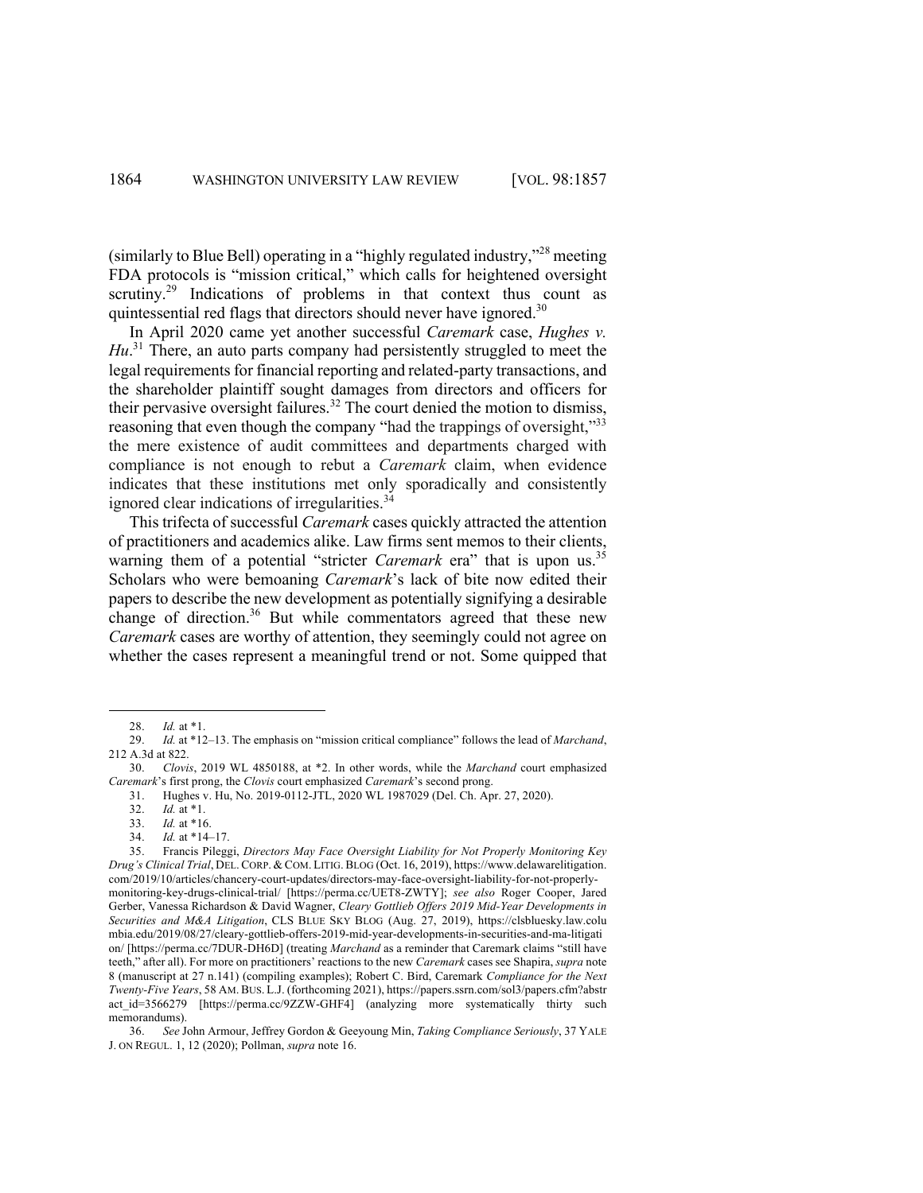(similarly to Blue Bell) operating in a "highly regulated industry,"[28] meeting FDA protocols is "mission critical," which calls for heightened oversight scrutiny.[29] Indications of problems in that context thus count as quintessential red flags that directors should never have ignored.[30]

In April 2020 came yet another successful *Caremark* case, *Hughes v. Hu*.[31] There, an auto parts company had persistently struggled to meet the legal requirements for financial reporting and related-party transactions, and the shareholder plaintiff sought damages from directors and officers for their pervasive oversight failures.[32] The court denied the motion to dismiss, reasoning that even though the company "had the trappings of oversight,"[33] the mere existence of audit committees and departments charged with compliance is not enough to rebut a *Caremark* claim, when evidence indicates that these institutions met only sporadically and consistently ignored clear indications of irregularities.[34]

This trifecta of successful *Caremark* cases quickly attracted the attention of practitioners and academics alike. Law firms sent memos to their clients, warning them of a potential "stricter *Caremark* era" that is upon us.[35] Scholars who were bemoaning *Caremark*'s lack of bite now edited their papers to describe the new development as potentially signifying a desirable change of direction.[36] But while commentators agreed that these new *Caremark* cases are worthy of attention, they seemingly could not agree on whether the cases represent a meaningful trend or not. Some quipped that

---

28. *Id.* at *1.

29. *Id.* at *12–13. The emphasis on "mission critical compliance" follows the lead of *Marchand*, 212 A.3d at 822.

30. *Clovis*, 2019 WL 4850188, at *2. In other words, while the *Marchand* court emphasized *Caremark*'s first prong, the *Clovis* court emphasized *Caremark*'s second prong.

31. Hughes v. Hu, No. 2019-0112-JTL, 2020 WL 1987029 (Del. Ch. Apr. 27, 2020).

32. *Id.* at *1.

33. *Id.* at *16.

34. *Id.* at *14–17.

35. Francis Pileggi, *Directors May Face Oversight Liability for Not Properly Monitoring Key Drug's Clinical Trial*, DEL. CORP. & COM. LITIG. BLOG (Oct. 16, 2019), https://www.delawarelitigation.com/2019/10/articles/chancery-court-updates/directors-may-face-oversight-liability-for-not-properly-monitoring-key-drugs-clinical-trial/ [https://perma.cc/UET8-ZWTY]; *see also* Roger Cooper, Jared Gerber, Vanessa Richardson & David Wagner, *Cleary Gottlieb Offers 2019 Mid-Year Developments in Securities and M&A Litigation*, CLS BLUE SKY BLOG (Aug. 27, 2019), https://clsbluesky.law.columbia.edu/2019/08/27/cleary-gottlieb-offers-2019-mid-year-developments-in-securities-and-ma-litigation/ [https://perma.cc/7DUR-DH6D] (treating *Marchand* as a reminder that Caremark claims "still have teeth," after all). For more on practitioners' reactions to the new *Caremark* cases see Shapira, *supra* note 8 (manuscript at 27 n.141) (compiling examples); Robert C. Bird, Caremark *Compliance for the Next Twenty-Five Years*, 58 AM. BUS. L.J. (forthcoming 2021), https://papers.ssrn.com/sol3/papers.cfm?abstract_id=3566279 [https://perma.cc/9ZZW-GHF4] (analyzing more systematically thirty such memorandums).

36. *See* John Armour, Jeffrey Gordon & Geeyoung Min, *Taking Compliance Seriously*, 37 YALE J. ON REGUL. 1, 12 (2020); Pollman, *supra* note 16.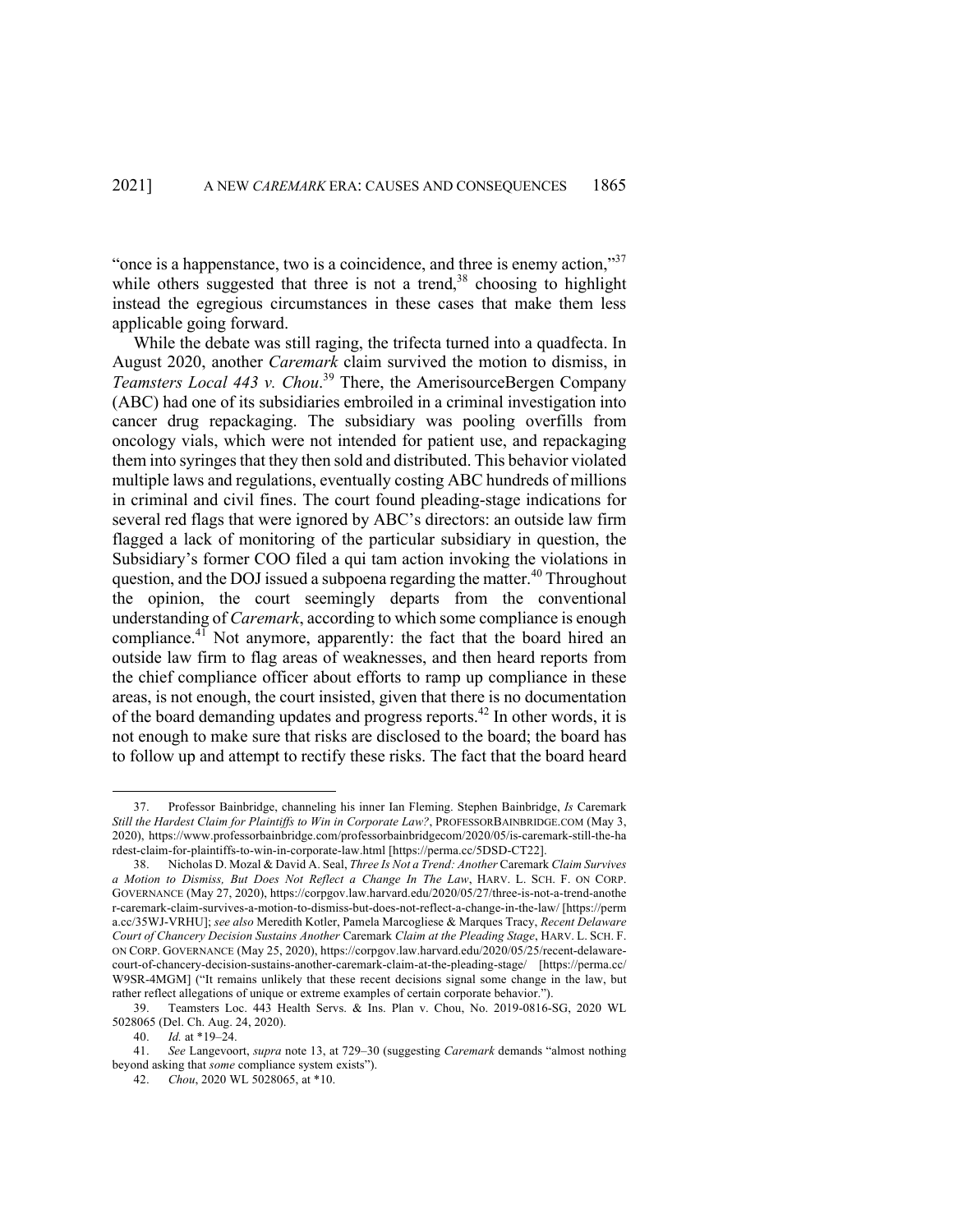"once is a happenstance, two is a coincidence, and three is enemy action,"[37] while others suggested that three is not a trend,[38] choosing to highlight instead the egregious circumstances in these cases that make them less applicable going forward.

While the debate was still raging, the trifecta turned into a quadfecta. In August 2020, another *Caremark* claim survived the motion to dismiss, in *Teamsters Local 443 v. Chou*.[39] There, the AmerisourceBergen Company (ABC) had one of its subsidiaries embroiled in a criminal investigation into cancer drug repackaging. The subsidiary was pooling overfills from oncology vials, which were not intended for patient use, and repackaging them into syringes that they then sold and distributed. This behavior violated multiple laws and regulations, eventually costing ABC hundreds of millions in criminal and civil fines. The court found pleading-stage indications for several red flags that were ignored by ABC's directors: an outside law firm flagged a lack of monitoring of the particular subsidiary in question, the Subsidiary's former COO filed a qui tam action invoking the violations in question, and the DOJ issued a subpoena regarding the matter.[40] Throughout the opinion, the court seemingly departs from the conventional understanding of *Caremark*, according to which some compliance is enough compliance.[41] Not anymore, apparently: the fact that the board hired an outside law firm to flag areas of weaknesses, and then heard reports from the chief compliance officer about efforts to ramp up compliance in these areas, is not enough, the court insisted, given that there is no documentation of the board demanding updates and progress reports.[42] In other words, it is not enough to make sure that risks are disclosed to the board; the board has to follow up and attempt to rectify these risks. The fact that the board heard

---

37. Professor Bainbridge, channeling his inner Ian Fleming. Stephen Bainbridge, *Is* Caremark *Still the Hardest Claim for Plaintiffs to Win in Corporate Law?*, PROFESSORBAINBRIDGE.COM (May 3, 2020), https://www.professorbainbridge.com/professorbainbridgecom/2020/05/is-caremark-still-the-hardest-claim-for-plaintiffs-to-win-in-corporate-law.html [https://perma.cc/5DSD-CT22].

38. Nicholas D. Mozal & David A. Seal, *Three Is Not a Trend: Another* Caremark *Claim Survives a Motion to Dismiss, But Does Not Reflect a Change In The Law*, HARV. L. SCH. F. ON CORP. GOVERNANCE (May 27, 2020), https://corpgov.law.harvard.edu/2020/05/27/three-is-not-a-trend-another-caremark-claim-survives-a-motion-to-dismiss-but-does-not-reflect-a-change-in-the-law/ [https://perma.cc/35WJ-VRHU]; *see also* Meredith Kotler, Pamela Marcogliese & Marques Tracy, *Recent Delaware Court of Chancery Decision Sustains Another* Caremark *Claim at the Pleading Stage*, HARV. L. SCH. F. ON CORP. GOVERNANCE (May 25, 2020), https://corpgov.law.harvard.edu/2020/05/25/recent-delaware-court-of-chancery-decision-sustains-another-caremark-claim-at-the-pleading-stage/ [https://perma.cc/W9SR-4MGM] ("It remains unlikely that these recent decisions signal some change in the law, but rather reflect allegations of unique or extreme examples of certain corporate behavior.").

39. Teamsters Loc. 443 Health Servs. & Ins. Plan v. Chou, No. 2019-0816-SG, 2020 WL 5028065 (Del. Ch. Aug. 24, 2020).

40. *Id.* at *19–24.

41. *See* Langevoort, *supra* note 13, at 729–30 (suggesting *Caremark* demands "almost nothing beyond asking that *some* compliance system exists").

42. *Chou*, 2020 WL 5028065, at *10.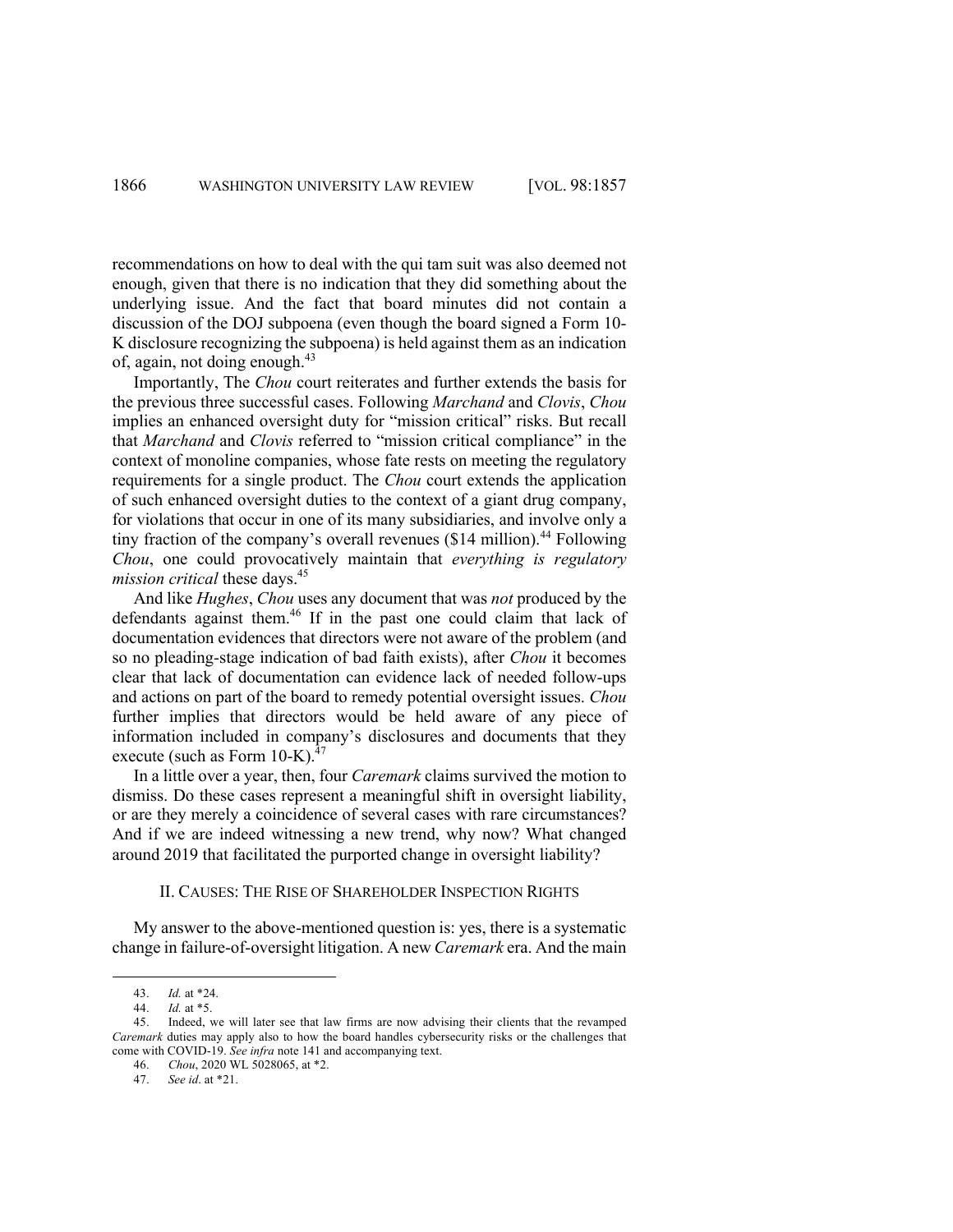recommendations on how to deal with the qui tam suit was also deemed not enough, given that there is no indication that they did something about the underlying issue. And the fact that board minutes did not contain a discussion of the DOJ subpoena (even though the board signed a Form 10-K disclosure recognizing the subpoena) is held against them as an indication of, again, not doing enough.[43]

Importantly, The *Chou* court reiterates and further extends the basis for the previous three successful cases. Following *Marchand* and *Clovis*, *Chou* implies an enhanced oversight duty for "mission critical" risks. But recall that *Marchand* and *Clovis* referred to "mission critical compliance" in the context of monoline companies, whose fate rests on meeting the regulatory requirements for a single product. The *Chou* court extends the application of such enhanced oversight duties to the context of a giant drug company, for violations that occur in one of its many subsidiaries, and involve only a tiny fraction of the company's overall revenues ($14 million).[44] Following *Chou*, one could provocatively maintain that *everything is regulatory mission critical* these days.[45]

And like *Hughes*, *Chou* uses any document that was *not* produced by the defendants against them.[46] If in the past one could claim that lack of documentation evidences that directors were not aware of the problem (and so no pleading-stage indication of bad faith exists), after *Chou* it becomes clear that lack of documentation can evidence lack of needed follow-ups and actions on part of the board to remedy potential oversight issues. *Chou* further implies that directors would be held aware of any piece of information included in company's disclosures and documents that they execute (such as Form 10-K).[47]

In a little over a year, then, four *Caremark* claims survived the motion to dismiss. Do these cases represent a meaningful shift in oversight liability, or are they merely a coincidence of several cases with rare circumstances? And if we are indeed witnessing a new trend, why now? What changed around 2019 that facilitated the purported change in oversight liability?

## II. CAUSES: THE RISE OF SHAREHOLDER INSPECTION RIGHTS

My answer to the above-mentioned question is: yes, there is a systematic change in failure-of-oversight litigation. A new *Caremark* era. And the main

---

43. *Id.* at *24.

44. *Id.* at *5.

45. Indeed, we will later see that law firms are now advising their clients that the revamped *Caremark* duties may apply also to how the board handles cybersecurity risks or the challenges that come with COVID-19. *See infra* note 141 and accompanying text.

46. *Chou*, 2020 WL 5028065, at *2.

47. *See id*. at *21.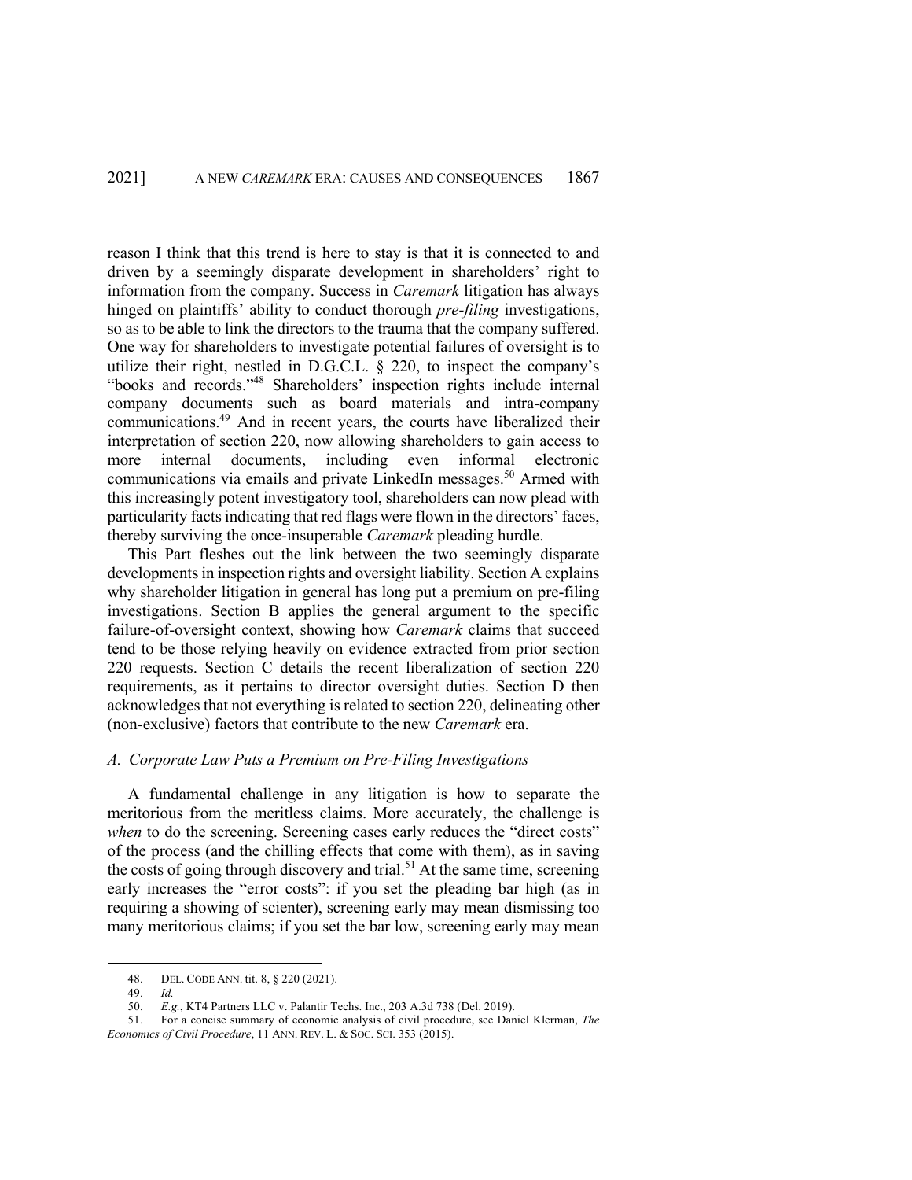reason I think that this trend is here to stay is that it is connected to and driven by a seemingly disparate development in shareholders' right to information from the company. Success in *Caremark* litigation has always hinged on plaintiffs' ability to conduct thorough *pre-filing* investigations, so as to be able to link the directors to the trauma that the company suffered. One way for shareholders to investigate potential failures of oversight is to utilize their right, nestled in D.G.C.L. § 220, to inspect the company's "books and records."[48] Shareholders' inspection rights include internal company documents such as board materials and intra-company communications.[49] And in recent years, the courts have liberalized their interpretation of section 220, now allowing shareholders to gain access to more internal documents, including even informal electronic communications via emails and private LinkedIn messages.[50] Armed with this increasingly potent investigatory tool, shareholders can now plead with particularity facts indicating that red flags were flown in the directors' faces, thereby surviving the once-insuperable *Caremark* pleading hurdle.

This Part fleshes out the link between the two seemingly disparate developments in inspection rights and oversight liability. Section A explains why shareholder litigation in general has long put a premium on pre-filing investigations. Section B applies the general argument to the specific failure-of-oversight context, showing how *Caremark* claims that succeed tend to be those relying heavily on evidence extracted from prior section 220 requests. Section C details the recent liberalization of section 220 requirements, as it pertains to director oversight duties. Section D then acknowledges that not everything is related to section 220, delineating other (non-exclusive) factors that contribute to the new *Caremark* era.

### *A. Corporate Law Puts a Premium on Pre-Filing Investigations*

A fundamental challenge in any litigation is how to separate the meritorious from the meritless claims. More accurately, the challenge is *when* to do the screening. Screening cases early reduces the "direct costs" of the process (and the chilling effects that come with them), as in saving the costs of going through discovery and trial.[51] At the same time, screening early increases the "error costs": if you set the pleading bar high (as in requiring a showing of scienter), screening early may mean dismissing too many meritorious claims; if you set the bar low, screening early may mean

---

48. DEL. CODE ANN. tit. 8, § 220 (2021).

49. *Id.*

50. *E.g.*, KT4 Partners LLC v. Palantir Techs. Inc., 203 A.3d 738 (Del. 2019).

51. For a concise summary of economic analysis of civil procedure, see Daniel Klerman, *The Economics of Civil Procedure*, 11 ANN. REV. L. & SOC. SCI. 353 (2015).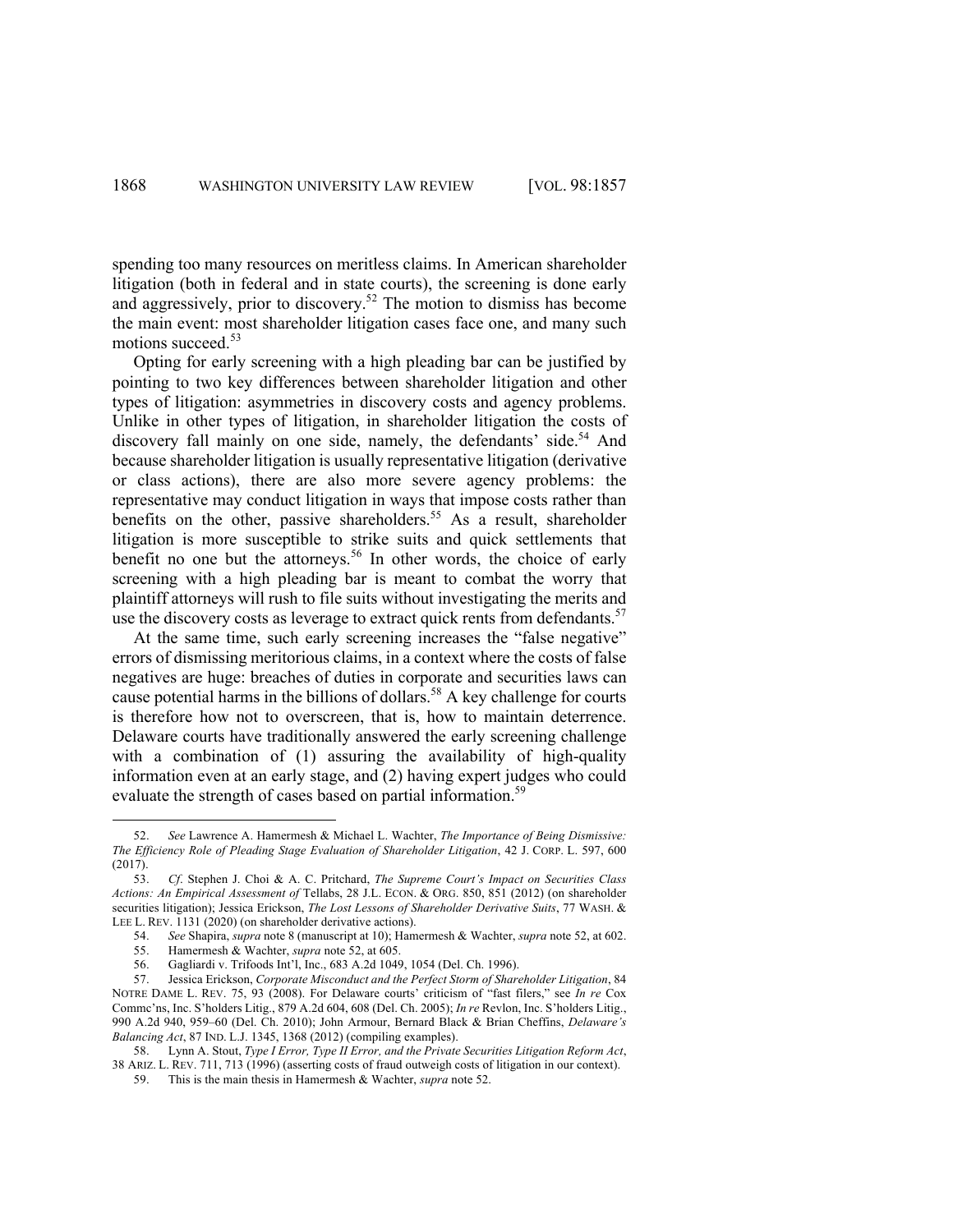spending too many resources on meritless claims. In American shareholder litigation (both in federal and in state courts), the screening is done early and aggressively, prior to discovery.[52] The motion to dismiss has become the main event: most shareholder litigation cases face one, and many such motions succeed.[53]

Opting for early screening with a high pleading bar can be justified by pointing to two key differences between shareholder litigation and other types of litigation: asymmetries in discovery costs and agency problems. Unlike in other types of litigation, in shareholder litigation the costs of discovery fall mainly on one side, namely, the defendants' side.[54] And because shareholder litigation is usually representative litigation (derivative or class actions), there are also more severe agency problems: the representative may conduct litigation in ways that impose costs rather than benefits on the other, passive shareholders.[55] As a result, shareholder litigation is more susceptible to strike suits and quick settlements that benefit no one but the attorneys.[56] In other words, the choice of early screening with a high pleading bar is meant to combat the worry that plaintiff attorneys will rush to file suits without investigating the merits and use the discovery costs as leverage to extract quick rents from defendants.[57]

At the same time, such early screening increases the "false negative" errors of dismissing meritorious claims, in a context where the costs of false negatives are huge: breaches of duties in corporate and securities laws can cause potential harms in the billions of dollars.[58] A key challenge for courts is therefore how not to overscreen, that is, how to maintain deterrence. Delaware courts have traditionally answered the early screening challenge with a combination of (1) assuring the availability of high-quality information even at an early stage, and (2) having expert judges who could evaluate the strength of cases based on partial information.[59]

---

52. *See* Lawrence A. Hamermesh & Michael L. Wachter, *The Importance of Being Dismissive: The Efficiency Role of Pleading Stage Evaluation of Shareholder Litigation*, 42 J. CORP. L. 597, 600 (2017).

53. *Cf*. Stephen J. Choi & A. C. Pritchard, *The Supreme Court's Impact on Securities Class Actions: An Empirical Assessment of* Tellabs, 28 J.L. ECON. & ORG. 850, 851 (2012) (on shareholder securities litigation); Jessica Erickson, *The Lost Lessons of Shareholder Derivative Suits*, 77 WASH. & LEE L. REV. 1131 (2020) (on shareholder derivative actions).

54. *See* Shapira, *supra* note 8 (manuscript at 10); Hamermesh & Wachter, *supra* note 52, at 602.

55. Hamermesh & Wachter, *supra* note 52, at 605.

56. Gagliardi v. Trifoods Int'l, Inc., 683 A.2d 1049, 1054 (Del. Ch. 1996).

57. Jessica Erickson, *Corporate Misconduct and the Perfect Storm of Shareholder Litigation*, 84 NOTRE DAME L. REV. 75, 93 (2008). For Delaware courts' criticism of "fast filers," see *In re* Cox Commc'ns, Inc. S'holders Litig., 879 A.2d 604, 608 (Del. Ch. 2005); *In re* Revlon, Inc. S'holders Litig., 990 A.2d 940, 959–60 (Del. Ch. 2010); John Armour, Bernard Black & Brian Cheffins, *Delaware's Balancing Act*, 87 IND. L.J. 1345, 1368 (2012) (compiling examples).

58. Lynn A. Stout, *Type I Error, Type II Error, and the Private Securities Litigation Reform Act*, 38 ARIZ. L. REV. 711, 713 (1996) (asserting costs of fraud outweigh costs of litigation in our context).

59. This is the main thesis in Hamermesh & Wachter, *supra* note 52.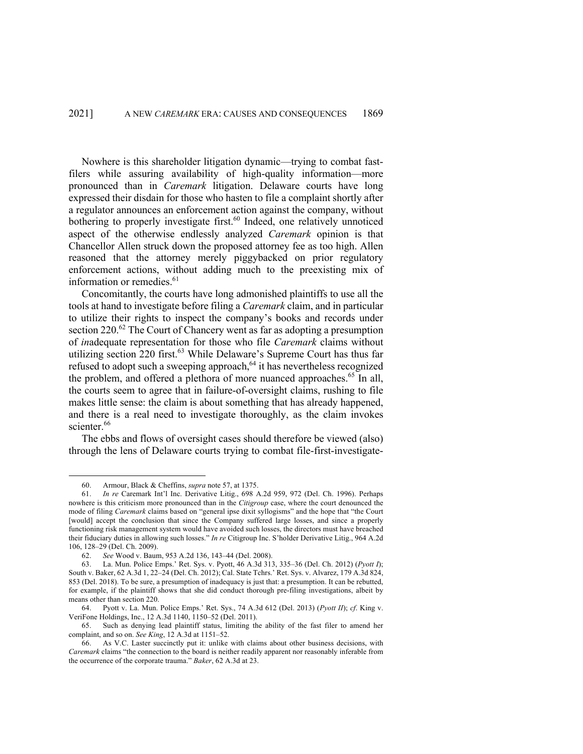Nowhere is this shareholder litigation dynamic—trying to combat fast-filers while assuring availability of high-quality information—more pronounced than in *Caremark* litigation. Delaware courts have long expressed their disdain for those who hasten to file a complaint shortly after a regulator announces an enforcement action against the company, without bothering to properly investigate first.[60] Indeed, one relatively unnoticed aspect of the otherwise endlessly analyzed *Caremark* opinion is that Chancellor Allen struck down the proposed attorney fee as too high. Allen reasoned that the attorney merely piggybacked on prior regulatory enforcement actions, without adding much to the preexisting mix of information or remedies.[61]

Concomitantly, the courts have long admonished plaintiffs to use all the tools at hand to investigate before filing a *Caremark* claim, and in particular to utilize their rights to inspect the company's books and records under section 220.[62] The Court of Chancery went as far as adopting a presumption of *in*adequate representation for those who file *Caremark* claims without utilizing section 220 first.[63] While Delaware's Supreme Court has thus far refused to adopt such a sweeping approach,[64] it has nevertheless recognized the problem, and offered a plethora of more nuanced approaches.[65] In all, the courts seem to agree that in failure-of-oversight claims, rushing to file makes little sense: the claim is about something that has already happened, and there is a real need to investigate thoroughly, as the claim invokes scienter.[66]

The ebbs and flows of oversight cases should therefore be viewed (also) through the lens of Delaware courts trying to combat file-first-investigate-

---

60. Armour, Black & Cheffins, *supra* note 57, at 1375.

61. *In re* Caremark Int'l Inc. Derivative Litig., 698 A.2d 959, 972 (Del. Ch. 1996). Perhaps nowhere is this criticism more pronounced than in the *Citigroup* case, where the court denounced the mode of filing *Caremark* claims based on "general ipse dixit syllogisms" and the hope that "the Court [would] accept the conclusion that since the Company suffered large losses, and since a properly functioning risk management system would have avoided such losses, the directors must have breached their fiduciary duties in allowing such losses." *In re* Citigroup Inc. S'holder Derivative Litig., 964 A.2d 106, 128–29 (Del. Ch. 2009).

62. *See* Wood v. Baum, 953 A.2d 136, 143–44 (Del. 2008).

63. La. Mun. Police Emps.' Ret. Sys. v. Pyott, 46 A.3d 313, 335–36 (Del. Ch. 2012) (*Pyott I*); South v. Baker, 62 A.3d 1, 22–24 (Del. Ch. 2012); Cal. State Tchrs.' Ret. Sys. v. Alvarez, 179 A.3d 824, 853 (Del. 2018). To be sure, a presumption of inadequacy is just that: a presumption. It can be rebutted, for example, if the plaintiff shows that she did conduct thorough pre-filing investigations, albeit by means other than section 220.

64. Pyott v. La. Mun. Police Emps.' Ret. Sys., 74 A.3d 612 (Del. 2013) (*Pyott II*); *cf*. King v. VeriFone Holdings, Inc., 12 A.3d 1140, 1150–52 (Del. 2011).

65. Such as denying lead plaintiff status, limiting the ability of the fast filer to amend her complaint, and so on. *See King*, 12 A.3d at 1151–52.

66. As V.C. Laster succinctly put it: unlike with claims about other business decisions, with *Caremark* claims "the connection to the board is neither readily apparent nor reasonably inferable from the occurrence of the corporate trauma." *Baker*, 62 A.3d at 23.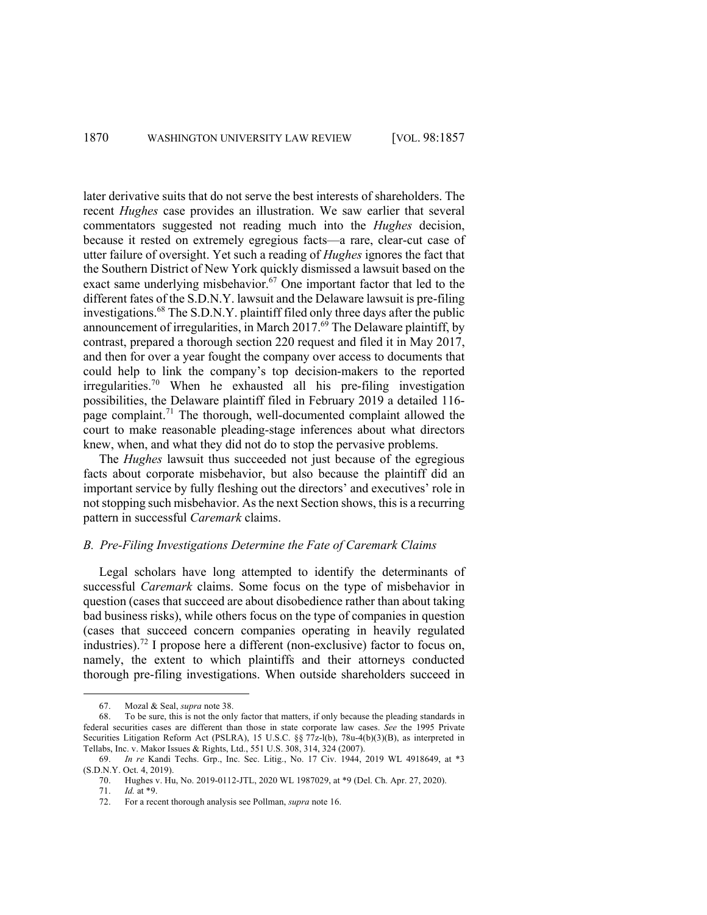later derivative suits that do not serve the best interests of shareholders. The recent *Hughes* case provides an illustration. We saw earlier that several commentators suggested not reading much into the *Hughes* decision, because it rested on extremely egregious facts—a rare, clear-cut case of utter failure of oversight. Yet such a reading of *Hughes* ignores the fact that the Southern District of New York quickly dismissed a lawsuit based on the exact same underlying misbehavior.[67] One important factor that led to the different fates of the S.D.N.Y. lawsuit and the Delaware lawsuit is pre-filing investigations.[68] The S.D.N.Y. plaintiff filed only three days after the public announcement of irregularities, in March 2017.[69] The Delaware plaintiff, by contrast, prepared a thorough section 220 request and filed it in May 2017, and then for over a year fought the company over access to documents that could help to link the company's top decision-makers to the reported irregularities.[70] When he exhausted all his pre-filing investigation possibilities, the Delaware plaintiff filed in February 2019 a detailed 116-page complaint.[71] The thorough, well-documented complaint allowed the court to make reasonable pleading-stage inferences about what directors knew, when, and what they did not do to stop the pervasive problems.

The *Hughes* lawsuit thus succeeded not just because of the egregious facts about corporate misbehavior, but also because the plaintiff did an important service by fully fleshing out the directors' and executives' role in not stopping such misbehavior. As the next Section shows, this is a recurring pattern in successful *Caremark* claims.

### *B. Pre-Filing Investigations Determine the Fate of Caremark Claims*

Legal scholars have long attempted to identify the determinants of successful *Caremark* claims. Some focus on the type of misbehavior in question (cases that succeed are about disobedience rather than about taking bad business risks), while others focus on the type of companies in question (cases that succeed concern companies operating in heavily regulated industries).[72] I propose here a different (non-exclusive) factor to focus on, namely, the extent to which plaintiffs and their attorneys conducted thorough pre-filing investigations. When outside shareholders succeed in

---

67. Mozal & Seal, *supra* note 38.

68. To be sure, this is not the only factor that matters, if only because the pleading standards in federal securities cases are different than those in state corporate law cases. *See* the 1995 Private Securities Litigation Reform Act (PSLRA), 15 U.S.C. §§ 77z-l(b), 78u-4(b)(3)(B), as interpreted in Tellabs, Inc. v. Makor Issues & Rights, Ltd., 551 U.S. 308, 314, 324 (2007).

69. *In re* Kandi Techs. Grp., Inc. Sec. Litig., No. 17 Civ. 1944, 2019 WL 4918649, at *3 (S.D.N.Y. Oct. 4, 2019).

70. Hughes v. Hu, No. 2019-0112-JTL, 2020 WL 1987029, at *9 (Del. Ch. Apr. 27, 2020).

71. *Id.* at *9.

72. For a recent thorough analysis see Pollman, *supra* note 16.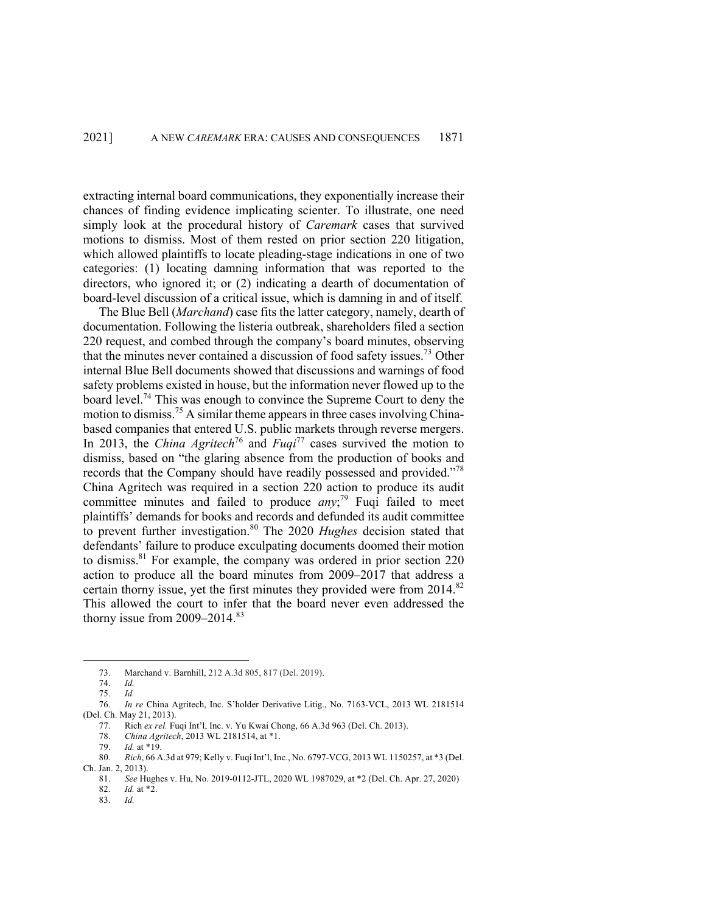extracting internal board communications, they exponentially increase their chances of finding evidence implicating scienter. To illustrate, one need simply look at the procedural history of *Caremark* cases that survived motions to dismiss. Most of them rested on prior section 220 litigation, which allowed plaintiffs to locate pleading-stage indications in one of two categories: (1) locating damning information that was reported to the directors, who ignored it; or (2) indicating a dearth of documentation of board-level discussion of a critical issue, which is damning in and of itself.

The Blue Bell (*Marchand*) case fits the latter category, namely, dearth of documentation. Following the listeria outbreak, shareholders filed a section 220 request, and combed through the company's board minutes, observing that the minutes never contained a discussion of food safety issues.[73] Other internal Blue Bell documents showed that discussions and warnings of food safety problems existed in house, but the information never flowed up to the board level.[74] This was enough to convince the Supreme Court to deny the motion to dismiss.[75] A similar theme appears in three cases involving China-based companies that entered U.S. public markets through reverse mergers. In 2013, the *China Agritech*[76] and *Fuqi*[77] cases survived the motion to dismiss, based on "the glaring absence from the production of books and records that the Company should have readily possessed and provided."[78] China Agritech was required in a section 220 action to produce its audit committee minutes and failed to produce *any*;[79] Fuqi failed to meet plaintiffs' demands for books and records and defunded its audit committee to prevent further investigation.[80] The 2020 *Hughes* decision stated that defendants' failure to produce exculpating documents doomed their motion to dismiss.[81] For example, the company was ordered in prior section 220 action to produce all the board minutes from 2009–2017 that address a certain thorny issue, yet the first minutes they provided were from 2014.[82] This allowed the court to infer that the board never even addressed the thorny issue from 2009–2014.[83]

---

73. Marchand v. Barnhill, 212 A.3d 805, 817 (Del. 2019).
74. *Id.*
75. *Id.*
76. *In re* China Agritech, Inc. S'holder Derivative Litig., No. 7163-VCL, 2013 WL 2181514 (Del. Ch. May 21, 2013).
77. Rich *ex rel.* Fuqi Int'l, Inc. v. Yu Kwai Chong, 66 A.3d 963 (Del. Ch. 2013).
78. *China Agritech*, 2013 WL 2181514, at *1.
79. *Id.* at *19.
80. *Rich*, 66 A.3d at 979; Kelly v. Fuqi Int'l, Inc., No. 6797-VCG, 2013 WL 1150257, at *3 (Del. Ch. Jan. 2, 2013).
81. *See* Hughes v. Hu, No. 2019-0112-JTL, 2020 WL 1987029, at *2 (Del. Ch. Apr. 27, 2020)
82. *Id.* at *2.
83. *Id.*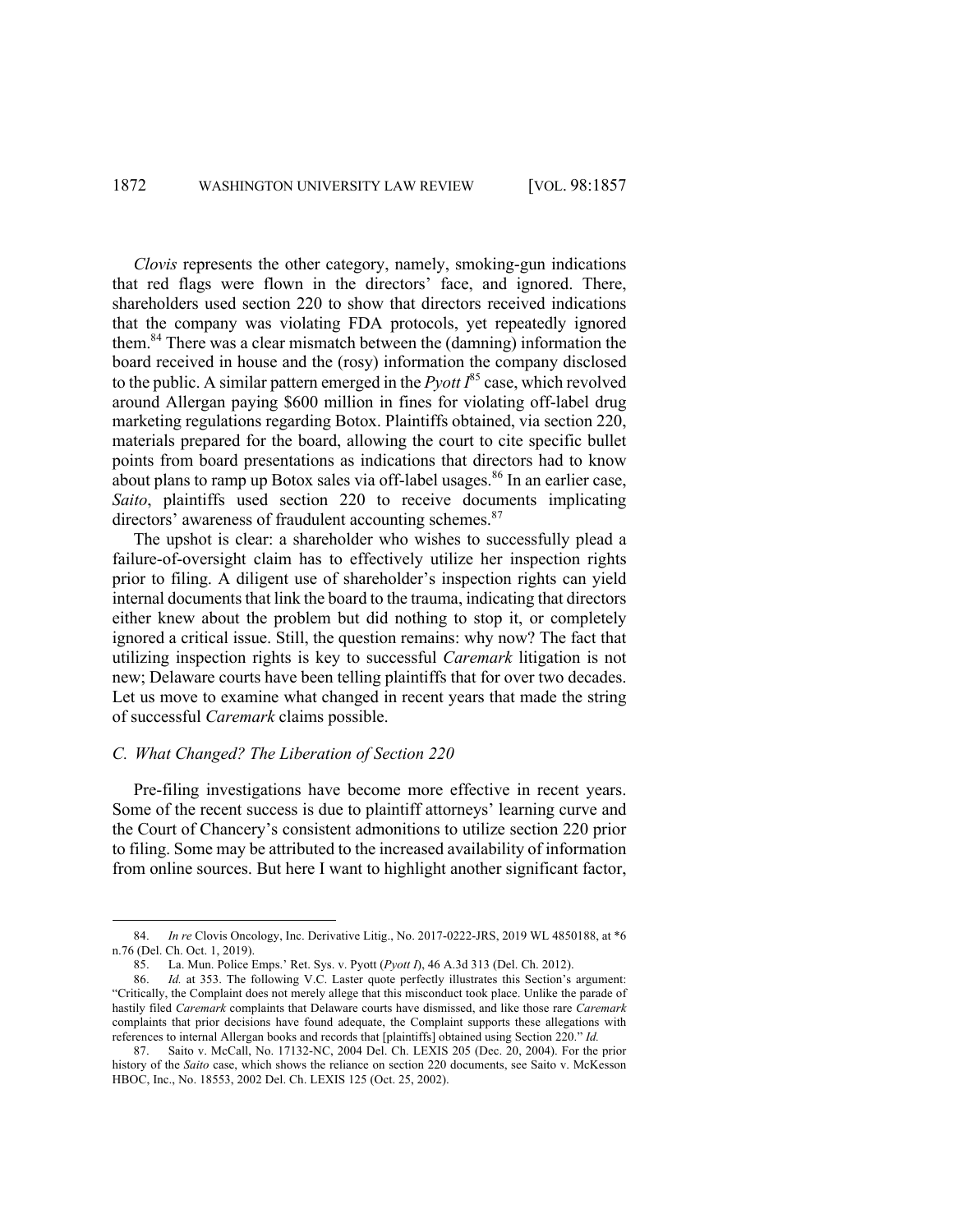*Clovis* represents the other category, namely, smoking-gun indications that red flags were flown in the directors' face, and ignored. There, shareholders used section 220 to show that directors received indications that the company was violating FDA protocols, yet repeatedly ignored them.[84] There was a clear mismatch between the (damning) information the board received in house and the (rosy) information the company disclosed to the public. A similar pattern emerged in the *Pyott I*[85] case, which revolved around Allergan paying $600 million in fines for violating off-label drug marketing regulations regarding Botox. Plaintiffs obtained, via section 220, materials prepared for the board, allowing the court to cite specific bullet points from board presentations as indications that directors had to know about plans to ramp up Botox sales via off-label usages.[86] In an earlier case, *Saito*, plaintiffs used section 220 to receive documents implicating directors' awareness of fraudulent accounting schemes.[87]

The upshot is clear: a shareholder who wishes to successfully plead a failure-of-oversight claim has to effectively utilize her inspection rights prior to filing. A diligent use of shareholder's inspection rights can yield internal documents that link the board to the trauma, indicating that directors either knew about the problem but did nothing to stop it, or completely ignored a critical issue. Still, the question remains: why now? The fact that utilizing inspection rights is key to successful *Caremark* litigation is not new; Delaware courts have been telling plaintiffs that for over two decades. Let us move to examine what changed in recent years that made the string of successful *Caremark* claims possible.

### *C. What Changed? The Liberation of Section 220*

Pre-filing investigations have become more effective in recent years. Some of the recent success is due to plaintiff attorneys' learning curve and the Court of Chancery's consistent admonitions to utilize section 220 prior to filing. Some may be attributed to the increased availability of information from online sources. But here I want to highlight another significant factor,

---

84. *In re* Clovis Oncology, Inc. Derivative Litig., No. 2017-0222-JRS, 2019 WL 4850188, at *6 n.76 (Del. Ch. Oct. 1, 2019).

85. La. Mun. Police Emps.' Ret. Sys. v. Pyott (*Pyott I*), 46 A.3d 313 (Del. Ch. 2012).

86. *Id.* at 353. The following V.C. Laster quote perfectly illustrates this Section's argument: "Critically, the Complaint does not merely allege that this misconduct took place. Unlike the parade of hastily filed *Caremark* complaints that Delaware courts have dismissed, and like those rare *Caremark* complaints that prior decisions have found adequate, the Complaint supports these allegations with references to internal Allergan books and records that [plaintiffs] obtained using Section 220." *Id.*

87. Saito v. McCall, No. 17132-NC, 2004 Del. Ch. LEXIS 205 (Dec. 20, 2004). For the prior history of the *Saito* case, which shows the reliance on section 220 documents, see Saito v. McKesson HBOC, Inc., No. 18553, 2002 Del. Ch. LEXIS 125 (Oct. 25, 2002).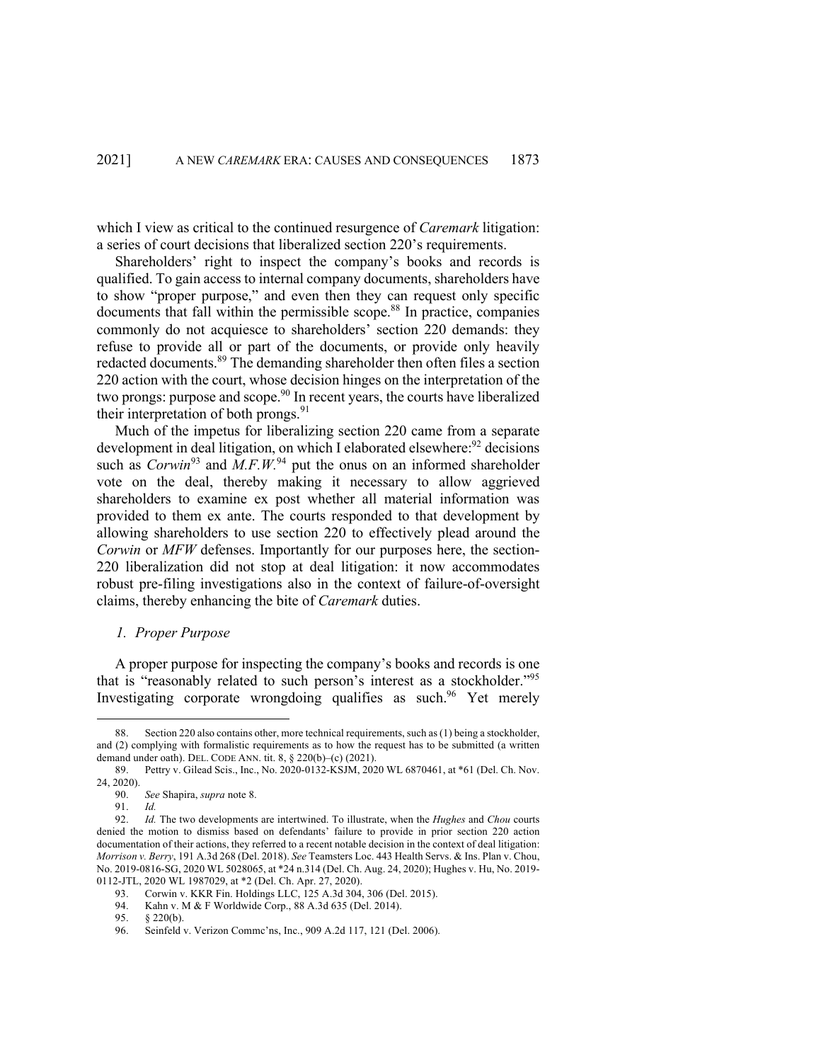which I view as critical to the continued resurgence of *Caremark* litigation: a series of court decisions that liberalized section 220's requirements.

Shareholders' right to inspect the company's books and records is qualified. To gain access to internal company documents, shareholders have to show "proper purpose," and even then they can request only specific documents that fall within the permissible scope.[88] In practice, companies commonly do not acquiesce to shareholders' section 220 demands: they refuse to provide all or part of the documents, or provide only heavily redacted documents.[89] The demanding shareholder then often files a section 220 action with the court, whose decision hinges on the interpretation of the two prongs: purpose and scope.[90] In recent years, the courts have liberalized their interpretation of both prongs.[91]

Much of the impetus for liberalizing section 220 came from a separate development in deal litigation, on which I elaborated elsewhere:[92] decisions such as *Corwin*[93] and *M.F.W.*[94] put the onus on an informed shareholder vote on the deal, thereby making it necessary to allow aggrieved shareholders to examine ex post whether all material information was provided to them ex ante. The courts responded to that development by allowing shareholders to use section 220 to effectively plead around the *Corwin* or *MFW* defenses. Importantly for our purposes here, the section-220 liberalization did not stop at deal litigation: it now accommodates robust pre-filing investigations also in the context of failure-of-oversight claims, thereby enhancing the bite of *Caremark* duties.

### *1. Proper Purpose*

A proper purpose for inspecting the company's books and records is one that is "reasonably related to such person's interest as a stockholder."[95] Investigating corporate wrongdoing qualifies as such.[96] Yet merely

---

88. Section 220 also contains other, more technical requirements, such as (1) being a stockholder, and (2) complying with formalistic requirements as to how the request has to be submitted (a written demand under oath). DEL. CODE ANN. tit. 8, § 220(b)–(c) (2021).

89. Pettry v. Gilead Scis., Inc., No. 2020-0132-KSJM, 2020 WL 6870461, at *61 (Del. Ch. Nov. 24, 2020).

90. *See* Shapira, *supra* note 8.

91. *Id.*

92. *Id.* The two developments are intertwined. To illustrate, when the *Hughes* and *Chou* courts denied the motion to dismiss based on defendants' failure to provide in prior section 220 action documentation of their actions, they referred to a recent notable decision in the context of deal litigation: *Morrison v. Berry*, 191 A.3d 268 (Del. 2018). *See* Teamsters Loc. 443 Health Servs. & Ins. Plan v. Chou, No. 2019-0816-SG, 2020 WL 5028065, at *24 n.314 (Del. Ch. Aug. 24, 2020); Hughes v. Hu, No. 2019-0112-JTL, 2020 WL 1987029, at *2 (Del. Ch. Apr. 27, 2020).

93. Corwin v. KKR Fin. Holdings LLC, 125 A.3d 304, 306 (Del. 2015).

94. Kahn v. M & F Worldwide Corp., 88 A.3d 635 (Del. 2014).

95. § 220(b).

96. Seinfeld v. Verizon Commc'ns, Inc., 909 A.2d 117, 121 (Del. 2006).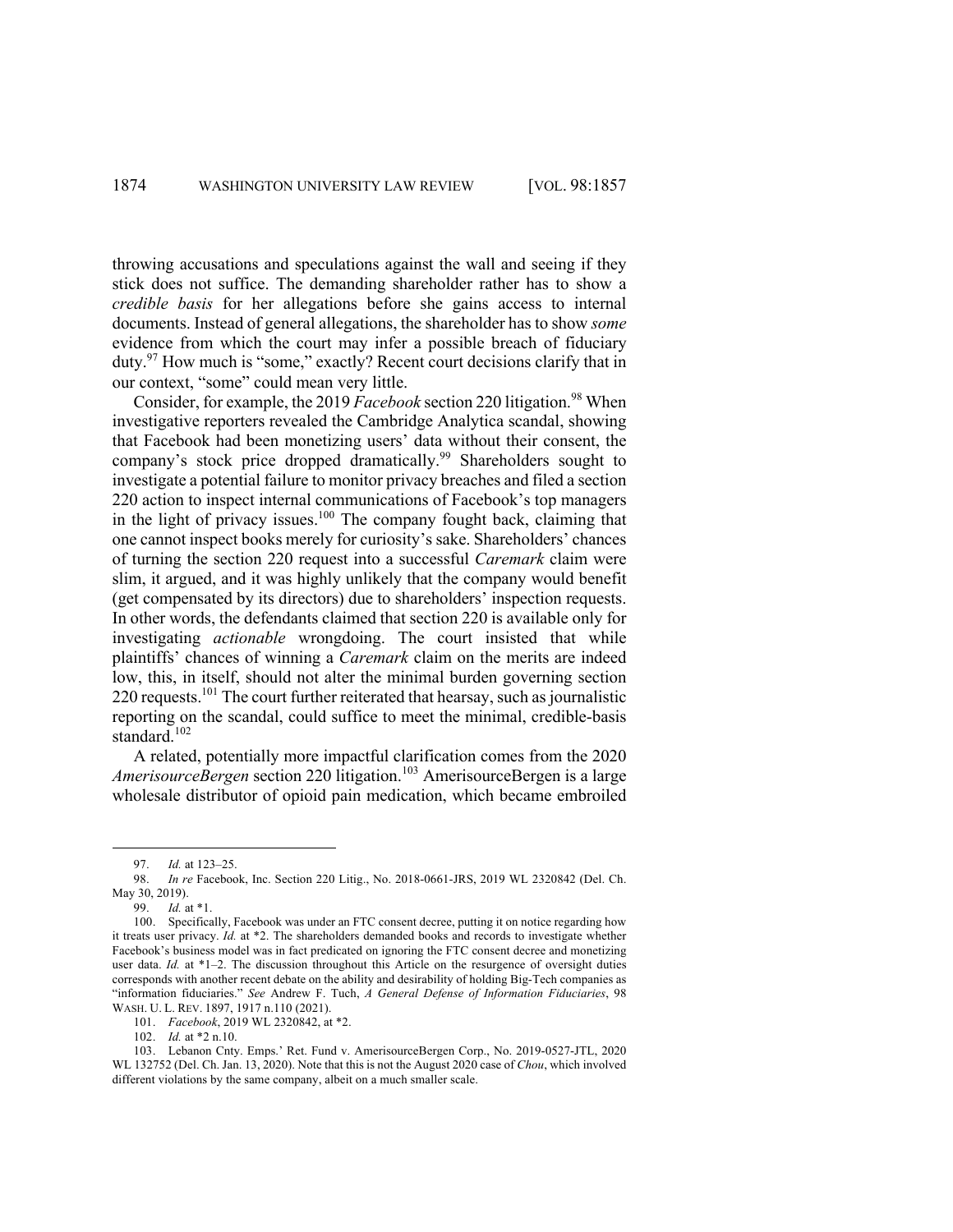throwing accusations and speculations against the wall and seeing if they stick does not suffice. The demanding shareholder rather has to show a *credible basis* for her allegations before she gains access to internal documents. Instead of general allegations, the shareholder has to show *some* evidence from which the court may infer a possible breach of fiduciary duty.[97] How much is "some," exactly? Recent court decisions clarify that in our context, "some" could mean very little.

Consider, for example, the 2019 *Facebook* section 220 litigation.[98] When investigative reporters revealed the Cambridge Analytica scandal, showing that Facebook had been monetizing users' data without their consent, the company's stock price dropped dramatically.[99] Shareholders sought to investigate a potential failure to monitor privacy breaches and filed a section 220 action to inspect internal communications of Facebook's top managers in the light of privacy issues.[100] The company fought back, claiming that one cannot inspect books merely for curiosity's sake. Shareholders' chances of turning the section 220 request into a successful *Caremark* claim were slim, it argued, and it was highly unlikely that the company would benefit (get compensated by its directors) due to shareholders' inspection requests. In other words, the defendants claimed that section 220 is available only for investigating *actionable* wrongdoing. The court insisted that while plaintiffs' chances of winning a *Caremark* claim on the merits are indeed low, this, in itself, should not alter the minimal burden governing section 220 requests.[101] The court further reiterated that hearsay, such as journalistic reporting on the scandal, could suffice to meet the minimal, credible-basis standard.[102]

A related, potentially more impactful clarification comes from the 2020 *AmerisourceBergen* section 220 litigation.[103] AmerisourceBergen is a large wholesale distributor of opioid pain medication, which became embroiled

---

97. *Id.* at 123–25.

98. *In re* Facebook, Inc. Section 220 Litig., No. 2018-0661-JRS, 2019 WL 2320842 (Del. Ch. May 30, 2019).

99. *Id.* at *1.

100. Specifically, Facebook was under an FTC consent decree, putting it on notice regarding how it treats user privacy. *Id.* at *2. The shareholders demanded books and records to investigate whether Facebook's business model was in fact predicated on ignoring the FTC consent decree and monetizing user data. *Id.* at *1–2. The discussion throughout this Article on the resurgence of oversight duties corresponds with another recent debate on the ability and desirability of holding Big-Tech companies as "information fiduciaries." *See* Andrew F. Tuch, *A General Defense of Information Fiduciaries*, 98 WASH. U. L. REV. 1897, 1917 n.110 (2021).

101. *Facebook*, 2019 WL 2320842, at *2.

102. *Id.* at *2 n.10.

103. Lebanon Cnty. Emps.' Ret. Fund v. AmerisourceBergen Corp., No. 2019-0527-JTL, 2020 WL 132752 (Del. Ch. Jan. 13, 2020). Note that this is not the August 2020 case of *Chou*, which involved different violations by the same company, albeit on a much smaller scale.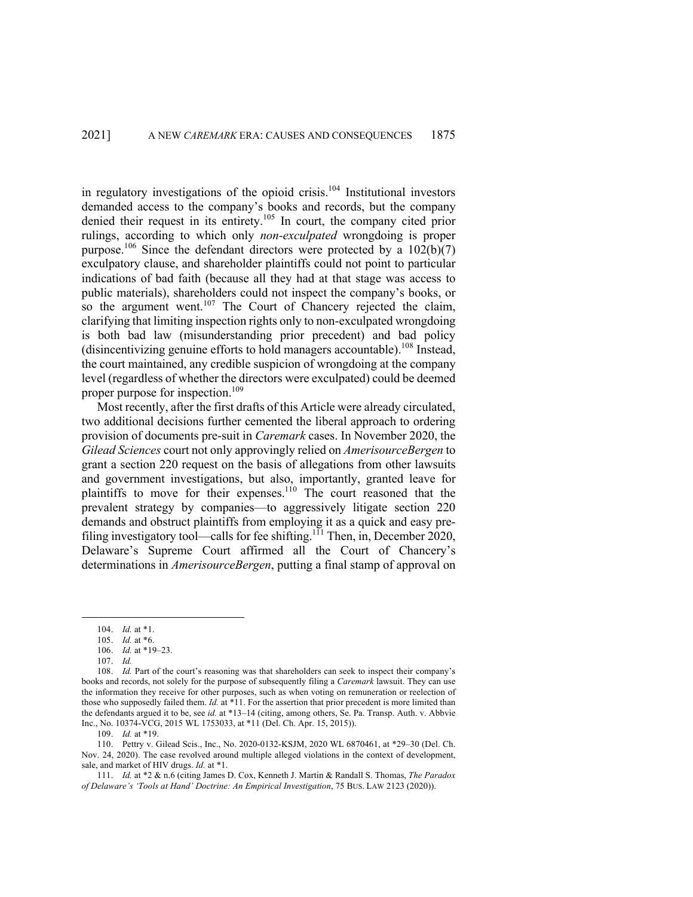in regulatory investigations of the opioid crisis.[104] Institutional investors demanded access to the company's books and records, but the company denied their request in its entirety.[105] In court, the company cited prior rulings, according to which only *non-exculpated* wrongdoing is proper purpose.[106] Since the defendant directors were protected by a 102(b)(7) exculpatory clause, and shareholder plaintiffs could not point to particular indications of bad faith (because all they had at that stage was access to public materials), shareholders could not inspect the company's books, or so the argument went.[107] The Court of Chancery rejected the claim, clarifying that limiting inspection rights only to non-exculpated wrongdoing is both bad law (misunderstanding prior precedent) and bad policy (disincentivizing genuine efforts to hold managers accountable).[108] Instead, the court maintained, any credible suspicion of wrongdoing at the company level (regardless of whether the directors were exculpated) could be deemed proper purpose for inspection.[109]

Most recently, after the first drafts of this Article were already circulated, two additional decisions further cemented the liberal approach to ordering provision of documents pre-suit in *Caremark* cases. In November 2020, the *Gilead Sciences* court not only approvingly relied on *AmerisourceBergen* to grant a section 220 request on the basis of allegations from other lawsuits and government investigations, but also, importantly, granted leave for plaintiffs to move for their expenses.[110] The court reasoned that the prevalent strategy by companies—to aggressively litigate section 220 demands and obstruct plaintiffs from employing it as a quick and easy pre-filing investigatory tool—calls for fee shifting.[111] Then, in, December 2020, Delaware's Supreme Court affirmed all the Court of Chancery's determinations in *AmerisourceBergen*, putting a final stamp of approval on

104. *Id.* at *1.

105. *Id.* at *6.

106. *Id.* at *19–23.

107. *Id.*

108. *Id.* Part of the court's reasoning was that shareholders can seek to inspect their company's books and records, not solely for the purpose of subsequently filing a *Caremark* lawsuit. They can use the information they receive for other purposes, such as when voting on remuneration or reelection of those who supposedly failed them. *Id.* at *11. For the assertion that prior precedent is more limited than the defendants argued it to be, see *id.* at *13–14 (citing, among others, Se. Pa. Transp. Auth. v. Abbvie Inc., No. 10374-VCG, 2015 WL 1753033, at *11 (Del. Ch. Apr. 15, 2015)).

109. *Id.* at *19.

110. Pettry v. Gilead Scis., Inc., No. 2020-0132-KSJM, 2020 WL 6870461, at *29–30 (Del. Ch. Nov. 24, 2020). The case revolved around multiple alleged violations in the context of development, sale, and market of HIV drugs. *Id.* at *1.

111. *Id.* at *2 & n.6 (citing James D. Cox, Kenneth J. Martin & Randall S. Thomas, *The Paradox of Delaware's 'Tools at Hand' Doctrine: An Empirical Investigation*, 75 BUS. LAW 2123 (2020)).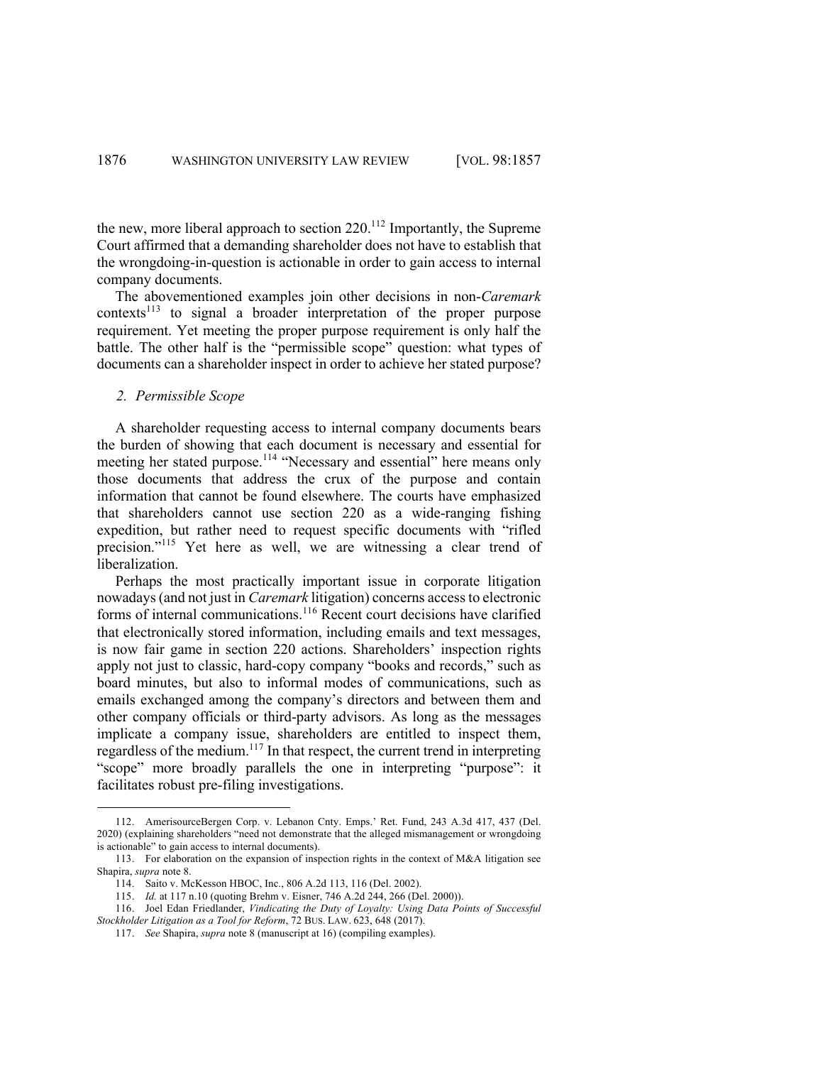the new, more liberal approach to section 220.[112] Importantly, the Supreme Court affirmed that a demanding shareholder does not have to establish that the wrongdoing-in-question is actionable in order to gain access to internal company documents.

The abovementioned examples join other decisions in non-*Caremark* contexts[113] to signal a broader interpretation of the proper purpose requirement. Yet meeting the proper purpose requirement is only half the battle. The other half is the "permissible scope" question: what types of documents can a shareholder inspect in order to achieve her stated purpose?

### *2. Permissible Scope*

A shareholder requesting access to internal company documents bears the burden of showing that each document is necessary and essential for meeting her stated purpose.[114] "Necessary and essential" here means only those documents that address the crux of the purpose and contain information that cannot be found elsewhere. The courts have emphasized that shareholders cannot use section 220 as a wide-ranging fishing expedition, but rather need to request specific documents with "rifled precision."[115] Yet here as well, we are witnessing a clear trend of liberalization.

Perhaps the most practically important issue in corporate litigation nowadays (and not just in *Caremark* litigation) concerns access to electronic forms of internal communications.[116] Recent court decisions have clarified that electronically stored information, including emails and text messages, is now fair game in section 220 actions. Shareholders' inspection rights apply not just to classic, hard-copy company "books and records," such as board minutes, but also to informal modes of communications, such as emails exchanged among the company's directors and between them and other company officials or third-party advisors. As long as the messages implicate a company issue, shareholders are entitled to inspect them, regardless of the medium.[117] In that respect, the current trend in interpreting "scope" more broadly parallels the one in interpreting "purpose": it facilitates robust pre-filing investigations.

---

112. AmerisourceBergen Corp. v. Lebanon Cnty. Emps.' Ret. Fund, 243 A.3d 417, 437 (Del. 2020) (explaining shareholders "need not demonstrate that the alleged mismanagement or wrongdoing is actionable" to gain access to internal documents).

113. For elaboration on the expansion of inspection rights in the context of M&A litigation see Shapira, *supra* note 8.

114. Saito v. McKesson HBOC, Inc., 806 A.2d 113, 116 (Del. 2002).

115. *Id.* at 117 n.10 (quoting Brehm v. Eisner, 746 A.2d 244, 266 (Del. 2000)).

116. Joel Edan Friedlander, *Vindicating the Duty of Loyalty: Using Data Points of Successful Stockholder Litigation as a Tool for Reform*, 72 BUS. LAW. 623, 648 (2017).

117. *See* Shapira, *supra* note 8 (manuscript at 16) (compiling examples).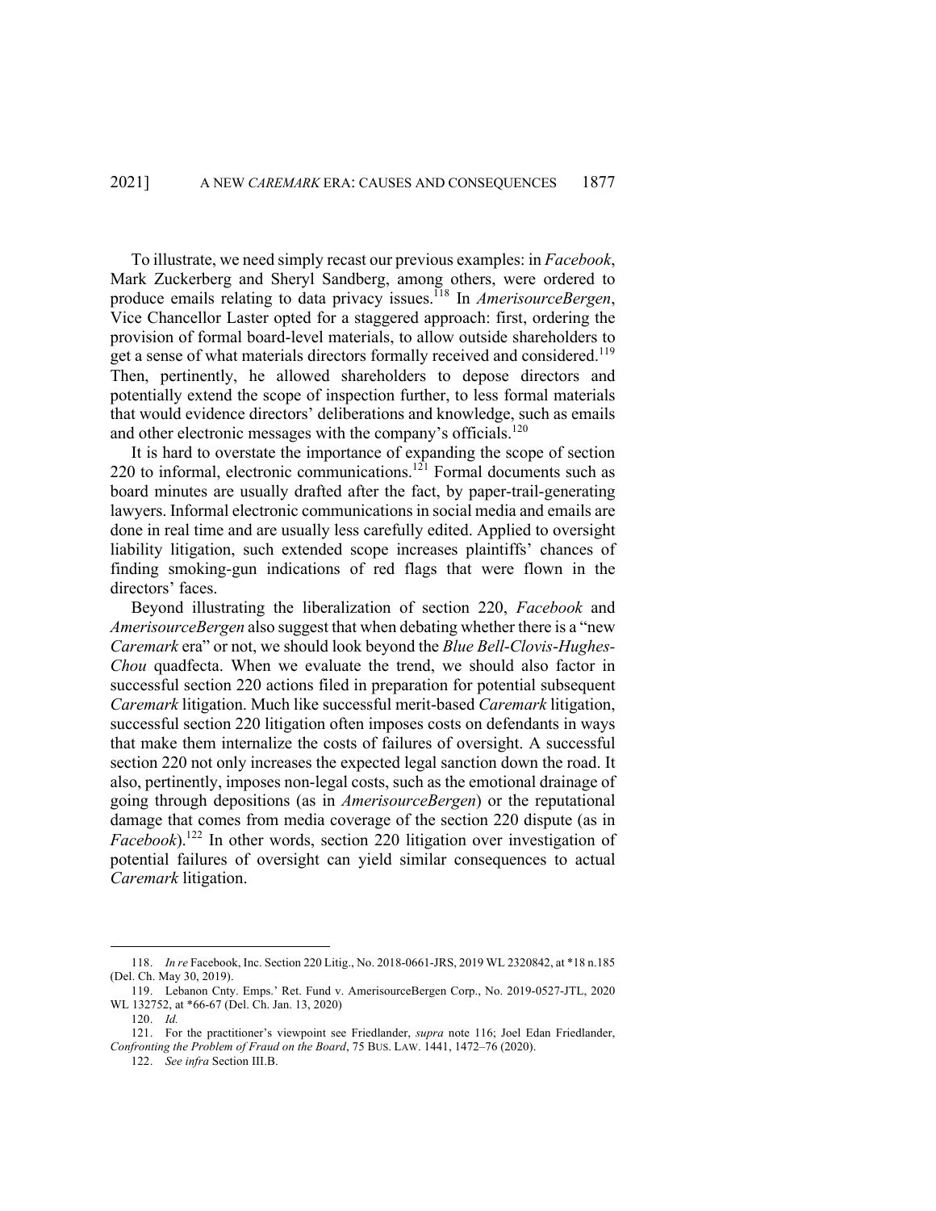To illustrate, we need simply recast our previous examples: in *Facebook*, Mark Zuckerberg and Sheryl Sandberg, among others, were ordered to produce emails relating to data privacy issues.[118] In *AmerisourceBergen*, Vice Chancellor Laster opted for a staggered approach: first, ordering the provision of formal board-level materials, to allow outside shareholders to get a sense of what materials directors formally received and considered.[119] Then, pertinently, he allowed shareholders to depose directors and potentially extend the scope of inspection further, to less formal materials that would evidence directors' deliberations and knowledge, such as emails and other electronic messages with the company's officials.[120]

It is hard to overstate the importance of expanding the scope of section 220 to informal, electronic communications.[121] Formal documents such as board minutes are usually drafted after the fact, by paper-trail-generating lawyers. Informal electronic communications in social media and emails are done in real time and are usually less carefully edited. Applied to oversight liability litigation, such extended scope increases plaintiffs' chances of finding smoking-gun indications of red flags that were flown in the directors' faces.

Beyond illustrating the liberalization of section 220, *Facebook* and *AmerisourceBergen* also suggest that when debating whether there is a "new *Caremark* era" or not, we should look beyond the *Blue Bell-Clovis-Hughes-Chou* quadfecta. When we evaluate the trend, we should also factor in successful section 220 actions filed in preparation for potential subsequent *Caremark* litigation. Much like successful merit-based *Caremark* litigation, successful section 220 litigation often imposes costs on defendants in ways that make them internalize the costs of failures of oversight. A successful section 220 not only increases the expected legal sanction down the road. It also, pertinently, imposes non-legal costs, such as the emotional drainage of going through depositions (as in *AmerisourceBergen*) or the reputational damage that comes from media coverage of the section 220 dispute (as in *Facebook*).[122] In other words, section 220 litigation over investigation of potential failures of oversight can yield similar consequences to actual *Caremark* litigation.

---

118. *In re* Facebook, Inc. Section 220 Litig., No. 2018-0661-JRS, 2019 WL 2320842, at *18 n.185 (Del. Ch. May 30, 2019).

119. Lebanon Cnty. Emps.' Ret. Fund v. AmerisourceBergen Corp., No. 2019-0527-JTL, 2020 WL 132752, at *66-67 (Del. Ch. Jan. 13, 2020)

120. *Id.*

121. For the practitioner's viewpoint see Friedlander, *supra* note 116; Joel Edan Friedlander, *Confronting the Problem of Fraud on the Board*, 75 BUS. LAW. 1441, 1472–76 (2020).

122. *See infra* Section III.B.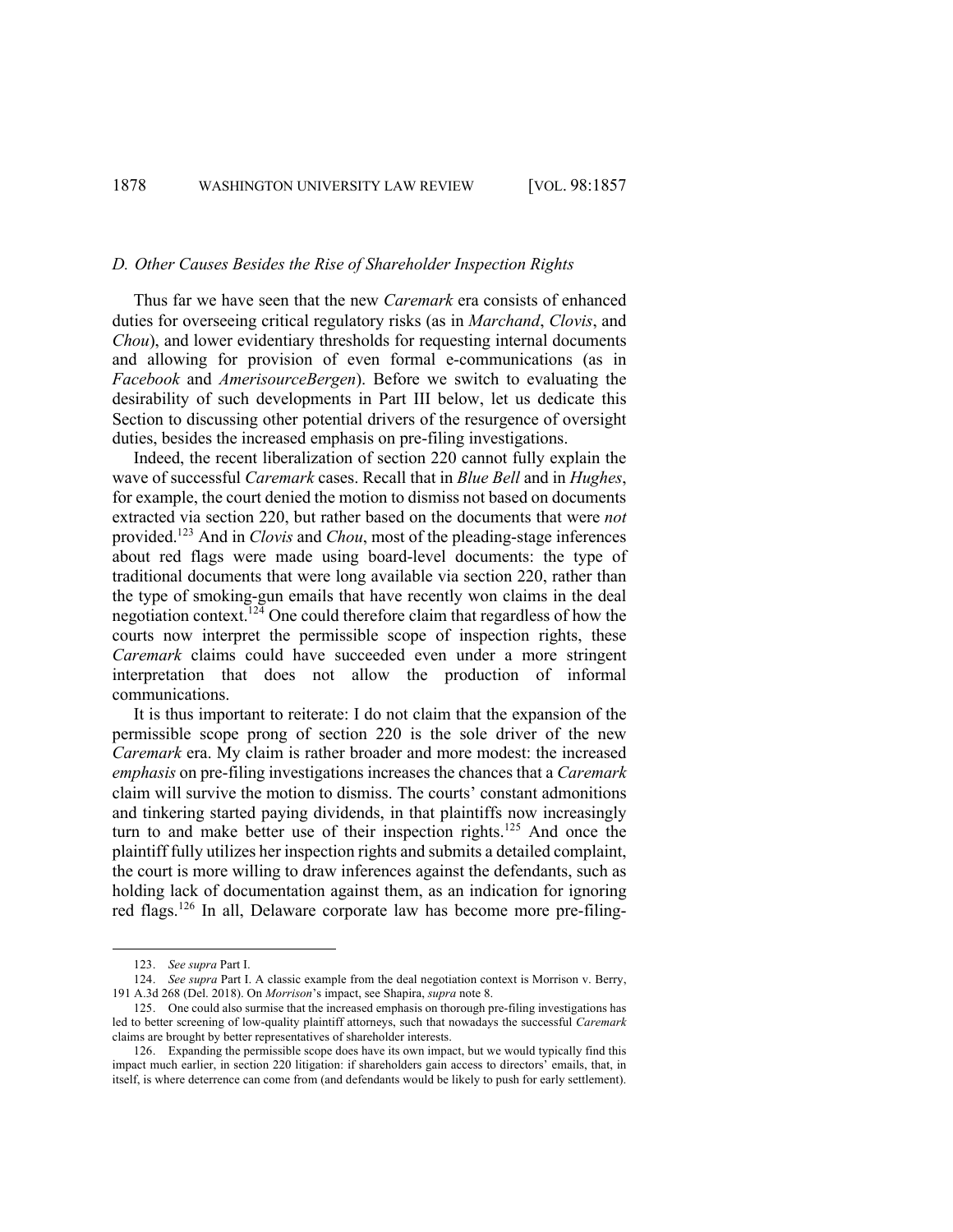### *D. Other Causes Besides the Rise of Shareholder Inspection Rights*

Thus far we have seen that the new *Caremark* era consists of enhanced duties for overseeing critical regulatory risks (as in *Marchand*, *Clovis*, and *Chou*), and lower evidentiary thresholds for requesting internal documents and allowing for provision of even formal e-communications (as in *Facebook* and *AmerisourceBergen*). Before we switch to evaluating the desirability of such developments in Part III below, let us dedicate this Section to discussing other potential drivers of the resurgence of oversight duties, besides the increased emphasis on pre-filing investigations.

Indeed, the recent liberalization of section 220 cannot fully explain the wave of successful *Caremark* cases. Recall that in *Blue Bell* and in *Hughes*, for example, the court denied the motion to dismiss not based on documents extracted via section 220, but rather based on the documents that were *not* provided.[123] And in *Clovis* and *Chou*, most of the pleading-stage inferences about red flags were made using board-level documents: the type of traditional documents that were long available via section 220, rather than the type of smoking-gun emails that have recently won claims in the deal negotiation context.[124] One could therefore claim that regardless of how the courts now interpret the permissible scope of inspection rights, these *Caremark* claims could have succeeded even under a more stringent interpretation that does not allow the production of informal communications.

It is thus important to reiterate: I do not claim that the expansion of the permissible scope prong of section 220 is the sole driver of the new *Caremark* era. My claim is rather broader and more modest: the increased *emphasis* on pre-filing investigations increases the chances that a *Caremark* claim will survive the motion to dismiss. The courts' constant admonitions and tinkering started paying dividends, in that plaintiffs now increasingly turn to and make better use of their inspection rights.[125] And once the plaintiff fully utilizes her inspection rights and submits a detailed complaint, the court is more willing to draw inferences against the defendants, such as holding lack of documentation against them, as an indication for ignoring red flags.[126] In all, Delaware corporate law has become more pre-filing-

---

123. *See supra* Part I.

124. *See supra* Part I. A classic example from the deal negotiation context is Morrison v. Berry, 191 A.3d 268 (Del. 2018). On *Morrison*'s impact, see Shapira, *supra* note 8.

125. One could also surmise that the increased emphasis on thorough pre-filing investigations has led to better screening of low-quality plaintiff attorneys, such that nowadays the successful *Caremark* claims are brought by better representatives of shareholder interests.

126. Expanding the permissible scope does have its own impact, but we would typically find this impact much earlier, in section 220 litigation: if shareholders gain access to directors' emails, that, in itself, is where deterrence can come from (and defendants would be likely to push for early settlement).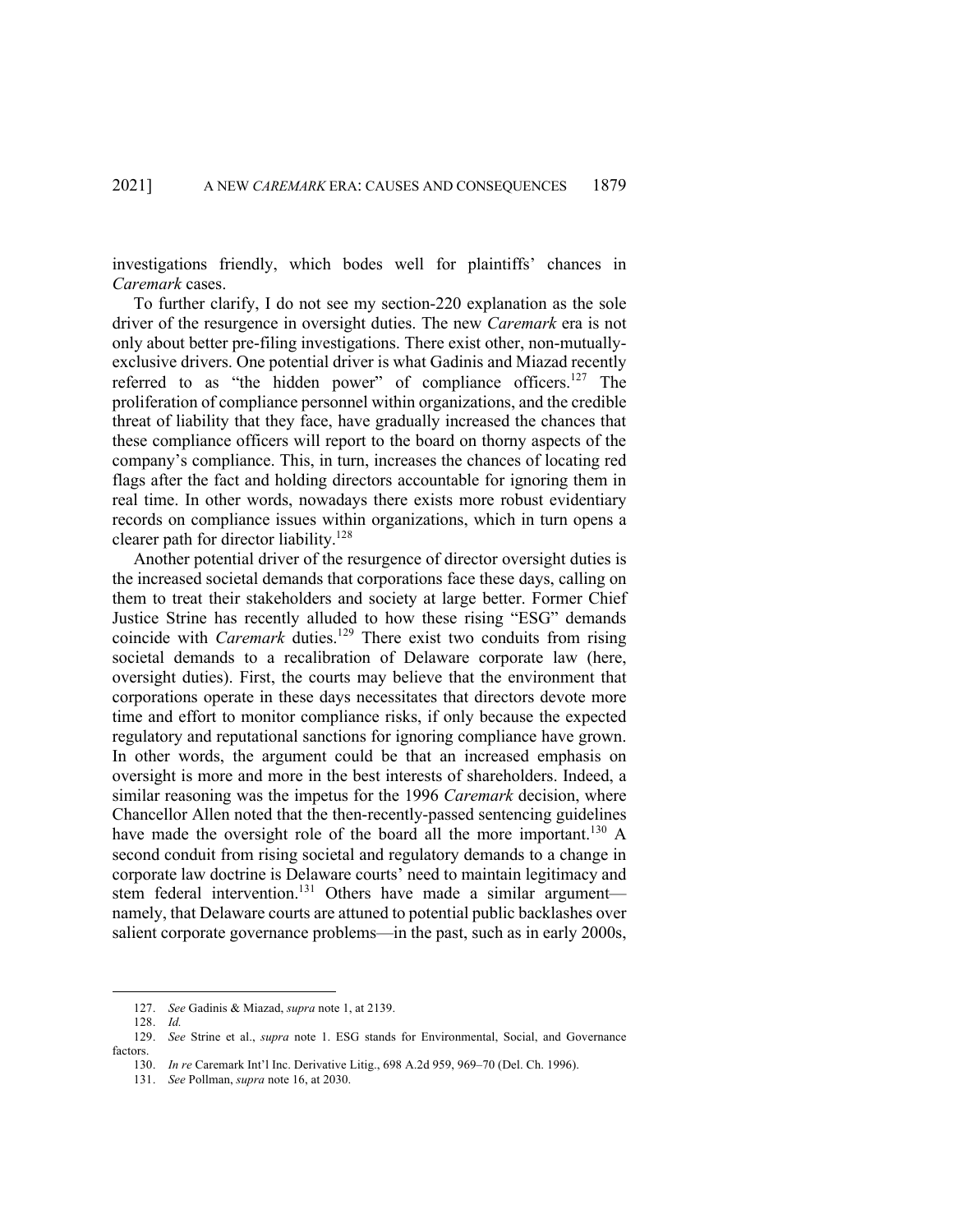investigations friendly, which bodes well for plaintiffs' chances in *Caremark* cases.

To further clarify, I do not see my section-220 explanation as the sole driver of the resurgence in oversight duties. The new *Caremark* era is not only about better pre-filing investigations. There exist other, non-mutually-exclusive drivers. One potential driver is what Gadinis and Miazad recently referred to as "the hidden power" of compliance officers.[127] The proliferation of compliance personnel within organizations, and the credible threat of liability that they face, have gradually increased the chances that these compliance officers will report to the board on thorny aspects of the company's compliance. This, in turn, increases the chances of locating red flags after the fact and holding directors accountable for ignoring them in real time. In other words, nowadays there exists more robust evidentiary records on compliance issues within organizations, which in turn opens a clearer path for director liability.[128]

Another potential driver of the resurgence of director oversight duties is the increased societal demands that corporations face these days, calling on them to treat their stakeholders and society at large better. Former Chief Justice Strine has recently alluded to how these rising "ESG" demands coincide with *Caremark* duties.[129] There exist two conduits from rising societal demands to a recalibration of Delaware corporate law (here, oversight duties). First, the courts may believe that the environment that corporations operate in these days necessitates that directors devote more time and effort to monitor compliance risks, if only because the expected regulatory and reputational sanctions for ignoring compliance have grown. In other words, the argument could be that an increased emphasis on oversight is more and more in the best interests of shareholders. Indeed, a similar reasoning was the impetus for the 1996 *Caremark* decision, where Chancellor Allen noted that the then-recently-passed sentencing guidelines have made the oversight role of the board all the more important.[130] A second conduit from rising societal and regulatory demands to a change in corporate law doctrine is Delaware courts' need to maintain legitimacy and stem federal intervention.[131] Others have made a similar argument—namely, that Delaware courts are attuned to potential public backlashes over salient corporate governance problems—in the past, such as in early 2000s,

---

127. *See* Gadinis & Miazad, *supra* note 1, at 2139.

128. *Id.*

129. *See* Strine et al., *supra* note 1. ESG stands for Environmental, Social, and Governance factors.

130. *In re* Caremark Int'l Inc. Derivative Litig., 698 A.2d 959, 969–70 (Del. Ch. 1996).

131. *See* Pollman, *supra* note 16, at 2030.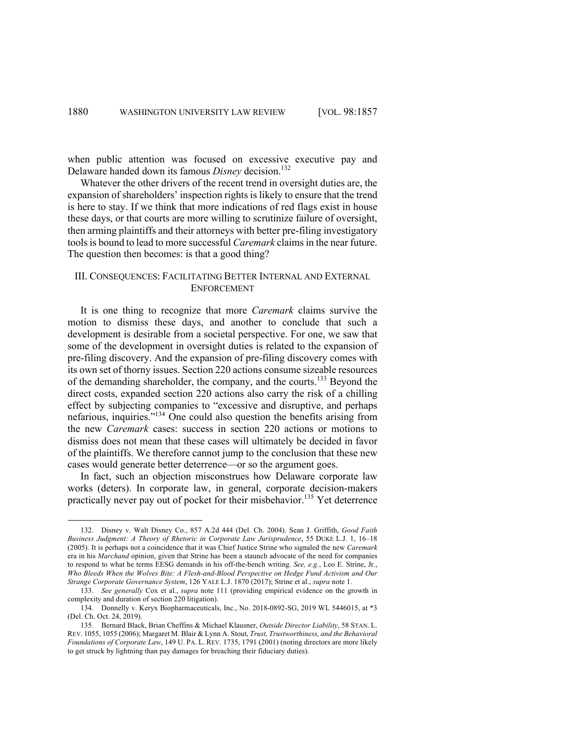when public attention was focused on excessive executive pay and Delaware handed down its famous *Disney* decision.[132]

Whatever the other drivers of the recent trend in oversight duties are, the expansion of shareholders' inspection rights is likely to ensure that the trend is here to stay. If we think that more indications of red flags exist in house these days, or that courts are more willing to scrutinize failure of oversight, then arming plaintiffs and their attorneys with better pre-filing investigatory tools is bound to lead to more successful *Caremark* claims in the near future. The question then becomes: is that a good thing?

## III. CONSEQUENCES: FACILITATING BETTER INTERNAL AND EXTERNAL ENFORCEMENT

It is one thing to recognize that more *Caremark* claims survive the motion to dismiss these days, and another to conclude that such a development is desirable from a societal perspective. For one, we saw that some of the development in oversight duties is related to the expansion of pre-filing discovery. And the expansion of pre-filing discovery comes with its own set of thorny issues. Section 220 actions consume sizeable resources of the demanding shareholder, the company, and the courts.[133] Beyond the direct costs, expanded section 220 actions also carry the risk of a chilling effect by subjecting companies to "excessive and disruptive, and perhaps nefarious, inquiries."[134] One could also question the benefits arising from the new *Caremark* cases: success in section 220 actions or motions to dismiss does not mean that these cases will ultimately be decided in favor of the plaintiffs. We therefore cannot jump to the conclusion that these new cases would generate better deterrence—or so the argument goes.

In fact, such an objection misconstrues how Delaware corporate law works (deters). In corporate law, in general, corporate decision-makers practically never pay out of pocket for their misbehavior.[135] Yet deterrence

---

132. Disney v. Walt Disney Co., 857 A.2d 444 (Del. Ch. 2004). Sean J. Griffith, *Good Faith Business Judgment: A Theory of Rhetoric in Corporate Law Jurisprudence*, 55 DUKE L.J. 1, 16–18 (2005). It is perhaps not a coincidence that it was Chief Justice Strine who signaled the new *Caremark* era in his *Marchand* opinion, given that Strine has been a staunch advocate of the need for companies to respond to what he terms EESG demands in his off-the-bench writing. *See, e.g.*, Leo E. Strine, Jr., *Who Bleeds When the Wolves Bite: A Flesh-and-Blood Perspective on Hedge Fund Activism and Our Strange Corporate Governance System*, 126 YALE L.J. 1870 (2017); Strine et al., *supra* note 1.

133. *See generally* Cox et al., *supra* note 111 (providing empirical evidence on the growth in complexity and duration of section 220 litigation).

134. Donnelly v. Keryx Biopharmaceuticals, Inc., No. 2018-0892-SG, 2019 WL 5446015, at *3 (Del. Ch. Oct. 24, 2019).

135. Bernard Black, Brian Cheffins & Michael Klausner, *Outside Director Liability*, 58 STAN. L. REV. 1055, 1055 (2006); Margaret M. Blair & Lynn A. Stout, *Trust, Trustworthiness, and the Behavioral Foundations of Corporate Law*, 149 U. PA. L. REV. 1735, 1791 (2001) (noting directors are more likely to get struck by lightning than pay damages for breaching their fiduciary duties).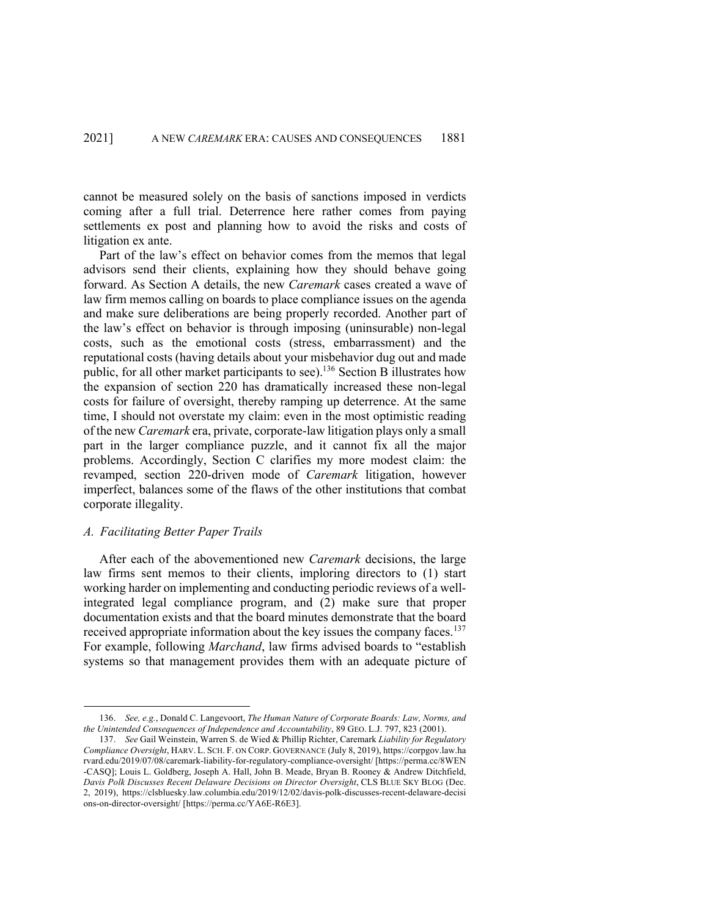cannot be measured solely on the basis of sanctions imposed in verdicts coming after a full trial. Deterrence here rather comes from paying settlements ex post and planning how to avoid the risks and costs of litigation ex ante.

Part of the law's effect on behavior comes from the memos that legal advisors send their clients, explaining how they should behave going forward. As Section A details, the new *Caremark* cases created a wave of law firm memos calling on boards to place compliance issues on the agenda and make sure deliberations are being properly recorded. Another part of the law's effect on behavior is through imposing (uninsurable) non-legal costs, such as the emotional costs (stress, embarrassment) and the reputational costs (having details about your misbehavior dug out and made public, for all other market participants to see).[136] Section B illustrates how the expansion of section 220 has dramatically increased these non-legal costs for failure of oversight, thereby ramping up deterrence. At the same time, I should not overstate my claim: even in the most optimistic reading of the new *Caremark* era, private, corporate-law litigation plays only a small part in the larger compliance puzzle, and it cannot fix all the major problems. Accordingly, Section C clarifies my more modest claim: the revamped, section 220-driven mode of *Caremark* litigation, however imperfect, balances some of the flaws of the other institutions that combat corporate illegality.

### *A. Facilitating Better Paper Trails*

After each of the abovementioned new *Caremark* decisions, the large law firms sent memos to their clients, imploring directors to (1) start working harder on implementing and conducting periodic reviews of a well-integrated legal compliance program, and (2) make sure that proper documentation exists and that the board minutes demonstrate that the board received appropriate information about the key issues the company faces.[137] For example, following *Marchand*, law firms advised boards to "establish systems so that management provides them with an adequate picture of

---

136. *See, e.g.*, Donald C. Langevoort, *The Human Nature of Corporate Boards: Law, Norms, and the Unintended Consequences of Independence and Accountability*, 89 GEO. L.J. 797, 823 (2001).

137. *See* Gail Weinstein, Warren S. de Wied & Phillip Richter, Caremark *Liability for Regulatory Compliance Oversight*, HARV. L. SCH. F. ON CORP. GOVERNANCE (July 8, 2019), https://corpgov.law.harvard.edu/2019/07/08/caremark-liability-for-regulatory-compliance-oversight/ [https://perma.cc/8WEN-CASQ]; Louis L. Goldberg, Joseph A. Hall, John B. Meade, Bryan B. Rooney & Andrew Ditchfield, *Davis Polk Discusses Recent Delaware Decisions on Director Oversight*, CLS BLUE SKY BLOG (Dec. 2, 2019), https://clsbluesky.law.columbia.edu/2019/12/02/davis-polk-discusses-recent-delaware-decisions-on-director-oversight/ [https://perma.cc/YA6E-R6E3].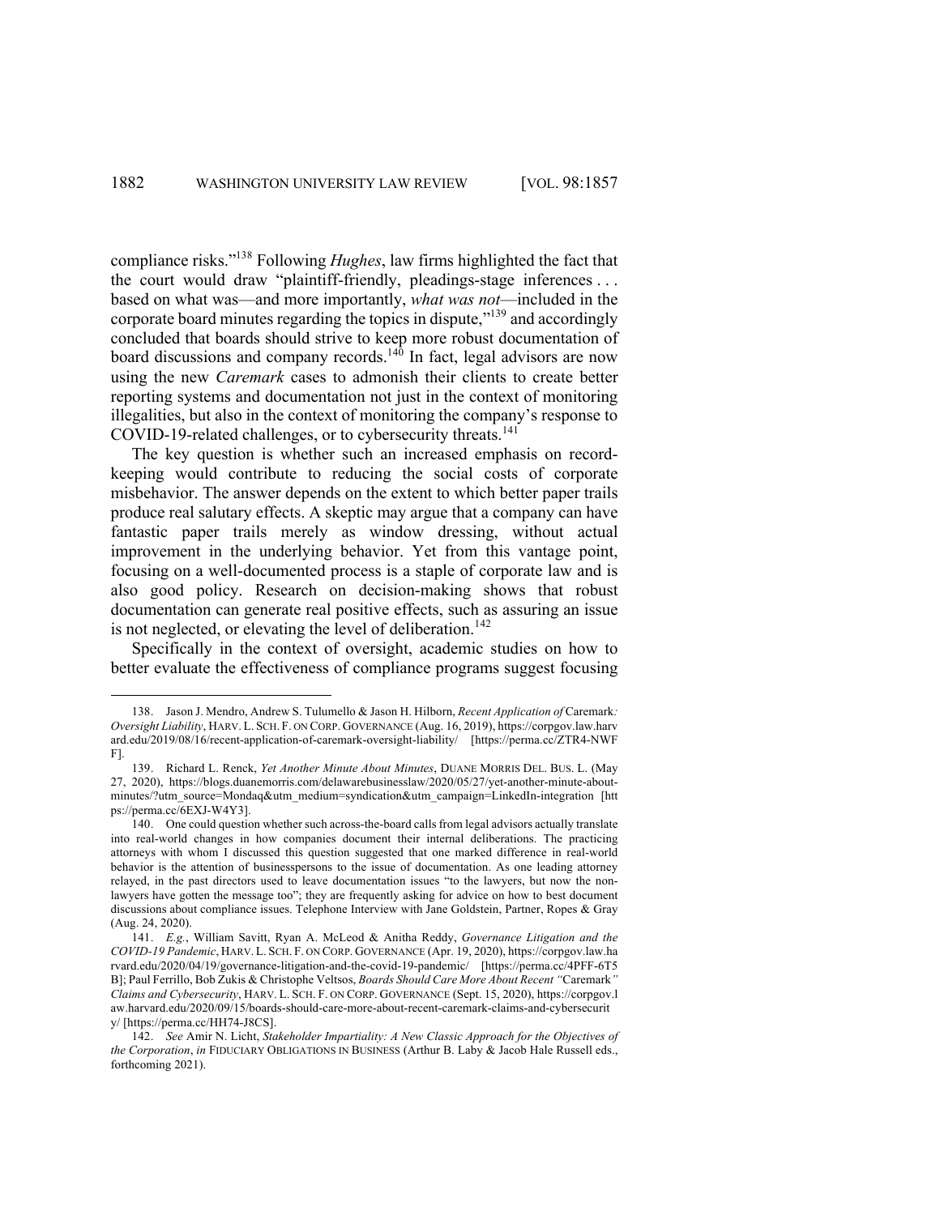compliance risks."[138] Following *Hughes*, law firms highlighted the fact that the court would draw "plaintiff-friendly, pleadings-stage inferences . . . based on what was—and more importantly, *what was not*—included in the corporate board minutes regarding the topics in dispute,"[139] and accordingly concluded that boards should strive to keep more robust documentation of board discussions and company records.[140] In fact, legal advisors are now using the new *Caremark* cases to admonish their clients to create better reporting systems and documentation not just in the context of monitoring illegalities, but also in the context of monitoring the company's response to COVID-19-related challenges, or to cybersecurity threats.[141]

The key question is whether such an increased emphasis on record-keeping would contribute to reducing the social costs of corporate misbehavior. The answer depends on the extent to which better paper trails produce real salutary effects. A skeptic may argue that a company can have fantastic paper trails merely as window dressing, without actual improvement in the underlying behavior. Yet from this vantage point, focusing on a well-documented process is a staple of corporate law and is also good policy. Research on decision-making shows that robust documentation can generate real positive effects, such as assuring an issue is not neglected, or elevating the level of deliberation.[142]

Specifically in the context of oversight, academic studies on how to better evaluate the effectiveness of compliance programs suggest focusing

---

138. Jason J. Mendro, Andrew S. Tulumello & Jason H. Hilborn, *Recent Application of* Caremark*: Oversight Liability*, HARV. L. SCH. F. ON CORP. GOVERNANCE (Aug. 16, 2019), https://corpgov.law.harvard.edu/2019/08/16/recent-application-of-caremark-oversight-liability/ [https://perma.cc/ZTR4-NWFF].

139. Richard L. Renck, *Yet Another Minute About Minutes*, DUANE MORRIS DEL. BUS. L. (May 27, 2020), https://blogs.duanemorris.com/delawarebusinesslaw/2020/05/27/yet-another-minute-about-minutes/?utm_source=Mondaq&utm_medium=syndication&utm_campaign=LinkedIn-integration [https://perma.cc/6EXJ-W4Y3].

140. One could question whether such across-the-board calls from legal advisors actually translate into real-world changes in how companies document their internal deliberations. The practicing attorneys with whom I discussed this question suggested that one marked difference in real-world behavior is the attention of businesspersons to the issue of documentation. As one leading attorney relayed, in the past directors used to leave documentation issues "to the lawyers, but now the non-lawyers have gotten the message too"; they are frequently asking for advice on how to best document discussions about compliance issues. Telephone Interview with Jane Goldstein, Partner, Ropes & Gray (Aug. 24, 2020).

141. *E.g.*, William Savitt, Ryan A. McLeod & Anitha Reddy, *Governance Litigation and the COVID-19 Pandemic*, HARV. L. SCH. F. ON CORP. GOVERNANCE (Apr. 19, 2020), https://corpgov.law.harvard.edu/2020/04/19/governance-litigation-and-the-covid-19-pandemic/ [https://perma.cc/4PFF-6T5B]; Paul Ferrillo, Bob Zukis & Christophe Veltsos, *Boards Should Care More About Recent "*Caremark*" Claims and Cybersecurity*, HARV. L. SCH. F. ON CORP. GOVERNANCE (Sept. 15, 2020), https://corpgov.law.harvard.edu/2020/09/15/boards-should-care-more-about-recent-caremark-claims-and-cybersecurity/ [https://perma.cc/HH74-J8CS].

142. *See* Amir N. Licht, *Stakeholder Impartiality: A New Classic Approach for the Objectives of the Corporation*, *in* FIDUCIARY OBLIGATIONS IN BUSINESS (Arthur B. Laby & Jacob Hale Russell eds., forthcoming 2021).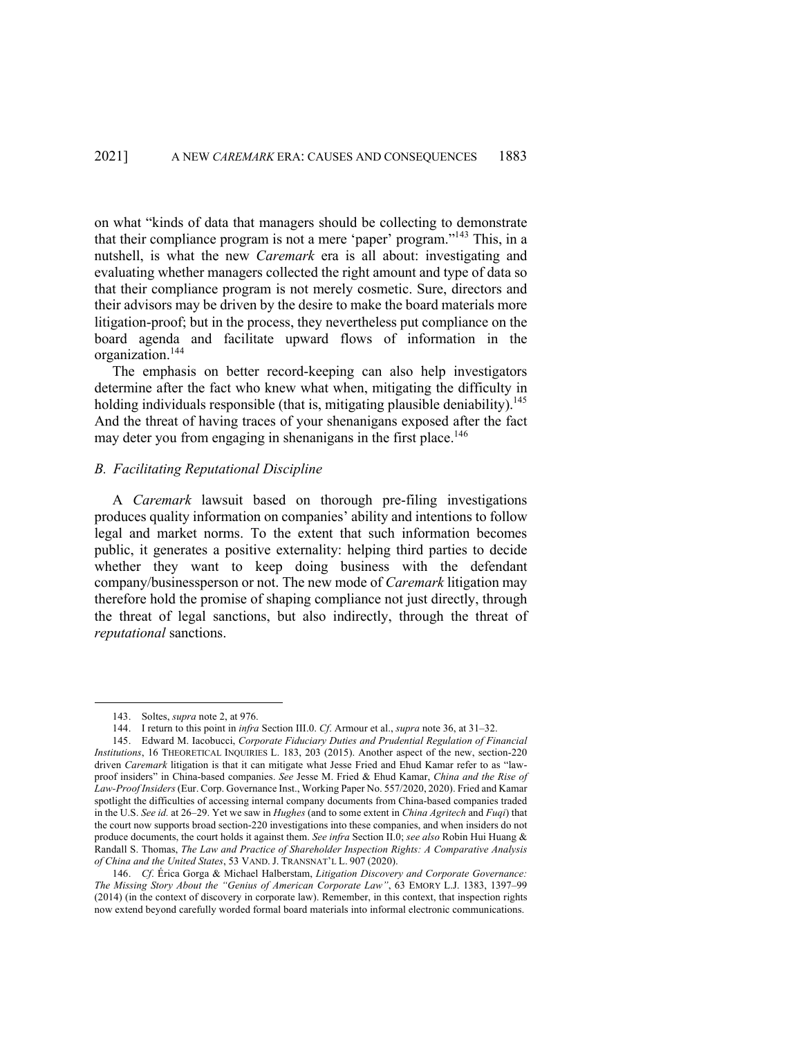on what "kinds of data that managers should be collecting to demonstrate that their compliance program is not a mere 'paper' program."[143] This, in a nutshell, is what the new *Caremark* era is all about: investigating and evaluating whether managers collected the right amount and type of data so that their compliance program is not merely cosmetic. Sure, directors and their advisors may be driven by the desire to make the board materials more litigation-proof; but in the process, they nevertheless put compliance on the board agenda and facilitate upward flows of information in the organization.[144]

The emphasis on better record-keeping can also help investigators determine after the fact who knew what when, mitigating the difficulty in holding individuals responsible (that is, mitigating plausible deniability).[145] And the threat of having traces of your shenanigans exposed after the fact may deter you from engaging in shenanigans in the first place.[146]

### *B. Facilitating Reputational Discipline*

A *Caremark* lawsuit based on thorough pre-filing investigations produces quality information on companies' ability and intentions to follow legal and market norms. To the extent that such information becomes public, it generates a positive externality: helping third parties to decide whether they want to keep doing business with the defendant company/businessperson or not. The new mode of *Caremark* litigation may therefore hold the promise of shaping compliance not just directly, through the threat of legal sanctions, but also indirectly, through the threat of *reputational* sanctions.

---

143. Soltes, *supra* note 2, at 976.

144. I return to this point in *infra* Section III.0. *Cf*. Armour et al., *supra* note 36, at 31–32.

145. Edward M. Iacobucci, *Corporate Fiduciary Duties and Prudential Regulation of Financial Institutions*, 16 THEORETICAL INQUIRIES L. 183, 203 (2015). Another aspect of the new, section-220 driven *Caremark* litigation is that it can mitigate what Jesse Fried and Ehud Kamar refer to as "law-proof insiders" in China-based companies. *See* Jesse M. Fried & Ehud Kamar, *China and the Rise of Law-Proof Insiders* (Eur. Corp. Governance Inst., Working Paper No. 557/2020, 2020). Fried and Kamar spotlight the difficulties of accessing internal company documents from China-based companies traded in the U.S. *See id.* at 26–29. Yet we saw in *Hughes* (and to some extent in *China Agritech* and *Fuqi*) that the court now supports broad section-220 investigations into these companies, and when insiders do not produce documents, the court holds it against them. *See infra* Section II.0; *see also* Robin Hui Huang & Randall S. Thomas, *The Law and Practice of Shareholder Inspection Rights: A Comparative Analysis of China and the United States*, 53 VAND. J. TRANSNAT'L L. 907 (2020).

146. *Cf*. Érica Gorga & Michael Halberstam, *Litigation Discovery and Corporate Governance: The Missing Story About the "Genius of American Corporate Law"*, 63 EMORY L.J. 1383, 1397–99 (2014) (in the context of discovery in corporate law). Remember, in this context, that inspection rights now extend beyond carefully worded formal board materials into informal electronic communications.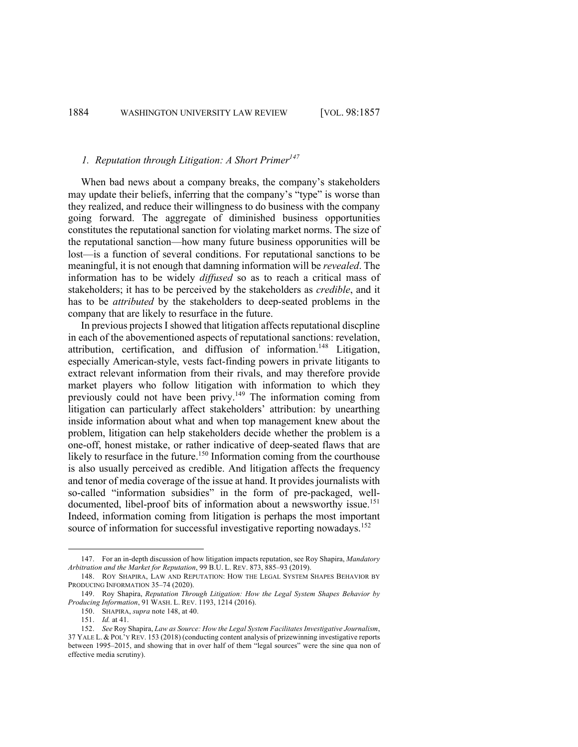### 1. *Reputation through Litigation: A Short Primer*[147]

When bad news about a company breaks, the company's stakeholders may update their beliefs, inferring that the company's "type" is worse than they realized, and reduce their willingness to do business with the company going forward. The aggregate of diminished business opportunities constitutes the reputational sanction for violating market norms. The size of the reputational sanction—how many future business opporunities will be lost—is a function of several conditions. For reputational sanctions to be meaningful, it is not enough that damning information will be *revealed*. The information has to be widely *diffused* so as to reach a critical mass of stakeholders; it has to be perceived by the stakeholders as *credible*, and it has to be *attributed* by the stakeholders to deep-seated problems in the company that are likely to resurface in the future.

In previous projects I showed that litigation affects reputational discpline in each of the abovementioned aspects of reputational sanctions: revelation, attribution, certification, and diffusion of information.[148] Litigation, especially American-style, vests fact-finding powers in private litigants to extract relevant information from their rivals, and may therefore provide market players who follow litigation with information to which they previously could not have been privy.[149] The information coming from litigation can particularly affect stakeholders' attribution: by unearthing inside information about what and when top management knew about the problem, litigation can help stakeholders decide whether the problem is a one-off, honest mistake, or rather indicative of deep-seated flaws that are likely to resurface in the future.[150] Information coming from the courthouse is also usually perceived as credible. And litigation affects the frequency and tenor of media coverage of the issue at hand. It provides journalists with so-called "information subsidies" in the form of pre-packaged, well-documented, libel-proof bits of information about a newsworthy issue.[151] Indeed, information coming from litigation is perhaps the most important source of information for successful investigative reporting nowadays.[152]

---

147. For an in-depth discussion of how litigation impacts reputation, see Roy Shapira, *Mandatory Arbitration and the Market for Reputation*, 99 B.U. L. REV. 873, 885–93 (2019).

148. ROY SHAPIRA, LAW AND REPUTATION: HOW THE LEGAL SYSTEM SHAPES BEHAVIOR BY PRODUCING INFORMATION 35–74 (2020).

149. Roy Shapira, *Reputation Through Litigation: How the Legal System Shapes Behavior by Producing Information*, 91 WASH. L. REV. 1193, 1214 (2016).

150. SHAPIRA, *supra* note 148, at 40.

151. *Id.* at 41.

152. *See* Roy Shapira, *Law as Source: How the Legal System Facilitates Investigative Journalism*, 37 YALE L. & POL'Y REV. 153 (2018) (conducting content analysis of prizewinning investigative reports between 1995–2015, and showing that in over half of them "legal sources" were the sine qua non of effective media scrutiny).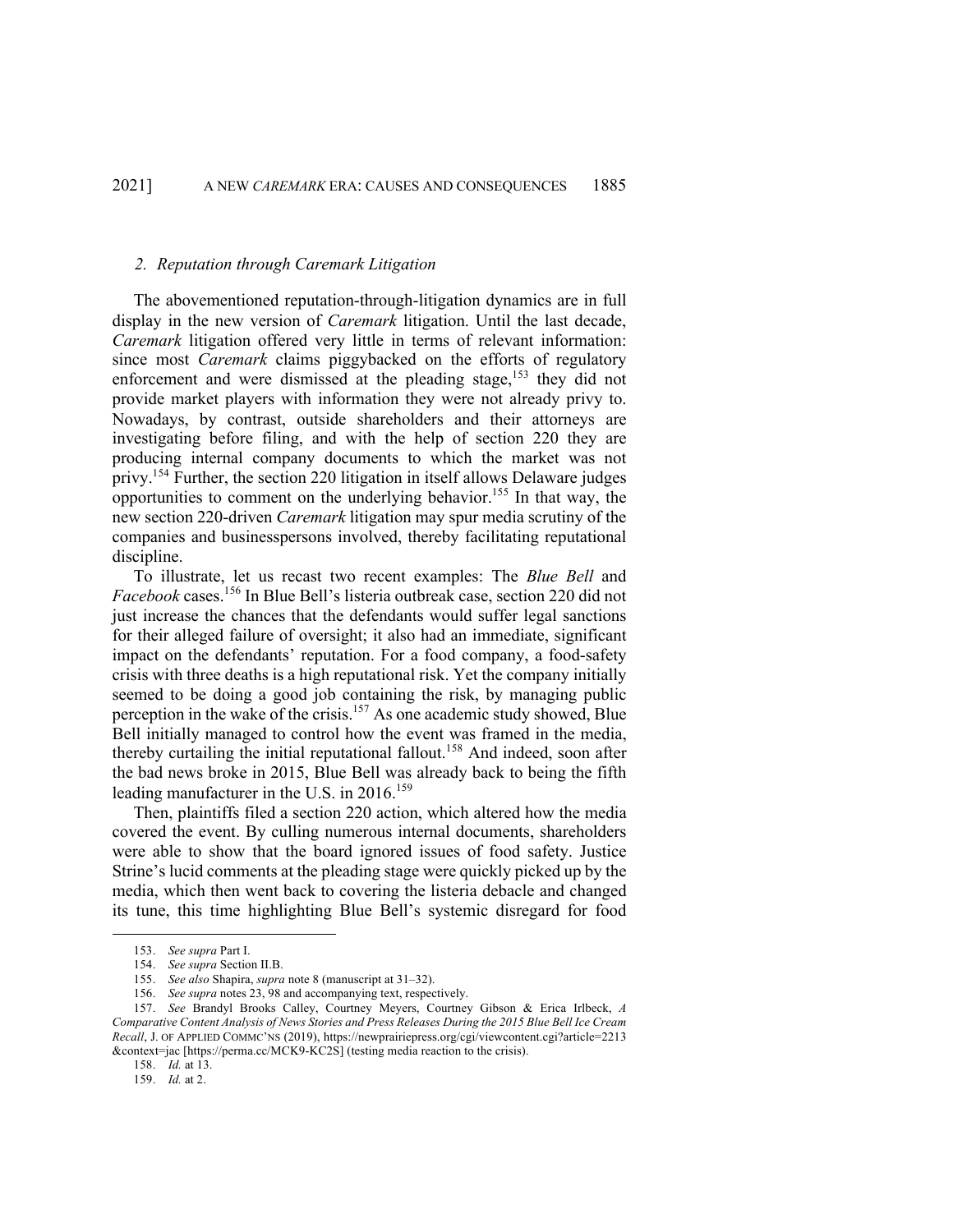### 2. *Reputation through Caremark Litigation*

The abovementioned reputation-through-litigation dynamics are in full display in the new version of *Caremark* litigation. Until the last decade, *Caremark* litigation offered very little in terms of relevant information: since most *Caremark* claims piggybacked on the efforts of regulatory enforcement and were dismissed at the pleading stage,[153] they did not provide market players with information they were not already privy to. Nowadays, by contrast, outside shareholders and their attorneys are investigating before filing, and with the help of section 220 they are producing internal company documents to which the market was not privy.[154] Further, the section 220 litigation in itself allows Delaware judges opportunities to comment on the underlying behavior.[155] In that way, the new section 220-driven *Caremark* litigation may spur media scrutiny of the companies and businesspersons involved, thereby facilitating reputational discipline.

To illustrate, let us recast two recent examples: The *Blue Bell* and *Facebook* cases.[156] In Blue Bell's listeria outbreak case, section 220 did not just increase the chances that the defendants would suffer legal sanctions for their alleged failure of oversight; it also had an immediate, significant impact on the defendants' reputation. For a food company, a food-safety crisis with three deaths is a high reputational risk. Yet the company initially seemed to be doing a good job containing the risk, by managing public perception in the wake of the crisis.[157] As one academic study showed, Blue Bell initially managed to control how the event was framed in the media, thereby curtailing the initial reputational fallout.[158] And indeed, soon after the bad news broke in 2015, Blue Bell was already back to being the fifth leading manufacturer in the U.S. in 2016.[159]

Then, plaintiffs filed a section 220 action, which altered how the media covered the event. By culling numerous internal documents, shareholders were able to show that the board ignored issues of food safety. Justice Strine's lucid comments at the pleading stage were quickly picked up by the media, which then went back to covering the listeria debacle and changed its tune, this time highlighting Blue Bell's systemic disregard for food

---

153. *See supra* Part I.

154. *See supra* Section II.B.

155. *See also* Shapira, *supra* note 8 (manuscript at 31–32).

156. *See supra* notes 23, 98 and accompanying text, respectively.

157. *See* Brandyl Brooks Calley, Courtney Meyers, Courtney Gibson & Erica Irlbeck, *A Comparative Content Analysis of News Stories and Press Releases During the 2015 Blue Bell Ice Cream Recall*, J. OF APPLIED COMMC'NS (2019), https://newprairiepress.org/cgi/viewcontent.cgi?article=2213&context=jac [https://perma.cc/MCK9-KC2S] (testing media reaction to the crisis).

158. *Id.* at 13.

159. *Id.* at 2.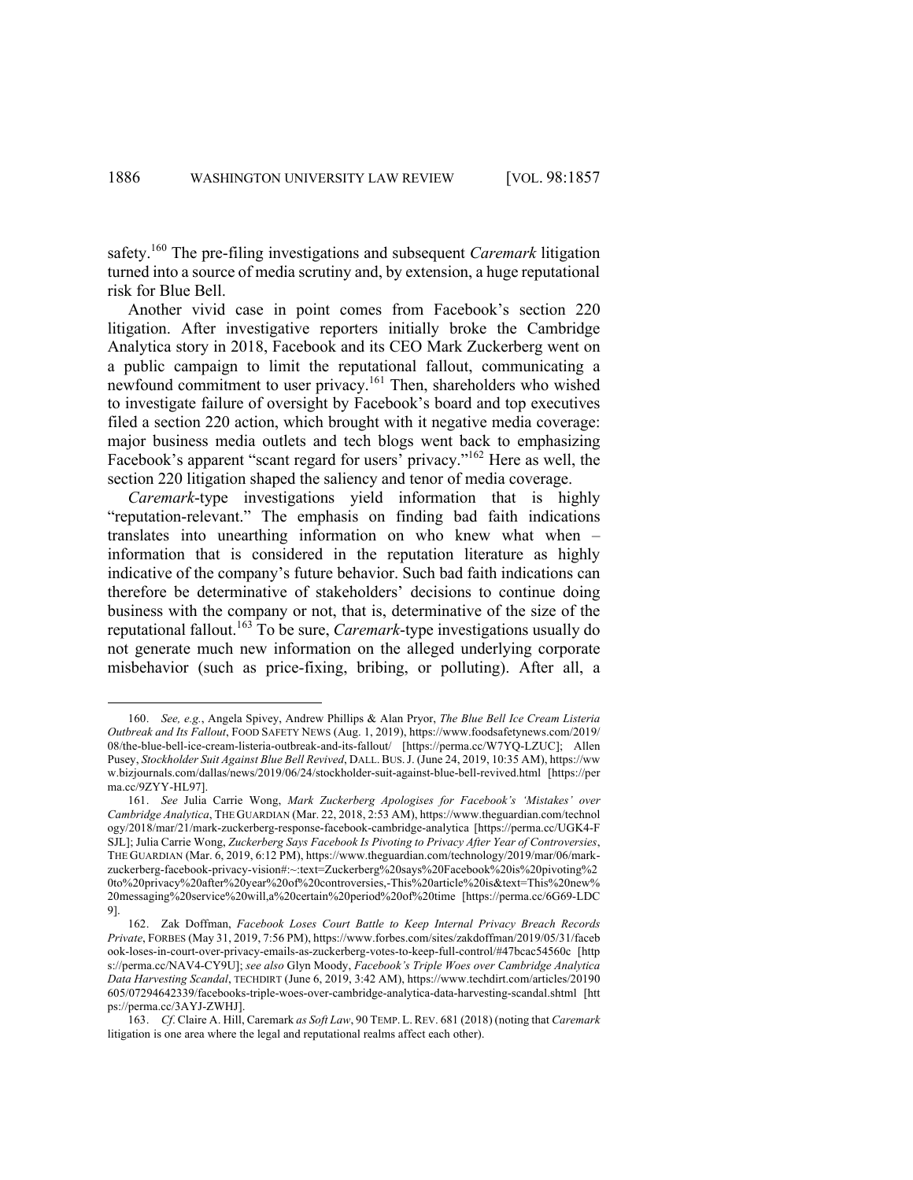safety.[160] The pre-filing investigations and subsequent *Caremark* litigation turned into a source of media scrutiny and, by extension, a huge reputational risk for Blue Bell.

Another vivid case in point comes from Facebook's section 220 litigation. After investigative reporters initially broke the Cambridge Analytica story in 2018, Facebook and its CEO Mark Zuckerberg went on a public campaign to limit the reputational fallout, communicating a newfound commitment to user privacy.[161] Then, shareholders who wished to investigate failure of oversight by Facebook's board and top executives filed a section 220 action, which brought with it negative media coverage: major business media outlets and tech blogs went back to emphasizing Facebook's apparent "scant regard for users' privacy."[162] Here as well, the section 220 litigation shaped the saliency and tenor of media coverage.

*Caremark*-type investigations yield information that is highly "reputation-relevant." The emphasis on finding bad faith indications translates into unearthing information on who knew what when – information that is considered in the reputation literature as highly indicative of the company's future behavior. Such bad faith indications can therefore be determinative of stakeholders' decisions to continue doing business with the company or not, that is, determinative of the size of the reputational fallout.[163] To be sure, *Caremark*-type investigations usually do not generate much new information on the alleged underlying corporate misbehavior (such as price-fixing, bribing, or polluting). After all, a

---

160. *See, e.g.*, Angela Spivey, Andrew Phillips & Alan Pryor, *The Blue Bell Ice Cream Listeria Outbreak and Its Fallout*, FOOD SAFETY NEWS (Aug. 1, 2019), https://www.foodsafetynews.com/2019/08/the-blue-bell-ice-cream-listeria-outbreak-and-its-fallout/ [https://perma.cc/W7YQ-LZUC]; Allen Pusey, *Stockholder Suit Against Blue Bell Revived*, DALL. BUS. J. (June 24, 2019, 10:35 AM), https://www.bizjournals.com/dallas/news/2019/06/24/stockholder-suit-against-blue-bell-revived.html [https://perma.cc/9ZYY-HL97].

161. *See* Julia Carrie Wong, *Mark Zuckerberg Apologises for Facebook's 'Mistakes' over Cambridge Analytica*, THE GUARDIAN (Mar. 22, 2018, 2:53 AM), https://www.theguardian.com/technology/2018/mar/21/mark-zuckerberg-response-facebook-cambridge-analytica [https://perma.cc/UGK4-FSJL]; Julia Carrie Wong, *Zuckerberg Says Facebook Is Pivoting to Privacy After Year of Controversies*, THE GUARDIAN (Mar. 6, 2019, 6:12 PM), https://www.theguardian.com/technology/2019/mar/06/mark-zuckerberg-facebook-privacy-vision#:~:text=Zuckerberg%20says%20Facebook%20is%20pivoting%20to%20privacy%20after%20year%20of%20controversies,-This%20article%20is&text=This%20new%20messaging%20service%20will,a%20certain%20period%20of%20time [https://perma.cc/6G69-LDC9].

162. Zak Doffman, *Facebook Loses Court Battle to Keep Internal Privacy Breach Records Private*, FORBES (May 31, 2019, 7:56 PM), https://www.forbes.com/sites/zakdoffman/2019/05/31/facebook-loses-in-court-over-privacy-emails-as-zuckerberg-votes-to-keep-full-control/#47bcac54560c [https://perma.cc/NAV4-CY9U]; *see also* Glyn Moody, *Facebook's Triple Woes over Cambridge Analytica Data Harvesting Scandal*, TECHDIRT (June 6, 2019, 3:42 AM), https://www.techdirt.com/articles/20190605/07294642339/facebooks-triple-woes-over-cambridge-analytica-data-harvesting-scandal.shtml [https://perma.cc/3AYJ-ZWHJ].

163. *Cf*. Claire A. Hill, Caremark *as Soft Law*, 90 TEMP. L. REV. 681 (2018) (noting that *Caremark* litigation is one area where the legal and reputational realms affect each other).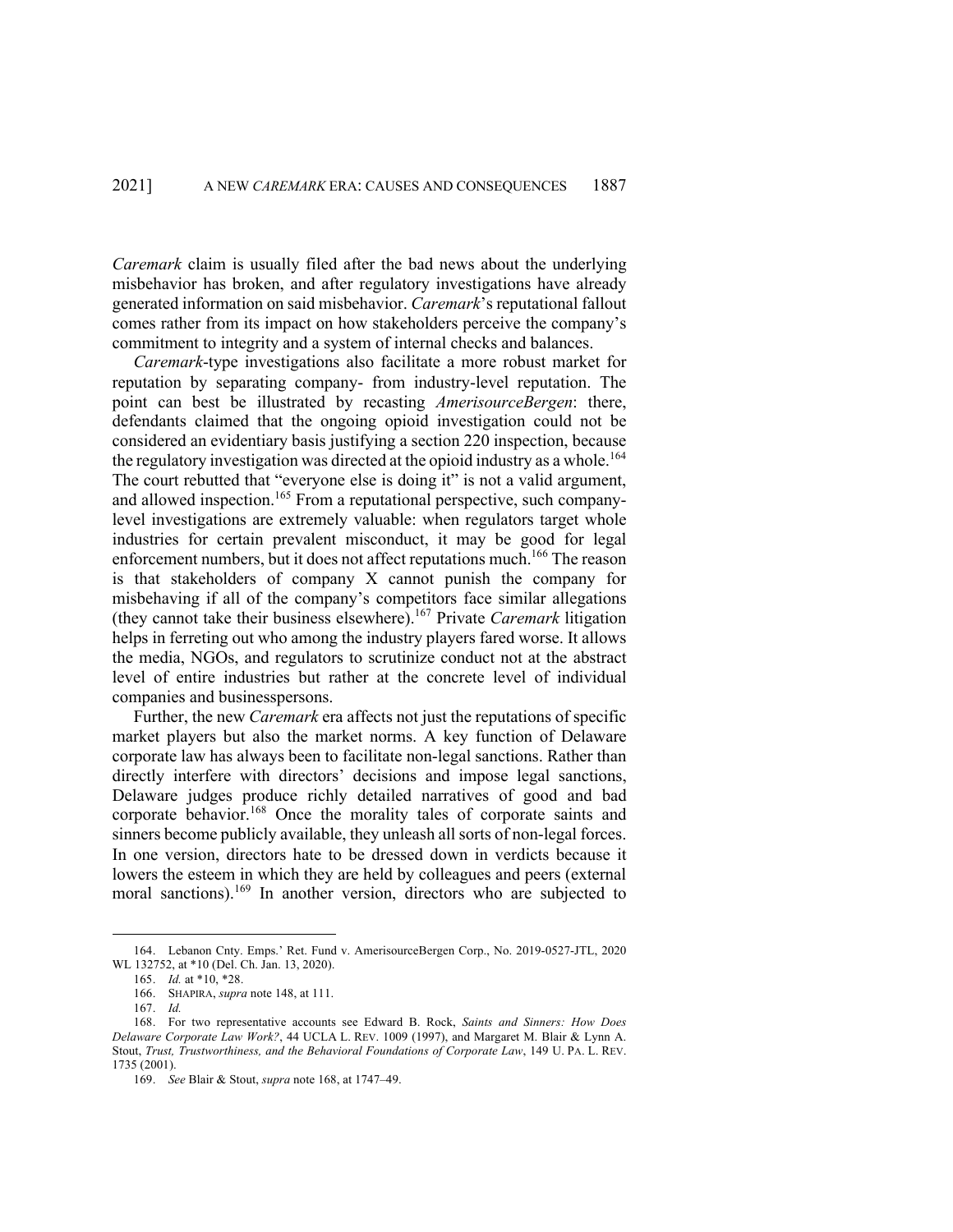*Caremark* claim is usually filed after the bad news about the underlying misbehavior has broken, and after regulatory investigations have already generated information on said misbehavior. *Caremark*'s reputational fallout comes rather from its impact on how stakeholders perceive the company's commitment to integrity and a system of internal checks and balances.

*Caremark*-type investigations also facilitate a more robust market for reputation by separating company- from industry-level reputation. The point can best be illustrated by recasting *AmerisourceBergen*: there, defendants claimed that the ongoing opioid investigation could not be considered an evidentiary basis justifying a section 220 inspection, because the regulatory investigation was directed at the opioid industry as a whole.[164] The court rebutted that "everyone else is doing it" is not a valid argument, and allowed inspection.[165] From a reputational perspective, such company-level investigations are extremely valuable: when regulators target whole industries for certain prevalent misconduct, it may be good for legal enforcement numbers, but it does not affect reputations much.[166] The reason is that stakeholders of company X cannot punish the company for misbehaving if all of the company's competitors face similar allegations (they cannot take their business elsewhere).[167] Private *Caremark* litigation helps in ferreting out who among the industry players fared worse. It allows the media, NGOs, and regulators to scrutinize conduct not at the abstract level of entire industries but rather at the concrete level of individual companies and businesspersons.

Further, the new *Caremark* era affects not just the reputations of specific market players but also the market norms. A key function of Delaware corporate law has always been to facilitate non-legal sanctions. Rather than directly interfere with directors' decisions and impose legal sanctions, Delaware judges produce richly detailed narratives of good and bad corporate behavior.[168] Once the morality tales of corporate saints and sinners become publicly available, they unleash all sorts of non-legal forces. In one version, directors hate to be dressed down in verdicts because it lowers the esteem in which they are held by colleagues and peers (external moral sanctions).[169] In another version, directors who are subjected to

164. Lebanon Cnty. Emps.' Ret. Fund v. AmerisourceBergen Corp., No. 2019-0527-JTL, 2020 WL 132752, at *10 (Del. Ch. Jan. 13, 2020).

165. *Id.* at *10, *28.

166. SHAPIRA, *supra* note 148, at 111.

167. *Id.*

168. For two representative accounts see Edward B. Rock, *Saints and Sinners: How Does Delaware Corporate Law Work?*, 44 UCLA L. REV. 1009 (1997), and Margaret M. Blair & Lynn A. Stout, *Trust, Trustworthiness, and the Behavioral Foundations of Corporate Law*, 149 U. PA. L. REV. 1735 (2001).

169. *See* Blair & Stout, *supra* note 168, at 1747–49.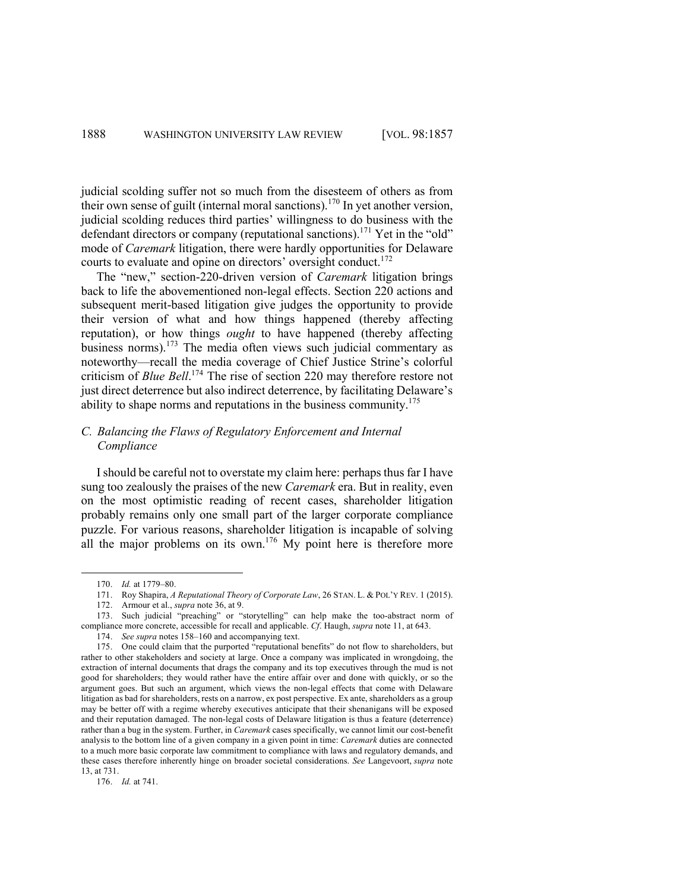judicial scolding suffer not so much from the disesteem of others as from their own sense of guilt (internal moral sanctions).[170] In yet another version, judicial scolding reduces third parties' willingness to do business with the defendant directors or company (reputational sanctions).[171] Yet in the "old" mode of *Caremark* litigation, there were hardly opportunities for Delaware courts to evaluate and opine on directors' oversight conduct.[172]

The "new," section-220-driven version of *Caremark* litigation brings back to life the abovementioned non-legal effects. Section 220 actions and subsequent merit-based litigation give judges the opportunity to provide their version of what and how things happened (thereby affecting reputation), or how things *ought* to have happened (thereby affecting business norms).[173] The media often views such judicial commentary as noteworthy—recall the media coverage of Chief Justice Strine's colorful criticism of *Blue Bell*.[174] The rise of section 220 may therefore restore not just direct deterrence but also indirect deterrence, by facilitating Delaware's ability to shape norms and reputations in the business community.[175]

### *C. Balancing the Flaws of Regulatory Enforcement and Internal Compliance*

I should be careful not to overstate my claim here: perhaps thus far I have sung too zealously the praises of the new *Caremark* era. But in reality, even on the most optimistic reading of recent cases, shareholder litigation probably remains only one small part of the larger corporate compliance puzzle. For various reasons, shareholder litigation is incapable of solving all the major problems on its own.[176] My point here is therefore more

---

170. *Id.* at 1779–80.

171. Roy Shapira, *A Reputational Theory of Corporate Law*, 26 STAN. L. & POL'Y REV. 1 (2015).

172. Armour et al., *supra* note 36, at 9.

173. Such judicial "preaching" or "storytelling" can help make the too-abstract norm of compliance more concrete, accessible for recall and applicable. *Cf*. Haugh, *supra* note 11, at 643.

174. *See supra* notes 158–160 and accompanying text.

175. One could claim that the purported "reputational benefits" do not flow to shareholders, but rather to other stakeholders and society at large. Once a company was implicated in wrongdoing, the extraction of internal documents that drags the company and its top executives through the mud is not good for shareholders; they would rather have the entire affair over and done with quickly, or so the argument goes. But such an argument, which views the non-legal effects that come with Delaware litigation as bad for shareholders, rests on a narrow, ex post perspective. Ex ante, shareholders as a group may be better off with a regime whereby executives anticipate that their shenanigans will be exposed and their reputation damaged. The non-legal costs of Delaware litigation is thus a feature (deterrence) rather than a bug in the system. Further, in *Caremark* cases specifically, we cannot limit our cost-benefit analysis to the bottom line of a given company in a given point in time: *Caremark* duties are connected to a much more basic corporate law commitment to compliance with laws and regulatory demands, and these cases therefore inherently hinge on broader societal considerations. *See* Langevoort, *supra* note 13, at 731.

176. *Id.* at 741.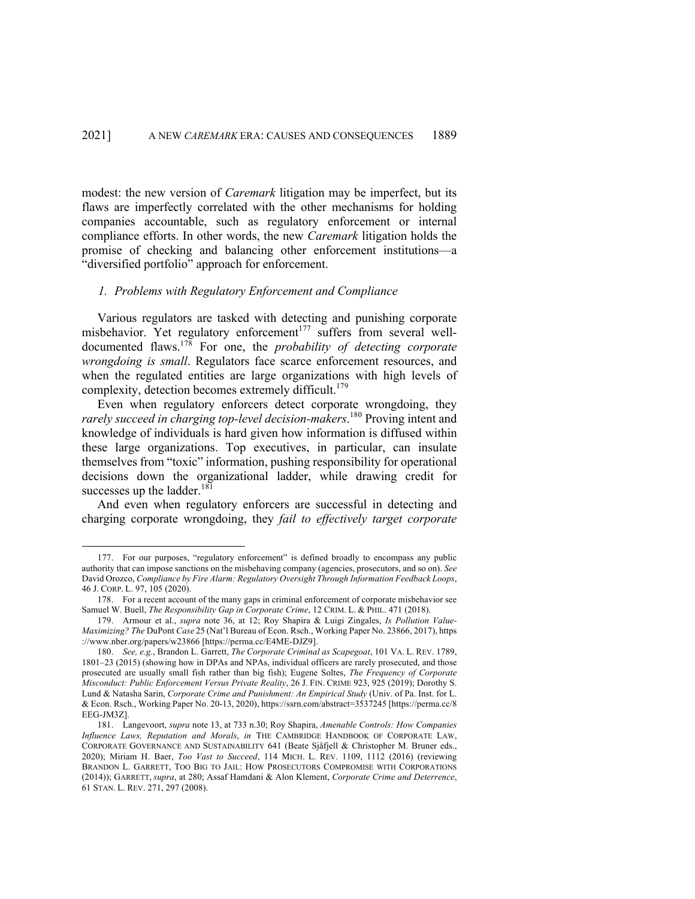modest: the new version of *Caremark* litigation may be imperfect, but its flaws are imperfectly correlated with the other mechanisms for holding companies accountable, such as regulatory enforcement or internal compliance efforts. In other words, the new *Caremark* litigation holds the promise of checking and balancing other enforcement institutions—a "diversified portfolio" approach for enforcement.

### *1. Problems with Regulatory Enforcement and Compliance*

Various regulators are tasked with detecting and punishing corporate misbehavior. Yet regulatory enforcement[177] suffers from several well-documented flaws.[178] For one, the *probability of detecting corporate wrongdoing is small*. Regulators face scarce enforcement resources, and when the regulated entities are large organizations with high levels of complexity, detection becomes extremely difficult.[179]

Even when regulatory enforcers detect corporate wrongdoing, they *rarely succeed in charging top-level decision-makers*.[180] Proving intent and knowledge of individuals is hard given how information is diffused within these large organizations. Top executives, in particular, can insulate themselves from "toxic" information, pushing responsibility for operational decisions down the organizational ladder, while drawing credit for successes up the ladder.[181]

And even when regulatory enforcers are successful in detecting and charging corporate wrongdoing, they *fail to effectively target corporate*

---

177. For our purposes, "regulatory enforcement" is defined broadly to encompass any public authority that can impose sanctions on the misbehaving company (agencies, prosecutors, and so on). *See* David Orozco, *Compliance by Fire Alarm: Regulatory Oversight Through Information Feedback Loops*, 46 J. CORP. L. 97, 105 (2020).

178. For a recent account of the many gaps in criminal enforcement of corporate misbehavior see Samuel W. Buell, *The Responsibility Gap in Corporate Crime*, 12 CRIM. L. & PHIL. 471 (2018).

179. Armour et al., *supra* note 36, at 12; Roy Shapira & Luigi Zingales, *Is Pollution Value-Maximizing? The* DuPont *Case* 25 (Nat'l Bureau of Econ. Rsch., Working Paper No. 23866, 2017), https://www.nber.org/papers/w23866 [https://perma.cc/E4ME-DJZ9].

180. *See, e.g.*, Brandon L. Garrett, *The Corporate Criminal as Scapegoat*, 101 VA. L. REV. 1789, 1801–23 (2015) (showing how in DPAs and NPAs, individual officers are rarely prosecuted, and those prosecuted are usually small fish rather than big fish); Eugene Soltes, *The Frequency of Corporate Misconduct: Public Enforcement Versus Private Reality*, 26 J. FIN. CRIME 923, 925 (2019); Dorothy S. Lund & Natasha Sarin, *Corporate Crime and Punishment: An Empirical Study* (Univ. of Pa. Inst. for L. & Econ. Rsch., Working Paper No. 20-13, 2020), https://ssrn.com/abstract=3537245 [https://perma.cc/8EEG-JM3Z].

181. Langevoort, *supra* note 13, at 733 n.30; Roy Shapira, *Amenable Controls: How Companies Influence Laws, Reputation and Morals*, *in* THE CAMBRIDGE HANDBOOK OF CORPORATE LAW, CORPORATE GOVERNANCE AND SUSTAINABILITY 641 (Beate Sjåfjell & Christopher M. Bruner eds., 2020); Miriam H. Baer, *Too Vast to Succeed*, 114 MICH. L. REV. 1109, 1112 (2016) (reviewing BRANDON L. GARRETT, TOO BIG TO JAIL: HOW PROSECUTORS COMPROMISE WITH CORPORATIONS (2014)); GARRETT, *supra*, at 280; Assaf Hamdani & Alon Klement, *Corporate Crime and Deterrence*, 61 STAN. L. REV. 271, 297 (2008).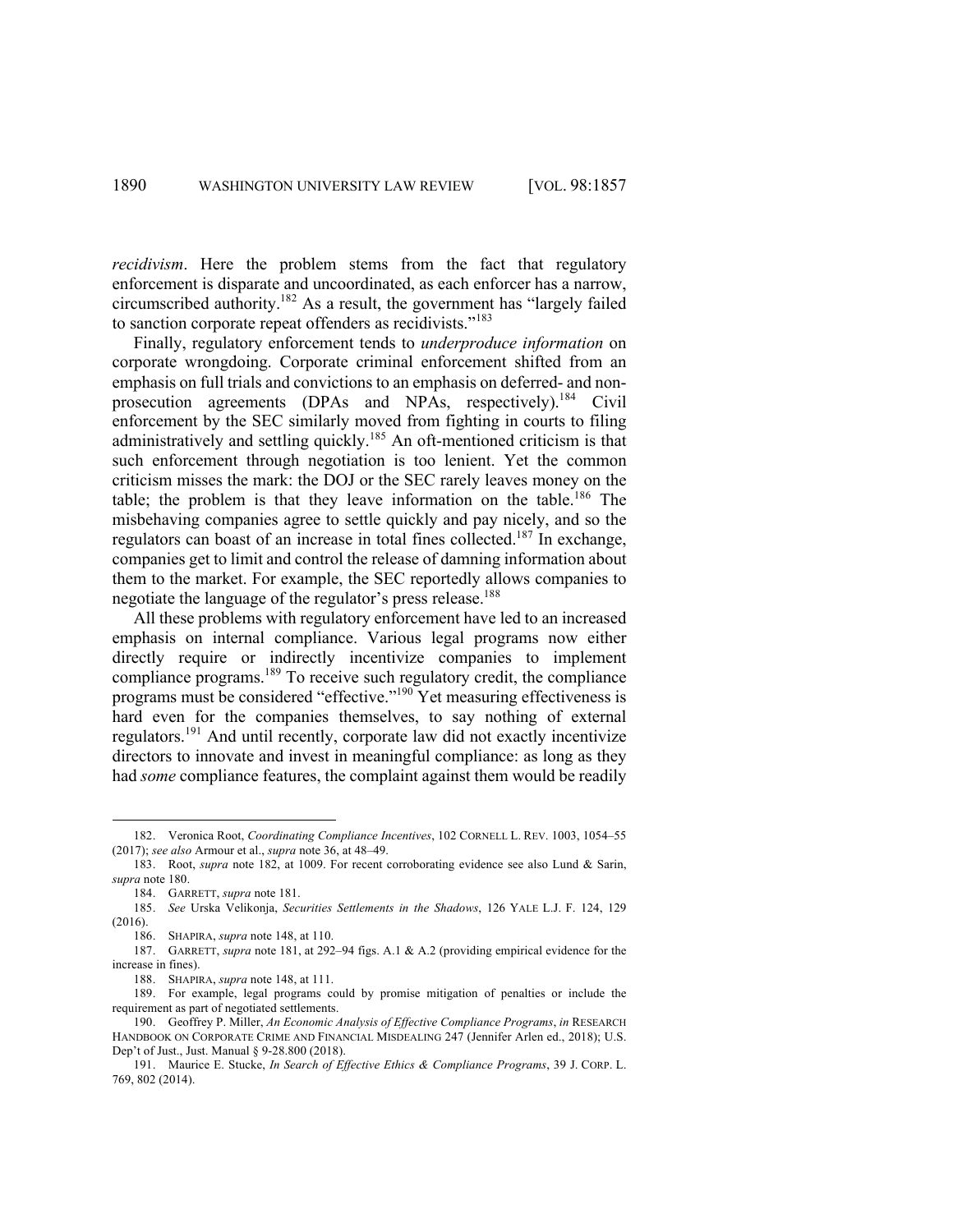*recidivism*. Here the problem stems from the fact that regulatory enforcement is disparate and uncoordinated, as each enforcer has a narrow, circumscribed authority.[182] As a result, the government has "largely failed to sanction corporate repeat offenders as recidivists."[183]

Finally, regulatory enforcement tends to *underproduce information* on corporate wrongdoing. Corporate criminal enforcement shifted from an emphasis on full trials and convictions to an emphasis on deferred- and non-prosecution agreements (DPAs and NPAs, respectively).[184] Civil enforcement by the SEC similarly moved from fighting in courts to filing administratively and settling quickly.[185] An oft-mentioned criticism is that such enforcement through negotiation is too lenient. Yet the common criticism misses the mark: the DOJ or the SEC rarely leaves money on the table; the problem is that they leave information on the table.[186] The misbehaving companies agree to settle quickly and pay nicely, and so the regulators can boast of an increase in total fines collected.[187] In exchange, companies get to limit and control the release of damning information about them to the market. For example, the SEC reportedly allows companies to negotiate the language of the regulator's press release.[188]

All these problems with regulatory enforcement have led to an increased emphasis on internal compliance. Various legal programs now either directly require or indirectly incentivize companies to implement compliance programs.[189] To receive such regulatory credit, the compliance programs must be considered "effective."[190] Yet measuring effectiveness is hard even for the companies themselves, to say nothing of external regulators.[191] And until recently, corporate law did not exactly incentivize directors to innovate and invest in meaningful compliance: as long as they had *some* compliance features, the complaint against them would be readily

---

182. Veronica Root, *Coordinating Compliance Incentives*, 102 CORNELL L. REV. 1003, 1054–55 (2017); *see also* Armour et al., *supra* note 36, at 48–49.

183. Root, *supra* note 182, at 1009. For recent corroborating evidence see also Lund & Sarin, *supra* note 180.

184. GARRETT, *supra* note 181.

185. *See* Urska Velikonja, *Securities Settlements in the Shadows*, 126 YALE L.J. F. 124, 129 (2016).

186. SHAPIRA, *supra* note 148, at 110.

187. GARRETT, *supra* note 181, at 292–94 figs. A.1 & A.2 (providing empirical evidence for the increase in fines).

188. SHAPIRA, *supra* note 148, at 111.

189. For example, legal programs could by promise mitigation of penalties or include the requirement as part of negotiated settlements.

190. Geoffrey P. Miller, *An Economic Analysis of Effective Compliance Programs*, *in* RESEARCH HANDBOOK ON CORPORATE CRIME AND FINANCIAL MISDEALING 247 (Jennifer Arlen ed., 2018); U.S. Dep't of Just., Just. Manual § 9-28.800 (2018).

191. Maurice E. Stucke, *In Search of Effective Ethics & Compliance Programs*, 39 J. CORP. L. 769, 802 (2014).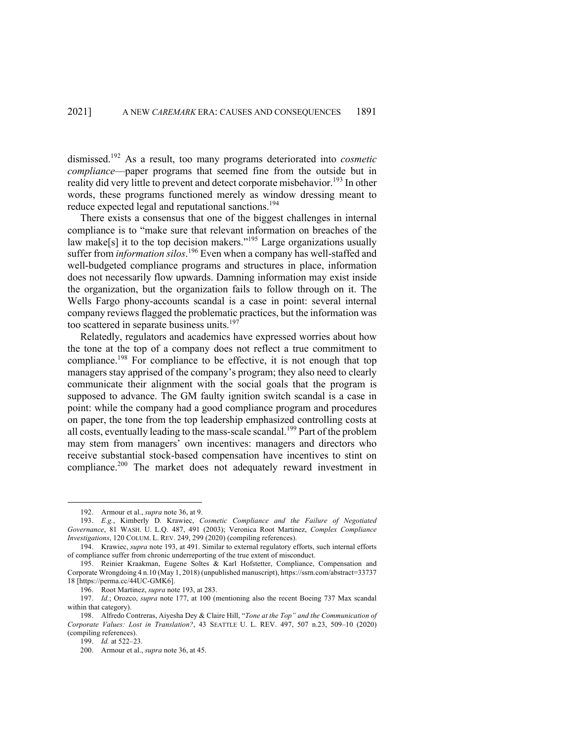dismissed.[192] As a result, too many programs deteriorated into *cosmetic compliance*—paper programs that seemed fine from the outside but in reality did very little to prevent and detect corporate misbehavior.[193] In other words, these programs functioned merely as window dressing meant to reduce expected legal and reputational sanctions.[194]

There exists a consensus that one of the biggest challenges in internal compliance is to "make sure that relevant information on breaches of the law make[s] it to the top decision makers."[195] Large organizations usually suffer from *information silos*.[196] Even when a company has well-staffed and well-budgeted compliance programs and structures in place, information does not necessarily flow upwards. Damning information may exist inside the organization, but the organization fails to follow through on it. The Wells Fargo phony-accounts scandal is a case in point: several internal company reviews flagged the problematic practices, but the information was too scattered in separate business units.[197]

Relatedly, regulators and academics have expressed worries about how the tone at the top of a company does not reflect a true commitment to compliance.[198] For compliance to be effective, it is not enough that top managers stay apprised of the company's program; they also need to clearly communicate their alignment with the social goals that the program is supposed to advance. The GM faulty ignition switch scandal is a case in point: while the company had a good compliance program and procedures on paper, the tone from the top leadership emphasized controlling costs at all costs, eventually leading to the mass-scale scandal.[199] Part of the problem may stem from managers' own incentives: managers and directors who receive substantial stock-based compensation have incentives to stint on compliance.[200] The market does not adequately reward investment in

---

192. Armour et al., *supra* note 36, at 9.

193. *E.g.*, Kimberly D. Krawiec, *Cosmetic Compliance and the Failure of Negotiated Governance*, 81 WASH. U. L.Q. 487, 491 (2003); Veronica Root Martinez, *Complex Compliance Investigations*, 120 COLUM. L. REV. 249, 299 (2020) (compiling references).

194. Krawiec, *supra* note 193, at 491. Similar to external regulatory efforts, such internal efforts of compliance suffer from chronic underreporting of the true extent of misconduct.

195. Reinier Kraakman, Eugene Soltes & Karl Hofstetter, Compliance, Compensation and Corporate Wrongdoing 4 n.10 (May 1, 2018) (unpublished manuscript), https://ssrn.com/abstract=3373718 [https://perma.cc/44UC-GMK6].

196. Root Martinez, *supra* note 193, at 283.

197. *Id.*; Orozco, *supra* note 177, at 100 (mentioning also the recent Boeing 737 Max scandal within that category).

198. Alfredo Contreras, Aiyesha Dey & Claire Hill, "*Tone at the Top" and the Communication of Corporate Values: Lost in Translation?*, 43 SEATTLE U. L. REV. 497, 507 n.23, 509–10 (2020) (compiling references).

199. *Id.* at 522–23.

200. Armour et al., *supra* note 36, at 45.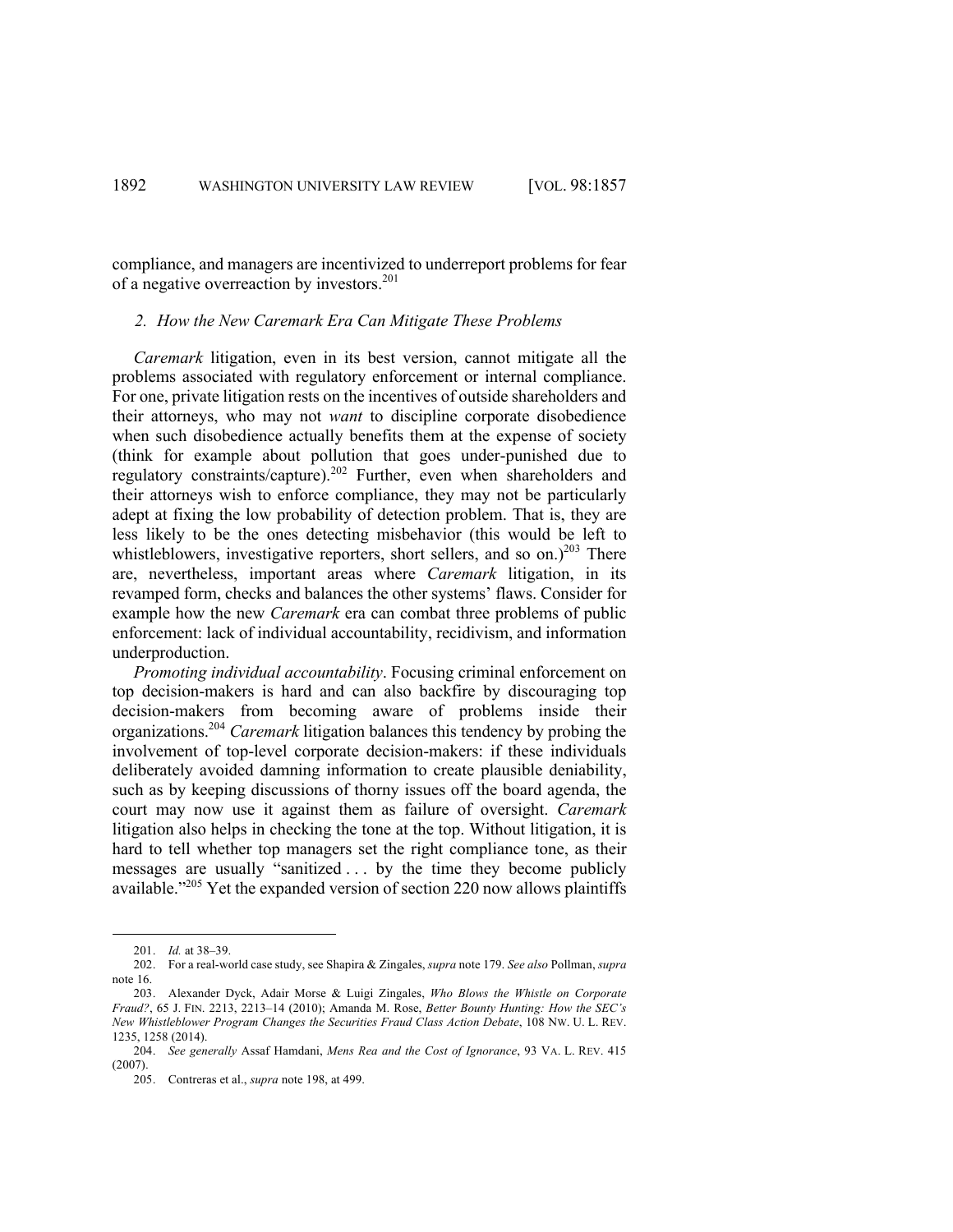compliance, and managers are incentivized to underreport problems for fear of a negative overreaction by investors.[201]

### *2. How the New Caremark Era Can Mitigate These Problems*

*Caremark* litigation, even in its best version, cannot mitigate all the problems associated with regulatory enforcement or internal compliance. For one, private litigation rests on the incentives of outside shareholders and their attorneys, who may not *want* to discipline corporate disobedience when such disobedience actually benefits them at the expense of society (think for example about pollution that goes under-punished due to regulatory constraints/capture).[202] Further, even when shareholders and their attorneys wish to enforce compliance, they may not be particularly adept at fixing the low probability of detection problem. That is, they are less likely to be the ones detecting misbehavior (this would be left to whistleblowers, investigative reporters, short sellers, and so on.)[203] There are, nevertheless, important areas where *Caremark* litigation, in its revamped form, checks and balances the other systems' flaws. Consider for example how the new *Caremark* era can combat three problems of public enforcement: lack of individual accountability, recidivism, and information underproduction.

*Promoting individual accountability*. Focusing criminal enforcement on top decision-makers is hard and can also backfire by discouraging top decision-makers from becoming aware of problems inside their organizations.[204] *Caremark* litigation balances this tendency by probing the involvement of top-level corporate decision-makers: if these individuals deliberately avoided damning information to create plausible deniability, such as by keeping discussions of thorny issues off the board agenda, the court may now use it against them as failure of oversight. *Caremark* litigation also helps in checking the tone at the top. Without litigation, it is hard to tell whether top managers set the right compliance tone, as their messages are usually "sanitized . . . by the time they become publicly available."[205] Yet the expanded version of section 220 now allows plaintiffs

---

201. *Id.* at 38–39.

202. For a real-world case study, see Shapira & Zingales, *supra* note 179. *See also* Pollman, *supra* note 16.

203. Alexander Dyck, Adair Morse & Luigi Zingales, *Who Blows the Whistle on Corporate Fraud?*, 65 J. FIN. 2213, 2213–14 (2010); Amanda M. Rose, *Better Bounty Hunting: How the SEC's New Whistleblower Program Changes the Securities Fraud Class Action Debate*, 108 NW. U. L. REV. 1235, 1258 (2014).

204. *See generally* Assaf Hamdani, *Mens Rea and the Cost of Ignorance*, 93 VA. L. REV. 415 (2007).

205. Contreras et al., *supra* note 198, at 499.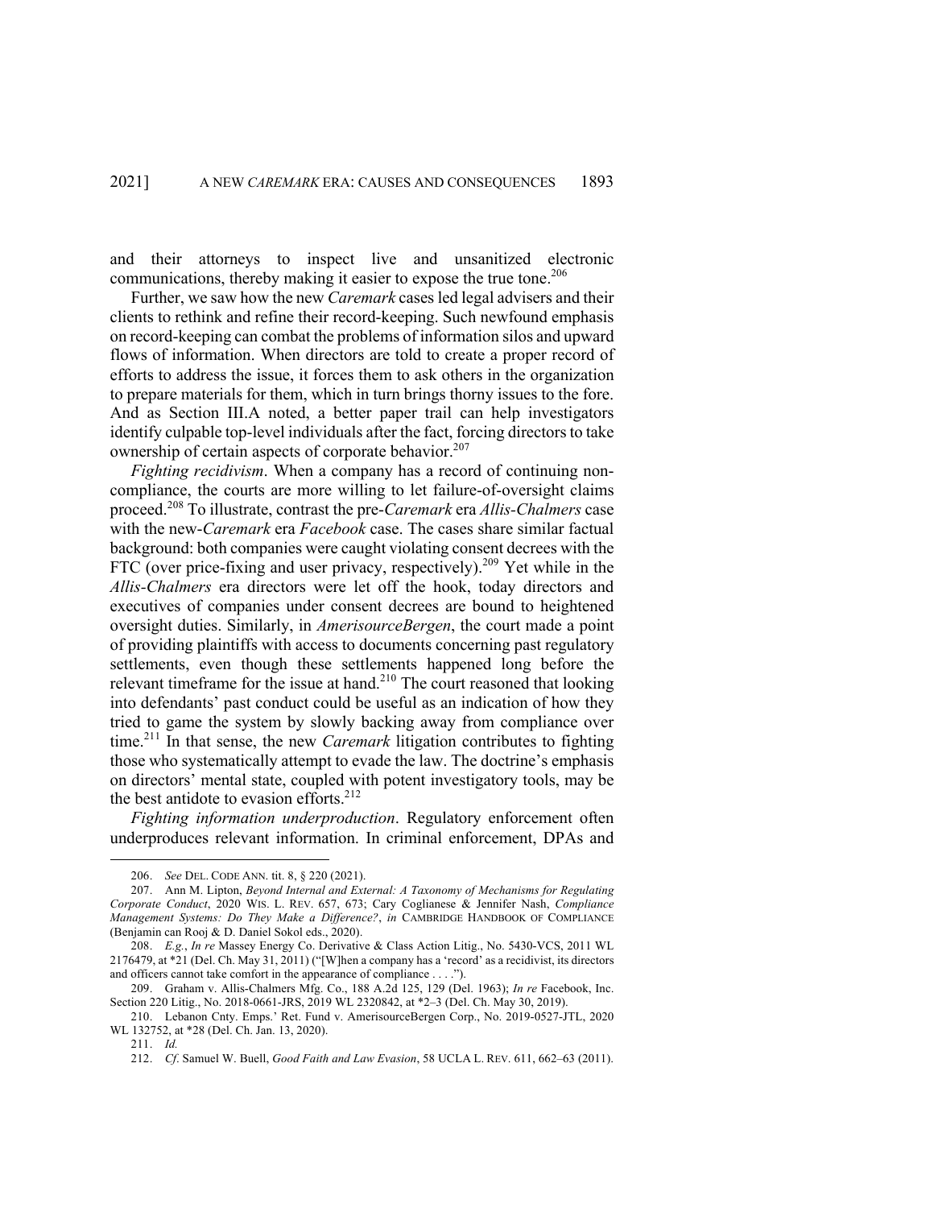and their attorneys to inspect live and unsanitized electronic communications, thereby making it easier to expose the true tone.[206]

Further, we saw how the new *Caremark* cases led legal advisers and their clients to rethink and refine their record-keeping. Such newfound emphasis on record-keeping can combat the problems of information silos and upward flows of information. When directors are told to create a proper record of efforts to address the issue, it forces them to ask others in the organization to prepare materials for them, which in turn brings thorny issues to the fore. And as Section III.A noted, a better paper trail can help investigators identify culpable top-level individuals after the fact, forcing directors to take ownership of certain aspects of corporate behavior.[207]

*Fighting recidivism*. When a company has a record of continuing non-compliance, the courts are more willing to let failure-of-oversight claims proceed.[208] To illustrate, contrast the pre-*Caremark* era *Allis-Chalmers* case with the new-*Caremark* era *Facebook* case. The cases share similar factual background: both companies were caught violating consent decrees with the FTC (over price-fixing and user privacy, respectively).[209] Yet while in the *Allis-Chalmers* era directors were let off the hook, today directors and executives of companies under consent decrees are bound to heightened oversight duties. Similarly, in *AmerisourceBergen*, the court made a point of providing plaintiffs with access to documents concerning past regulatory settlements, even though these settlements happened long before the relevant timeframe for the issue at hand.[210] The court reasoned that looking into defendants' past conduct could be useful as an indication of how they tried to game the system by slowly backing away from compliance over time.[211] In that sense, the new *Caremark* litigation contributes to fighting those who systematically attempt to evade the law. The doctrine's emphasis on directors' mental state, coupled with potent investigatory tools, may be the best antidote to evasion efforts.[212]

*Fighting information underproduction*. Regulatory enforcement often underproduces relevant information. In criminal enforcement, DPAs and

---

206. *See* DEL. CODE ANN. tit. 8, § 220 (2021).

207. Ann M. Lipton, *Beyond Internal and External: A Taxonomy of Mechanisms for Regulating Corporate Conduct*, 2020 WIS. L. REV. 657, 673; Cary Coglianese & Jennifer Nash, *Compliance Management Systems: Do They Make a Difference?*, *in* CAMBRIDGE HANDBOOK OF COMPLIANCE (Benjamin can Rooj & D. Daniel Sokol eds., 2020).

208. *E.g.*, *In re* Massey Energy Co. Derivative & Class Action Litig., No. 5430-VCS, 2011 WL 2176479, at *21 (Del. Ch. May 31, 2011) ("[W]hen a company has a 'record' as a recidivist, its directors and officers cannot take comfort in the appearance of compliance . . . .").

209. Graham v. Allis-Chalmers Mfg. Co., 188 A.2d 125, 129 (Del. 1963); *In re* Facebook, Inc. Section 220 Litig., No. 2018-0661-JRS, 2019 WL 2320842, at *2–3 (Del. Ch. May 30, 2019).

210. Lebanon Cnty. Emps.' Ret. Fund v. AmerisourceBergen Corp., No. 2019-0527-JTL, 2020 WL 132752, at *28 (Del. Ch. Jan. 13, 2020).

211. *Id.*

212. *Cf.* Samuel W. Buell, *Good Faith and Law Evasion*, 58 UCLA L. REV. 611, 662–63 (2011).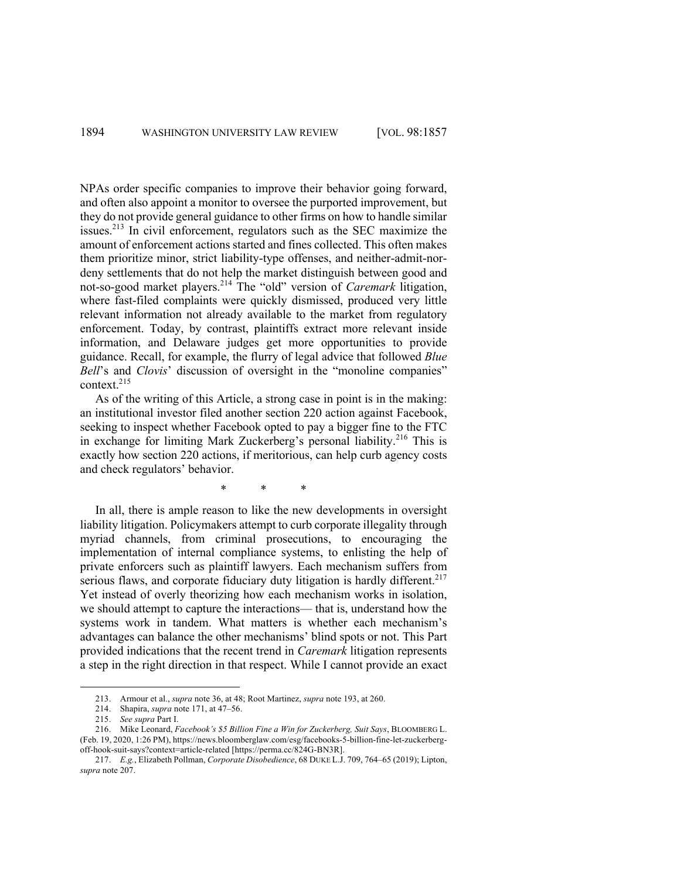NPAs order specific companies to improve their behavior going forward, and often also appoint a monitor to oversee the purported improvement, but they do not provide general guidance to other firms on how to handle similar issues.[213] In civil enforcement, regulators such as the SEC maximize the amount of enforcement actions started and fines collected. This often makes them prioritize minor, strict liability-type offenses, and neither-admit-nor-deny settlements that do not help the market distinguish between good and not-so-good market players.[214] The "old" version of *Caremark* litigation, where fast-filed complaints were quickly dismissed, produced very little relevant information not already available to the market from regulatory enforcement. Today, by contrast, plaintiffs extract more relevant inside information, and Delaware judges get more opportunities to provide guidance. Recall, for example, the flurry of legal advice that followed *Blue Bell*'s and *Clovis*' discussion of oversight in the "monoline companies" context.[215]

As of the writing of this Article, a strong case in point is in the making: an institutional investor filed another section 220 action against Facebook, seeking to inspect whether Facebook opted to pay a bigger fine to the FTC in exchange for limiting Mark Zuckerberg's personal liability.[216] This is exactly how section 220 actions, if meritorious, can help curb agency costs and check regulators' behavior.

\* \* \*

In all, there is ample reason to like the new developments in oversight liability litigation. Policymakers attempt to curb corporate illegality through myriad channels, from criminal prosecutions, to encouraging the implementation of internal compliance systems, to enlisting the help of private enforcers such as plaintiff lawyers. Each mechanism suffers from serious flaws, and corporate fiduciary duty litigation is hardly different.[217] Yet instead of overly theorizing how each mechanism works in isolation, we should attempt to capture the interactions— that is, understand how the systems work in tandem. What matters is whether each mechanism's advantages can balance the other mechanisms' blind spots or not. This Part provided indications that the recent trend in *Caremark* litigation represents a step in the right direction in that respect. While I cannot provide an exact

---

213. Armour et al., *supra* note 36, at 48; Root Martinez, *supra* note 193, at 260.

214. Shapira, *supra* note 171, at 47–56.

215. *See supra* Part I.

216. Mike Leonard, *Facebook's $5 Billion Fine a Win for Zuckerberg, Suit Says*, BLOOMBERG L. (Feb. 19, 2020, 1:26 PM), https://news.bloomberglaw.com/esg/facebooks-5-billion-fine-let-zuckerberg-off-hook-suit-says?context=article-related [https://perma.cc/824G-BN3R].

217. *E.g.*, Elizabeth Pollman, *Corporate Disobedience*, 68 DUKE L.J. 709, 764–65 (2019); Lipton, *supra* note 207.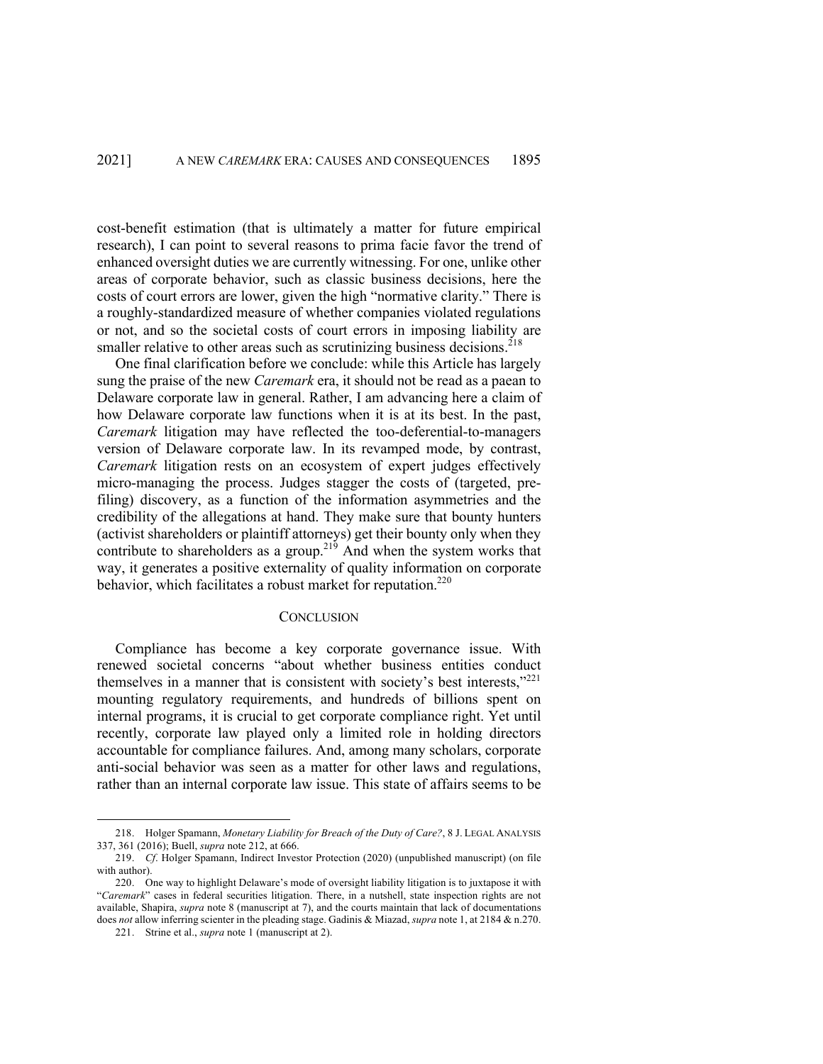cost-benefit estimation (that is ultimately a matter for future empirical research), I can point to several reasons to prima facie favor the trend of enhanced oversight duties we are currently witnessing. For one, unlike other areas of corporate behavior, such as classic business decisions, here the costs of court errors are lower, given the high "normative clarity." There is a roughly-standardized measure of whether companies violated regulations or not, and so the societal costs of court errors in imposing liability are smaller relative to other areas such as scrutinizing business decisions.[218]

One final clarification before we conclude: while this Article has largely sung the praise of the new *Caremark* era, it should not be read as a paean to Delaware corporate law in general. Rather, I am advancing here a claim of how Delaware corporate law functions when it is at its best. In the past, *Caremark* litigation may have reflected the too-deferential-to-managers version of Delaware corporate law. In its revamped mode, by contrast, *Caremark* litigation rests on an ecosystem of expert judges effectively micro-managing the process. Judges stagger the costs of (targeted, pre-filing) discovery, as a function of the information asymmetries and the credibility of the allegations at hand. They make sure that bounty hunters (activist shareholders or plaintiff attorneys) get their bounty only when they contribute to shareholders as a group.[219] And when the system works that way, it generates a positive externality of quality information on corporate behavior, which facilitates a robust market for reputation.[220]

## CONCLUSION

Compliance has become a key corporate governance issue. With renewed societal concerns "about whether business entities conduct themselves in a manner that is consistent with society's best interests,"[221] mounting regulatory requirements, and hundreds of billions spent on internal programs, it is crucial to get corporate compliance right. Yet until recently, corporate law played only a limited role in holding directors accountable for compliance failures. And, among many scholars, corporate anti-social behavior was seen as a matter for other laws and regulations, rather than an internal corporate law issue. This state of affairs seems to be

---

218. Holger Spamann, *Monetary Liability for Breach of the Duty of Care?*, 8 J. LEGAL ANALYSIS 337, 361 (2016); Buell, *supra* note 212, at 666.

219. *Cf*. Holger Spamann, Indirect Investor Protection (2020) (unpublished manuscript) (on file with author).

220. One way to highlight Delaware's mode of oversight liability litigation is to juxtapose it with "*Caremark*" cases in federal securities litigation. There, in a nutshell, state inspection rights are not available, Shapira, *supra* note 8 (manuscript at 7), and the courts maintain that lack of documentations does *not* allow inferring scienter in the pleading stage. Gadinis & Miazad, *supra* note 1, at 2184 & n.270.

221. Strine et al., *supra* note 1 (manuscript at 2).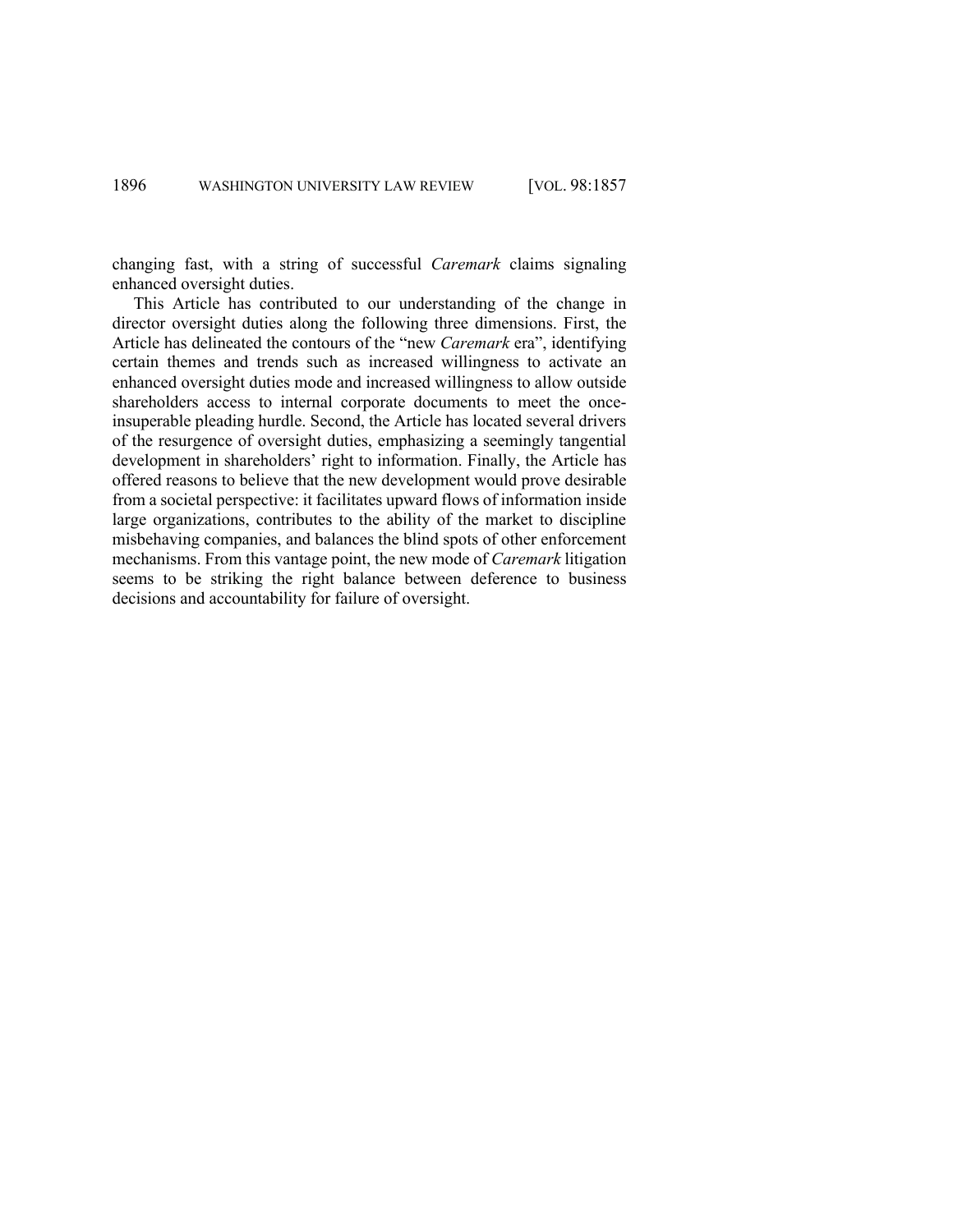changing fast, with a string of successful *Caremark* claims signaling enhanced oversight duties.

This Article has contributed to our understanding of the change in director oversight duties along the following three dimensions. First, the Article has delineated the contours of the "new *Caremark* era", identifying certain themes and trends such as increased willingness to activate an enhanced oversight duties mode and increased willingness to allow outside shareholders access to internal corporate documents to meet the once-insuperable pleading hurdle. Second, the Article has located several drivers of the resurgence of oversight duties, emphasizing a seemingly tangential development in shareholders' right to information. Finally, the Article has offered reasons to believe that the new development would prove desirable from a societal perspective: it facilitates upward flows of information inside large organizations, contributes to the ability of the market to discipline misbehaving companies, and balances the blind spots of other enforcement mechanisms. From this vantage point, the new mode of *Caremark* litigation seems to be striking the right balance between deference to business decisions and accountability for failure of oversight.